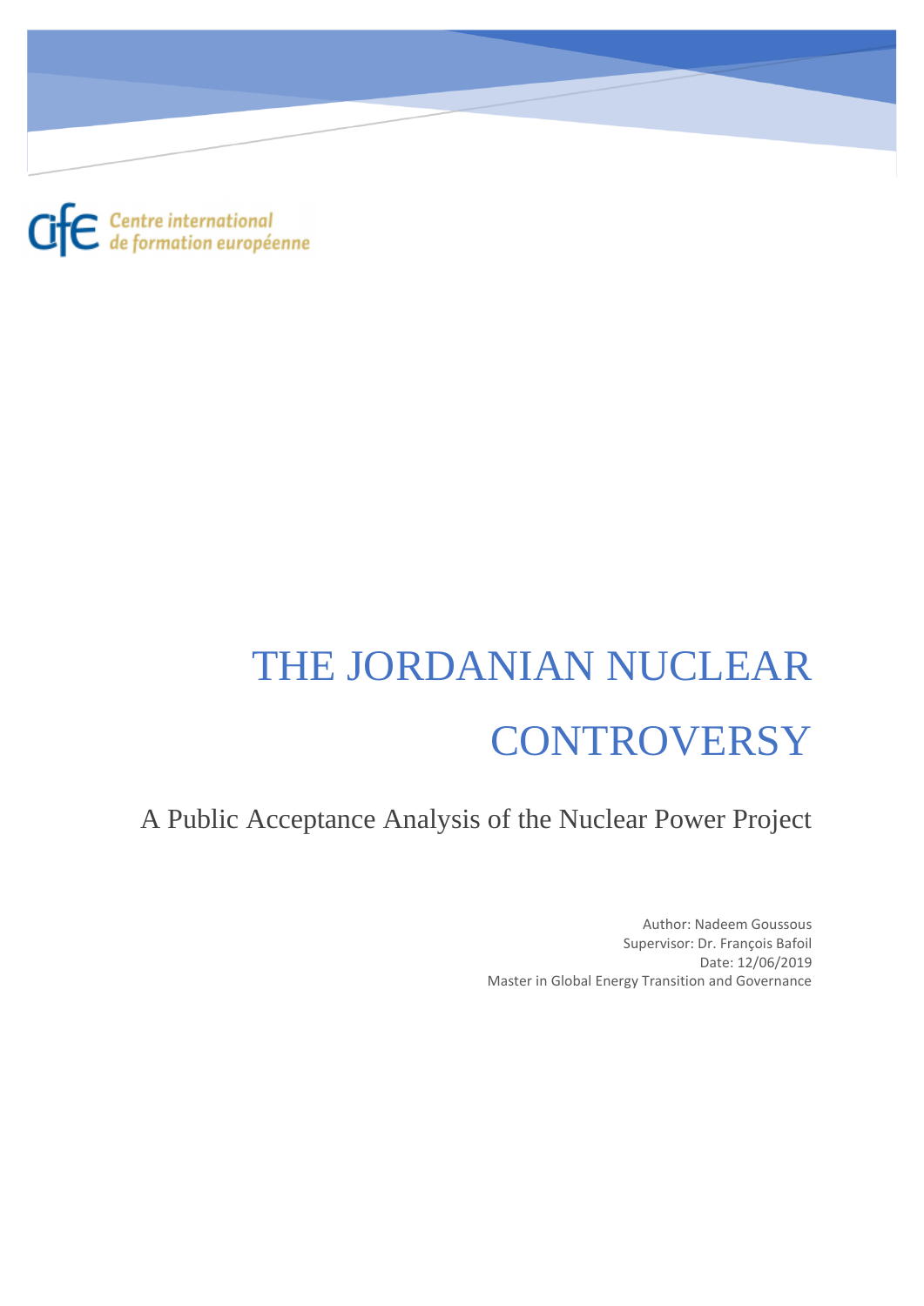Centre international de formation européenne

# THE JORDANIAN NUCLEAR CONTROVERSY

## A Public Acceptance Analysis of the Nuclear Power Project

Author: Nadeem Goussous
Supervisor: Dr. François Bafoil
Date: 12/06/2019
Master in Global Energy Transition and Governance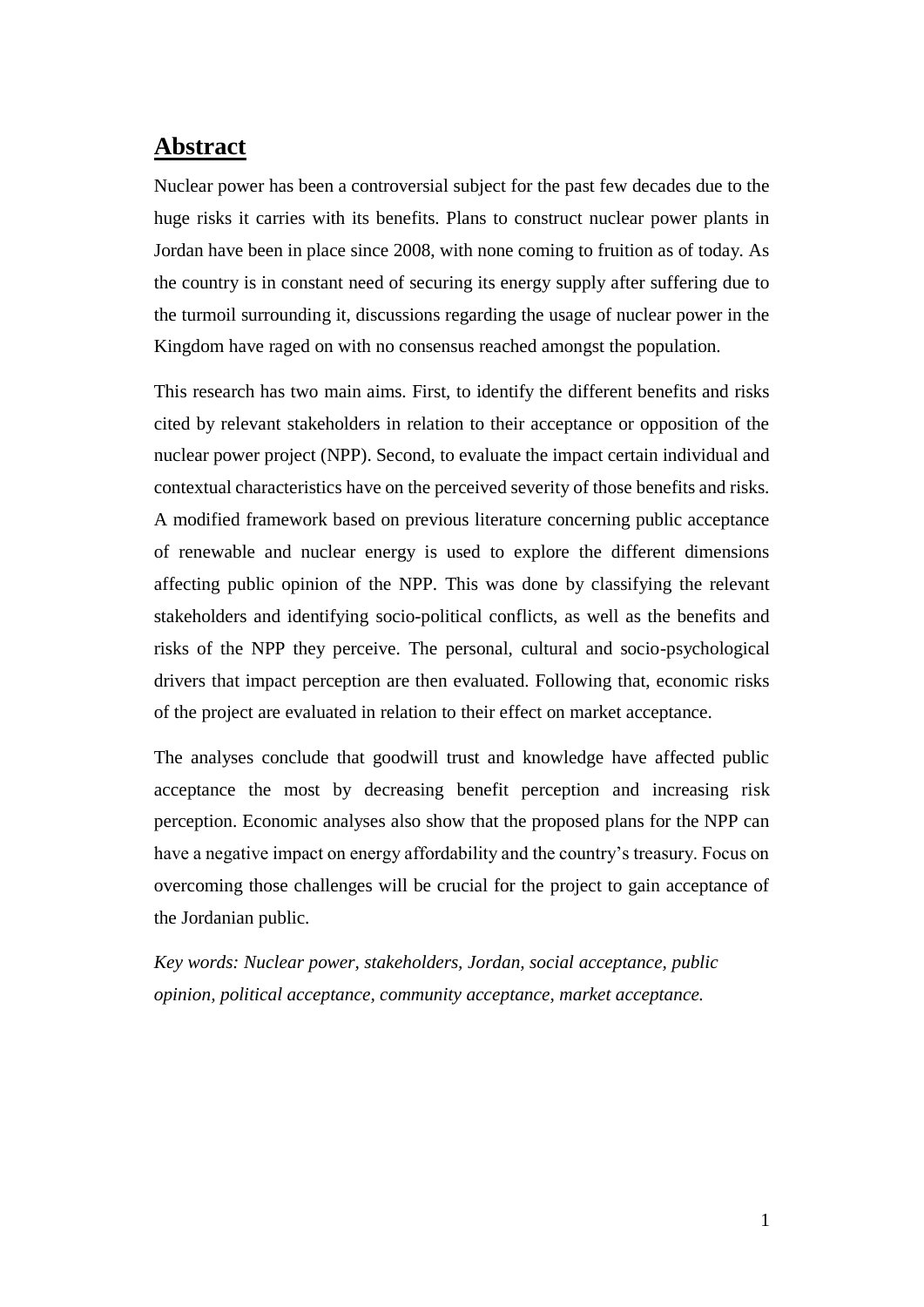## Abstract

Nuclear power has been a controversial subject for the past few decades due to the huge risks it carries with its benefits. Plans to construct nuclear power plants in Jordan have been in place since 2008, with none coming to fruition as of today. As the country is in constant need of securing its energy supply after suffering due to the turmoil surrounding it, discussions regarding the usage of nuclear power in the Kingdom have raged on with no consensus reached amongst the population.

This research has two main aims. First, to identify the different benefits and risks cited by relevant stakeholders in relation to their acceptance or opposition of the nuclear power project (NPP). Second, to evaluate the impact certain individual and contextual characteristics have on the perceived severity of those benefits and risks. A modified framework based on previous literature concerning public acceptance of renewable and nuclear energy is used to explore the different dimensions affecting public opinion of the NPP. This was done by classifying the relevant stakeholders and identifying socio-political conflicts, as well as the benefits and risks of the NPP they perceive. The personal, cultural and socio-psychological drivers that impact perception are then evaluated. Following that, economic risks of the project are evaluated in relation to their effect on market acceptance.

The analyses conclude that goodwill trust and knowledge have affected public acceptance the most by decreasing benefit perception and increasing risk perception. Economic analyses also show that the proposed plans for the NPP can have a negative impact on energy affordability and the country's treasury. Focus on overcoming those challenges will be crucial for the project to gain acceptance of the Jordanian public.

*Key words: Nuclear power, stakeholders, Jordan, social acceptance, public opinion, political acceptance, community acceptance, market acceptance.*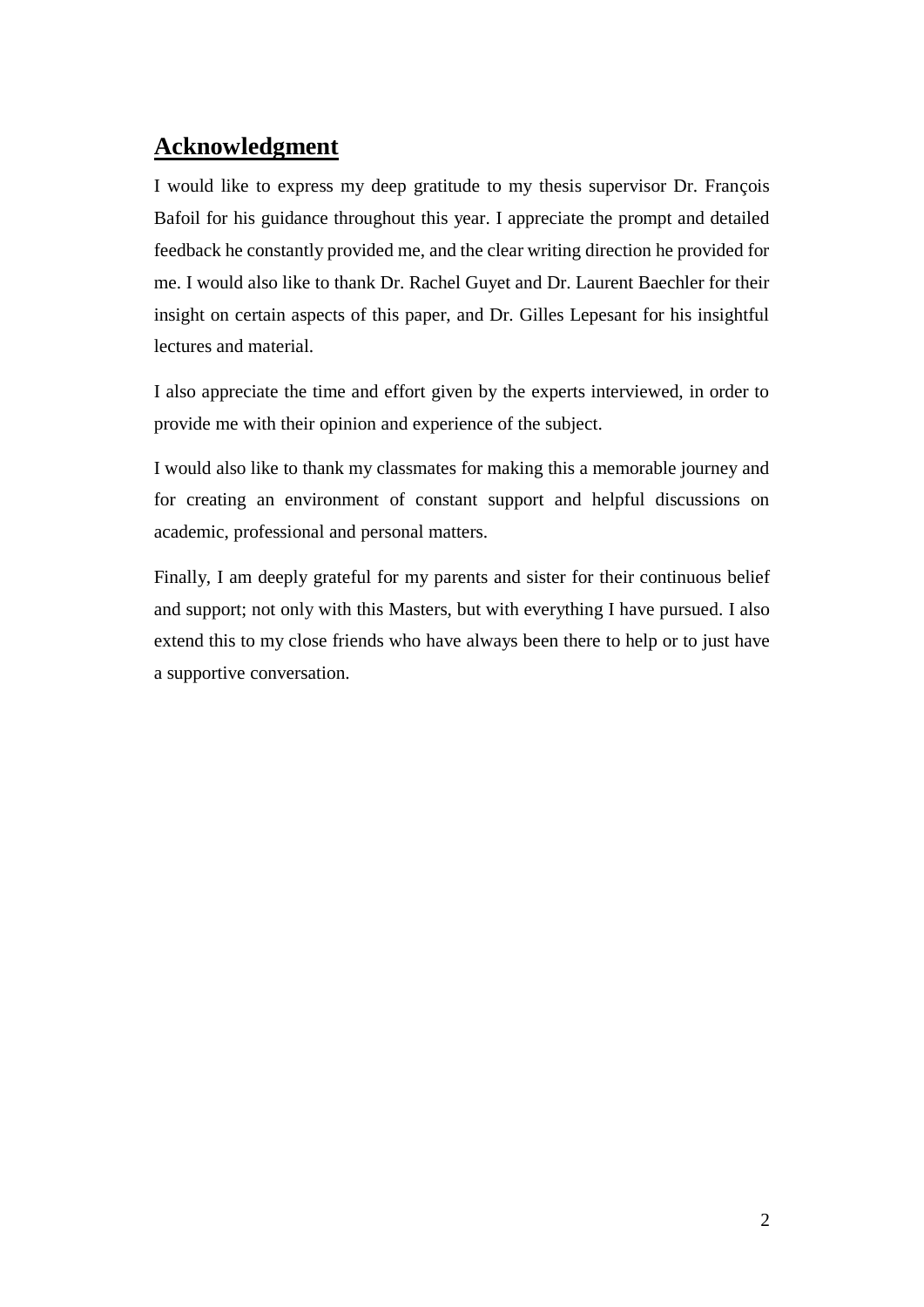## **Acknowledgment**

I would like to express my deep gratitude to my thesis supervisor Dr. François Bafoil for his guidance throughout this year. I appreciate the prompt and detailed feedback he constantly provided me, and the clear writing direction he provided for me. I would also like to thank Dr. Rachel Guyet and Dr. Laurent Baechler for their insight on certain aspects of this paper, and Dr. Gilles Lepesant for his insightful lectures and material.

I also appreciate the time and effort given by the experts interviewed, in order to provide me with their opinion and experience of the subject.

I would also like to thank my classmates for making this a memorable journey and for creating an environment of constant support and helpful discussions on academic, professional and personal matters.

Finally, I am deeply grateful for my parents and sister for their continuous belief and support; not only with this Masters, but with everything I have pursued. I also extend this to my close friends who have always been there to help or to just have a supportive conversation.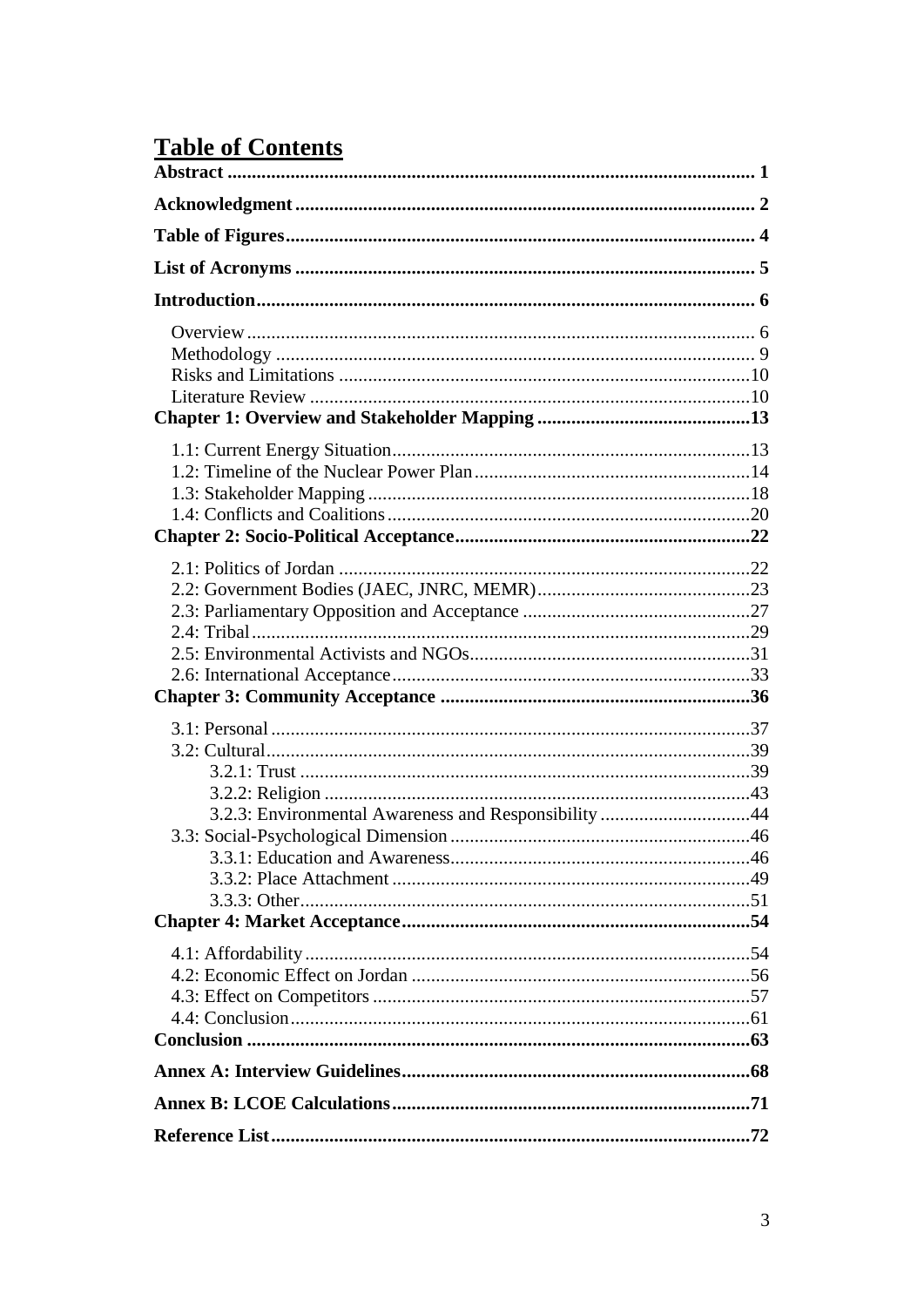# Table of Contents

**Abstract** ........ **1**

**Acknowledgment** ........ **2**

**Table of Figures** ........ **4**

**List of Acronyms** ........ **5**

**Introduction** ........ **6**

- Overview ........ 6
- Methodology ........ 9
- Risks and Limitations ........ 10
- Literature Review ........ 10

**Chapter 1: Overview and Stakeholder Mapping** ........ **13**

- 1.1: Current Energy Situation ........ 13
- 1.2: Timeline of the Nuclear Power Plan ........ 14
- 1.3: Stakeholder Mapping ........ 18
- 1.4: Conflicts and Coalitions ........ 20

**Chapter 2: Socio-Political Acceptance** ........ **22**

- 2.1: Politics of Jordan ........ 22
- 2.2: Government Bodies (JAEC, JNRC, MEMR) ........ 23
- 2.3: Parliamentary Opposition and Acceptance ........ 27
- 2.4: Tribal ........ 29
- 2.5: Environmental Activists and NGOs ........ 31
- 2.6: International Acceptance ........ 33

**Chapter 3: Community Acceptance** ........ **36**

- 3.1: Personal ........ 37
- 3.2: Cultural ........ 39
  - 3.2.1: Trust ........ 39
  - 3.2.2: Religion ........ 43
  - 3.2.3: Environmental Awareness and Responsibility ........ 44
- 3.3: Social-Psychological Dimension ........ 46
  - 3.3.1: Education and Awareness ........ 46
  - 3.3.2: Place Attachment ........ 49
  - 3.3.3: Other ........ 51

**Chapter 4: Market Acceptance** ........ **54**

- 4.1: Affordability ........ 54
- 4.2: Economic Effect on Jordan ........ 56
- 4.3: Effect on Competitors ........ 57
- 4.4: Conclusion ........ 61

**Conclusion** ........ **63**

**Annex A: Interview Guidelines** ........ **68**

**Annex B: LCOE Calculations** ........ **71**

**Reference List** ........ **72**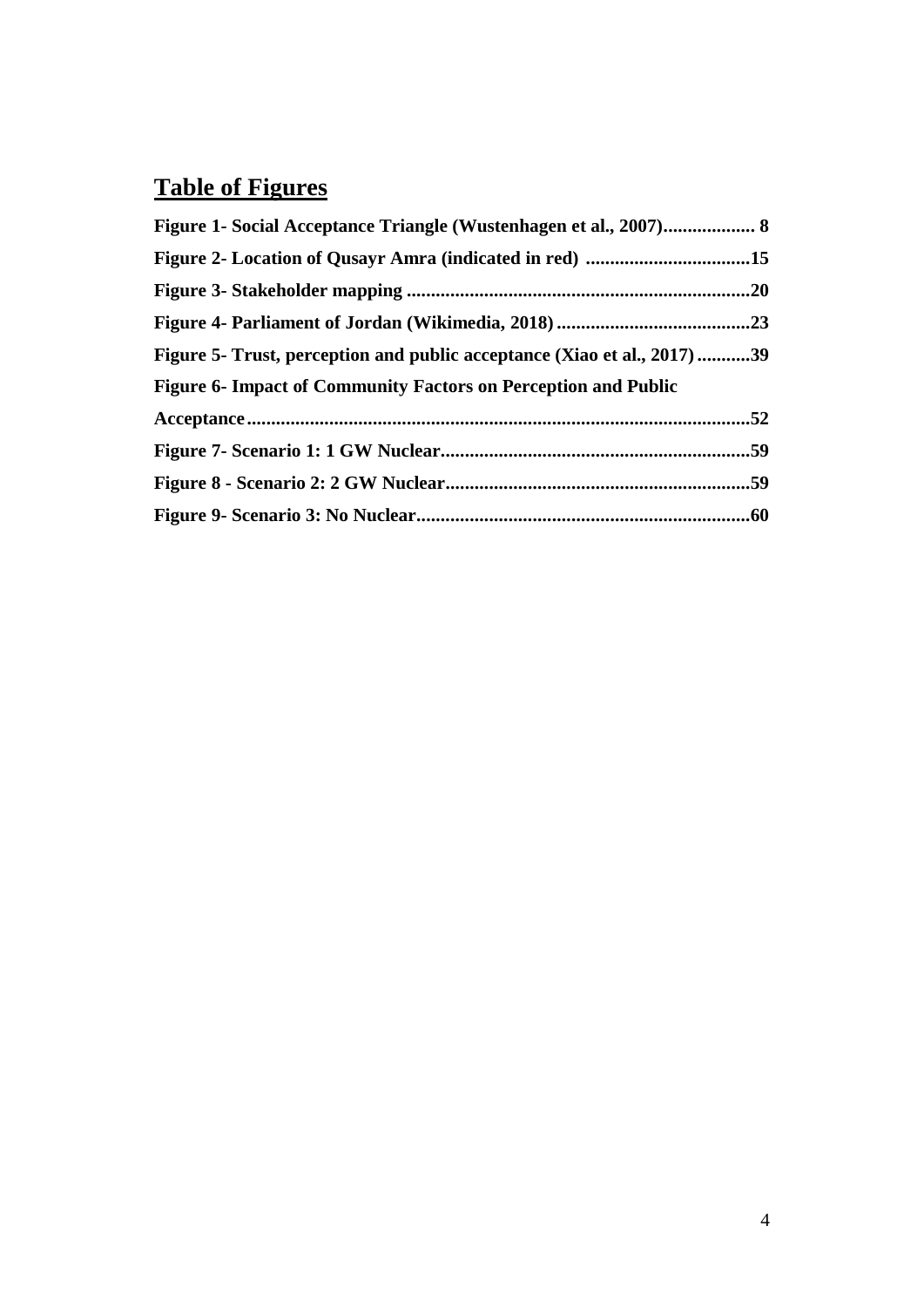# Table of Figures

**Figure 1- Social Acceptance Triangle (Wustenhagen et al., 2007).................. 8**

**Figure 2- Location of Qusayr Amra (indicated in red) ..................................15**

**Figure 3- Stakeholder mapping .......................................................................20**

**Figure 4- Parliament of Jordan (Wikimedia, 2018)........................................23**

**Figure 5- Trust, perception and public acceptance (Xiao et al., 2017)...........39**

**Figure 6- Impact of Community Factors on Perception and Public Acceptance......................................................................................................52**

**Figure 7- Scenario 1: 1 GW Nuclear...............................................................59**

**Figure 8 - Scenario 2: 2 GW Nuclear..............................................................59**

**Figure 9- Scenario 3: No Nuclear....................................................................60**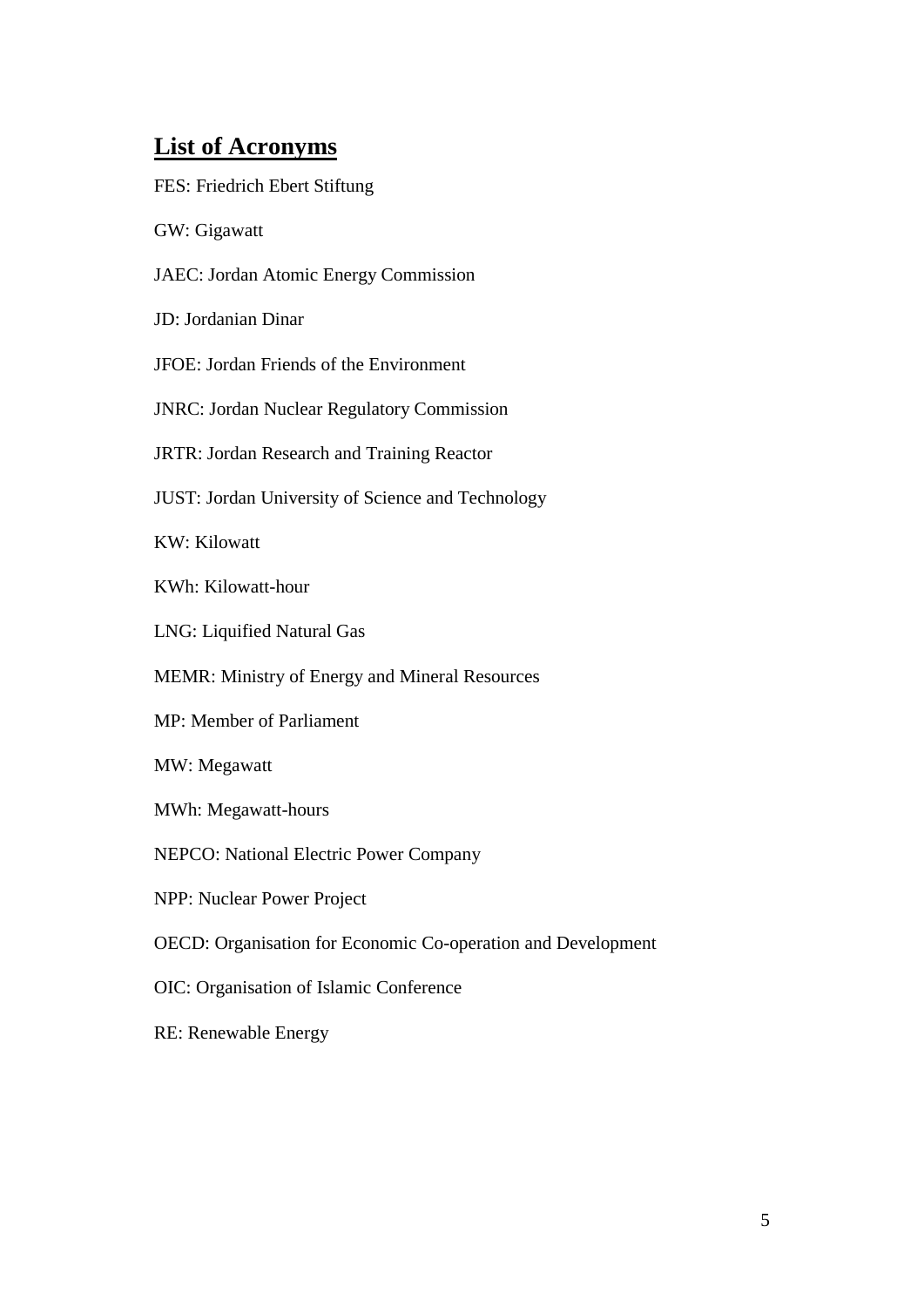## **List of Acronyms**

FES: Friedrich Ebert Stiftung

GW: Gigawatt

JAEC: Jordan Atomic Energy Commission

JD: Jordanian Dinar

JFOE: Jordan Friends of the Environment

JNRC: Jordan Nuclear Regulatory Commission

JRTR: Jordan Research and Training Reactor

JUST: Jordan University of Science and Technology

KW: Kilowatt

KWh: Kilowatt-hour

LNG: Liquified Natural Gas

MEMR: Ministry of Energy and Mineral Resources

MP: Member of Parliament

MW: Megawatt

MWh: Megawatt-hours

NEPCO: National Electric Power Company

NPP: Nuclear Power Project

OECD: Organisation for Economic Co-operation and Development

OIC: Organisation of Islamic Conference

RE: Renewable Energy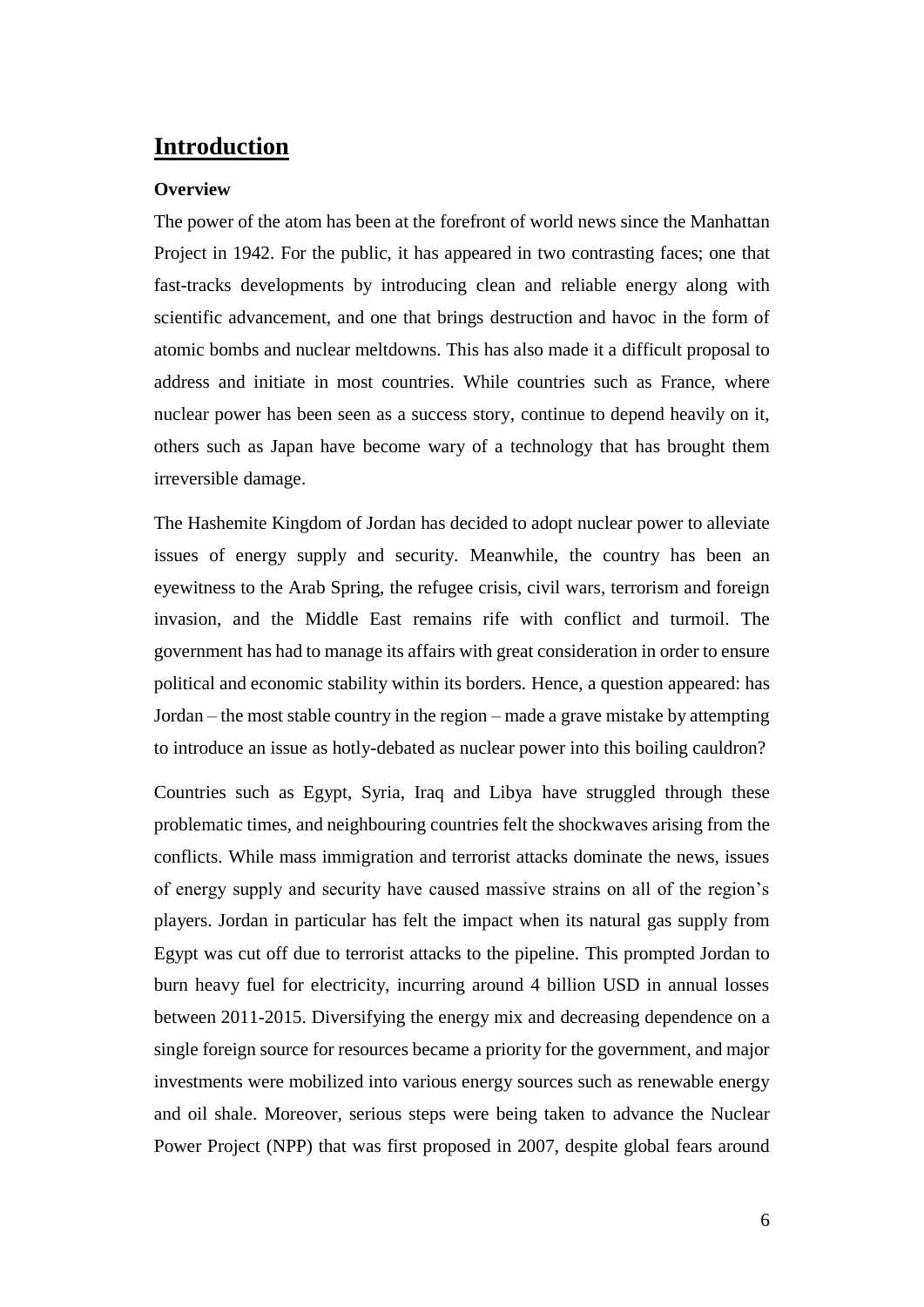# Introduction

**Overview**

The power of the atom has been at the forefront of world news since the Manhattan Project in 1942. For the public, it has appeared in two contrasting faces; one that fast-tracks developments by introducing clean and reliable energy along with scientific advancement, and one that brings destruction and havoc in the form of atomic bombs and nuclear meltdowns. This has also made it a difficult proposal to address and initiate in most countries. While countries such as France, where nuclear power has been seen as a success story, continue to depend heavily on it, others such as Japan have become wary of a technology that has brought them irreversible damage.

The Hashemite Kingdom of Jordan has decided to adopt nuclear power to alleviate issues of energy supply and security. Meanwhile, the country has been an eyewitness to the Arab Spring, the refugee crisis, civil wars, terrorism and foreign invasion, and the Middle East remains rife with conflict and turmoil. The government has had to manage its affairs with great consideration in order to ensure political and economic stability within its borders. Hence, a question appeared: has Jordan – the most stable country in the region – made a grave mistake by attempting to introduce an issue as hotly-debated as nuclear power into this boiling cauldron?

Countries such as Egypt, Syria, Iraq and Libya have struggled through these problematic times, and neighbouring countries felt the shockwaves arising from the conflicts. While mass immigration and terrorist attacks dominate the news, issues of energy supply and security have caused massive strains on all of the region's players. Jordan in particular has felt the impact when its natural gas supply from Egypt was cut off due to terrorist attacks to the pipeline. This prompted Jordan to burn heavy fuel for electricity, incurring around 4 billion USD in annual losses between 2011-2015. Diversifying the energy mix and decreasing dependence on a single foreign source for resources became a priority for the government, and major investments were mobilized into various energy sources such as renewable energy and oil shale. Moreover, serious steps were being taken to advance the Nuclear Power Project (NPP) that was first proposed in 2007, despite global fears around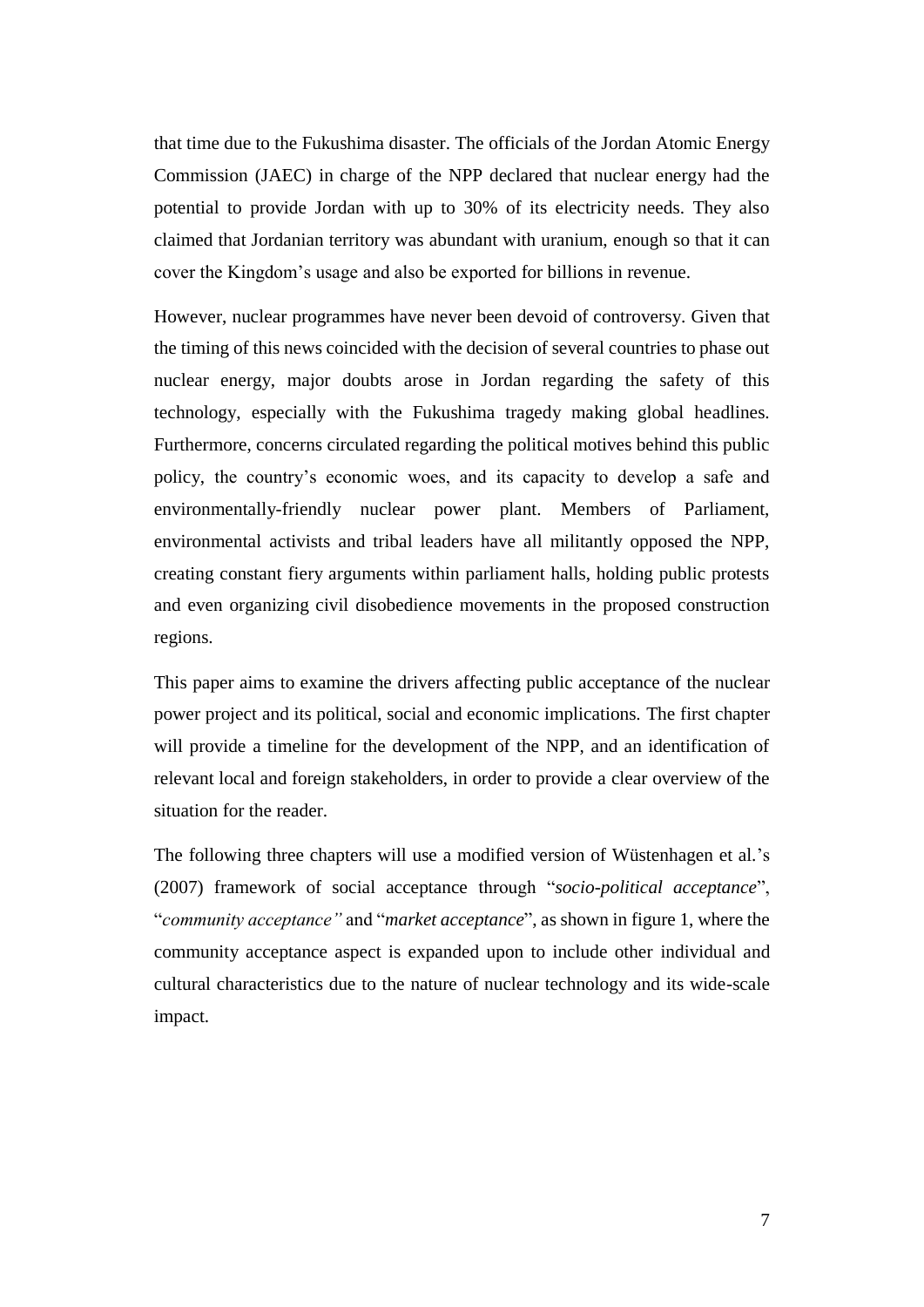that time due to the Fukushima disaster. The officials of the Jordan Atomic Energy Commission (JAEC) in charge of the NPP declared that nuclear energy had the potential to provide Jordan with up to 30% of its electricity needs. They also claimed that Jordanian territory was abundant with uranium, enough so that it can cover the Kingdom's usage and also be exported for billions in revenue.

However, nuclear programmes have never been devoid of controversy. Given that the timing of this news coincided with the decision of several countries to phase out nuclear energy, major doubts arose in Jordan regarding the safety of this technology, especially with the Fukushima tragedy making global headlines. Furthermore, concerns circulated regarding the political motives behind this public policy, the country's economic woes, and its capacity to develop a safe and environmentally-friendly nuclear power plant. Members of Parliament, environmental activists and tribal leaders have all militantly opposed the NPP, creating constant fiery arguments within parliament halls, holding public protests and even organizing civil disobedience movements in the proposed construction regions.

This paper aims to examine the drivers affecting public acceptance of the nuclear power project and its political, social and economic implications. The first chapter will provide a timeline for the development of the NPP, and an identification of relevant local and foreign stakeholders, in order to provide a clear overview of the situation for the reader.

The following three chapters will use a modified version of Wüstenhagen et al.'s (2007) framework of social acceptance through "*socio-political acceptance*", "*community acceptance*" and "*market acceptance*", as shown in figure 1, where the community acceptance aspect is expanded upon to include other individual and cultural characteristics due to the nature of nuclear technology and its wide-scale impact.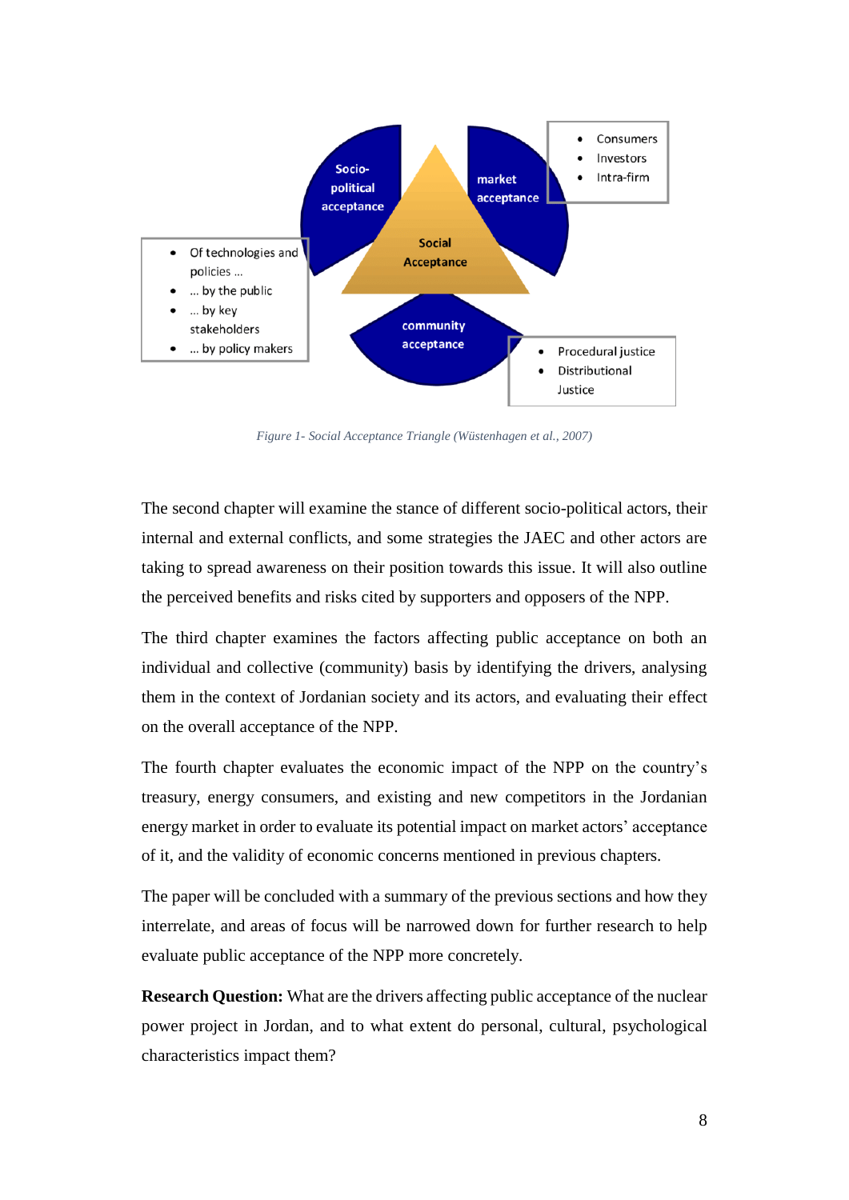*Figure 1- Social Acceptance Triangle (Wüstenhagen et al., 2007)*

The second chapter will examine the stance of different socio-political actors, their internal and external conflicts, and some strategies the JAEC and other actors are taking to spread awareness on their position towards this issue. It will also outline the perceived benefits and risks cited by supporters and opposers of the NPP.

The third chapter examines the factors affecting public acceptance on both an individual and collective (community) basis by identifying the drivers, analysing them in the context of Jordanian society and its actors, and evaluating their effect on the overall acceptance of the NPP.

The fourth chapter evaluates the economic impact of the NPP on the country's treasury, energy consumers, and existing and new competitors in the Jordanian energy market in order to evaluate its potential impact on market actors' acceptance of it, and the validity of economic concerns mentioned in previous chapters.

The paper will be concluded with a summary of the previous sections and how they interrelate, and areas of focus will be narrowed down for further research to help evaluate public acceptance of the NPP more concretely.

**Research Question:** What are the drivers affecting public acceptance of the nuclear power project in Jordan, and to what extent do personal, cultural, psychological characteristics impact them?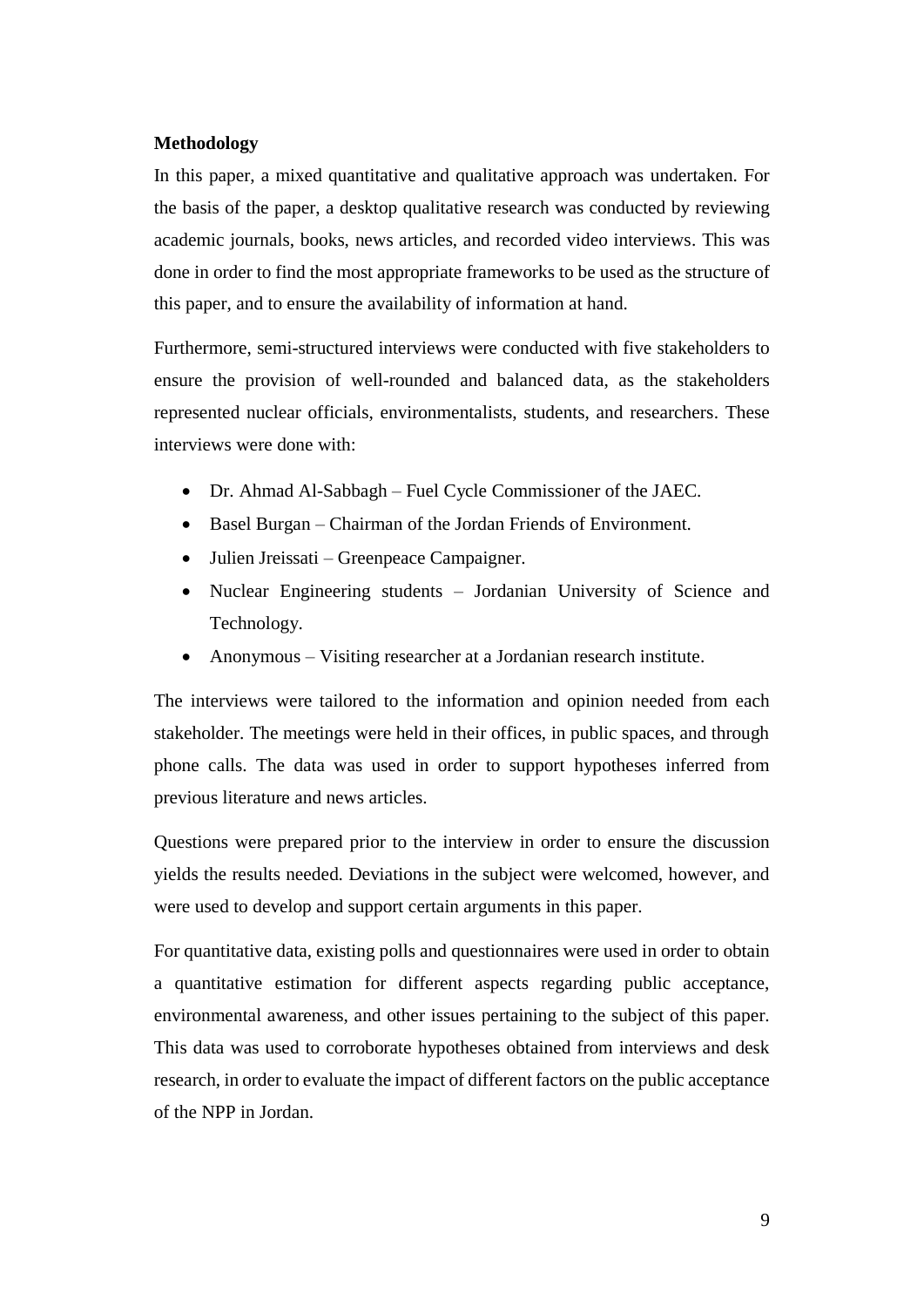**Methodology**

In this paper, a mixed quantitative and qualitative approach was undertaken. For the basis of the paper, a desktop qualitative research was conducted by reviewing academic journals, books, news articles, and recorded video interviews. This was done in order to find the most appropriate frameworks to be used as the structure of this paper, and to ensure the availability of information at hand.

Furthermore, semi-structured interviews were conducted with five stakeholders to ensure the provision of well-rounded and balanced data, as the stakeholders represented nuclear officials, environmentalists, students, and researchers. These interviews were done with:

- Dr. Ahmad Al-Sabbagh – Fuel Cycle Commissioner of the JAEC.
- Basel Burgan – Chairman of the Jordan Friends of Environment.
- Julien Jreissati – Greenpeace Campaigner.
- Nuclear Engineering students – Jordanian University of Science and Technology.
- Anonymous – Visiting researcher at a Jordanian research institute.

The interviews were tailored to the information and opinion needed from each stakeholder. The meetings were held in their offices, in public spaces, and through phone calls. The data was used in order to support hypotheses inferred from previous literature and news articles.

Questions were prepared prior to the interview in order to ensure the discussion yields the results needed. Deviations in the subject were welcomed, however, and were used to develop and support certain arguments in this paper.

For quantitative data, existing polls and questionnaires were used in order to obtain a quantitative estimation for different aspects regarding public acceptance, environmental awareness, and other issues pertaining to the subject of this paper. This data was used to corroborate hypotheses obtained from interviews and desk research, in order to evaluate the impact of different factors on the public acceptance of the NPP in Jordan.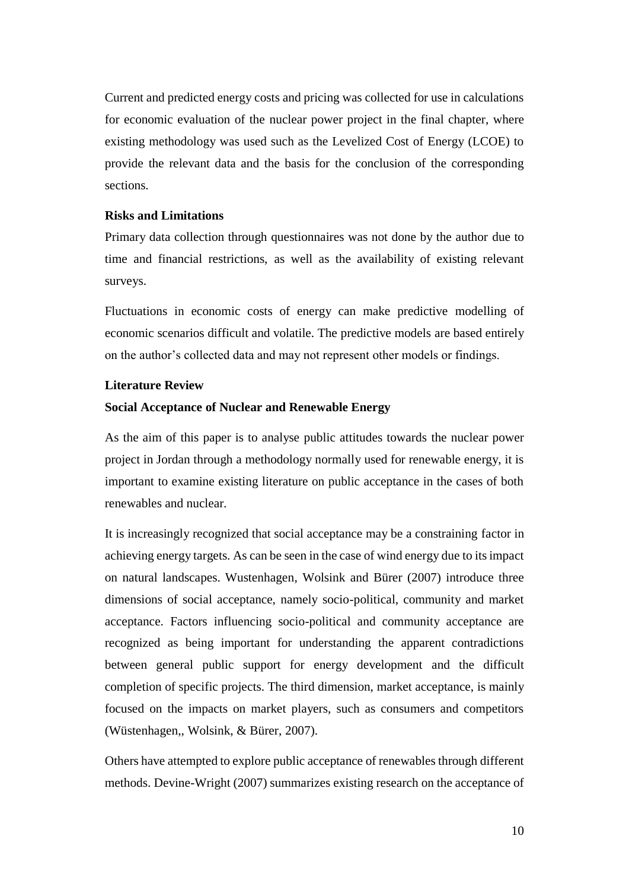Current and predicted energy costs and pricing was collected for use in calculations for economic evaluation of the nuclear power project in the final chapter, where existing methodology was used such as the Levelized Cost of Energy (LCOE) to provide the relevant data and the basis for the conclusion of the corresponding sections.

**Risks and Limitations**

Primary data collection through questionnaires was not done by the author due to time and financial restrictions, as well as the availability of existing relevant surveys.

Fluctuations in economic costs of energy can make predictive modelling of economic scenarios difficult and volatile. The predictive models are based entirely on the author's collected data and may not represent other models or findings.

## Literature Review

### Social Acceptance of Nuclear and Renewable Energy

As the aim of this paper is to analyse public attitudes towards the nuclear power project in Jordan through a methodology normally used for renewable energy, it is important to examine existing literature on public acceptance in the cases of both renewables and nuclear.

It is increasingly recognized that social acceptance may be a constraining factor in achieving energy targets. As can be seen in the case of wind energy due to its impact on natural landscapes. Wustenhagen, Wolsink and Bürer (2007) introduce three dimensions of social acceptance, namely socio-political, community and market acceptance. Factors influencing socio-political and community acceptance are recognized as being important for understanding the apparent contradictions between general public support for energy development and the difficult completion of specific projects. The third dimension, market acceptance, is mainly focused on the impacts on market players, such as consumers and competitors (Wüstenhagen,, Wolsink, & Bürer, 2007).

Others have attempted to explore public acceptance of renewables through different methods. Devine-Wright (2007) summarizes existing research on the acceptance of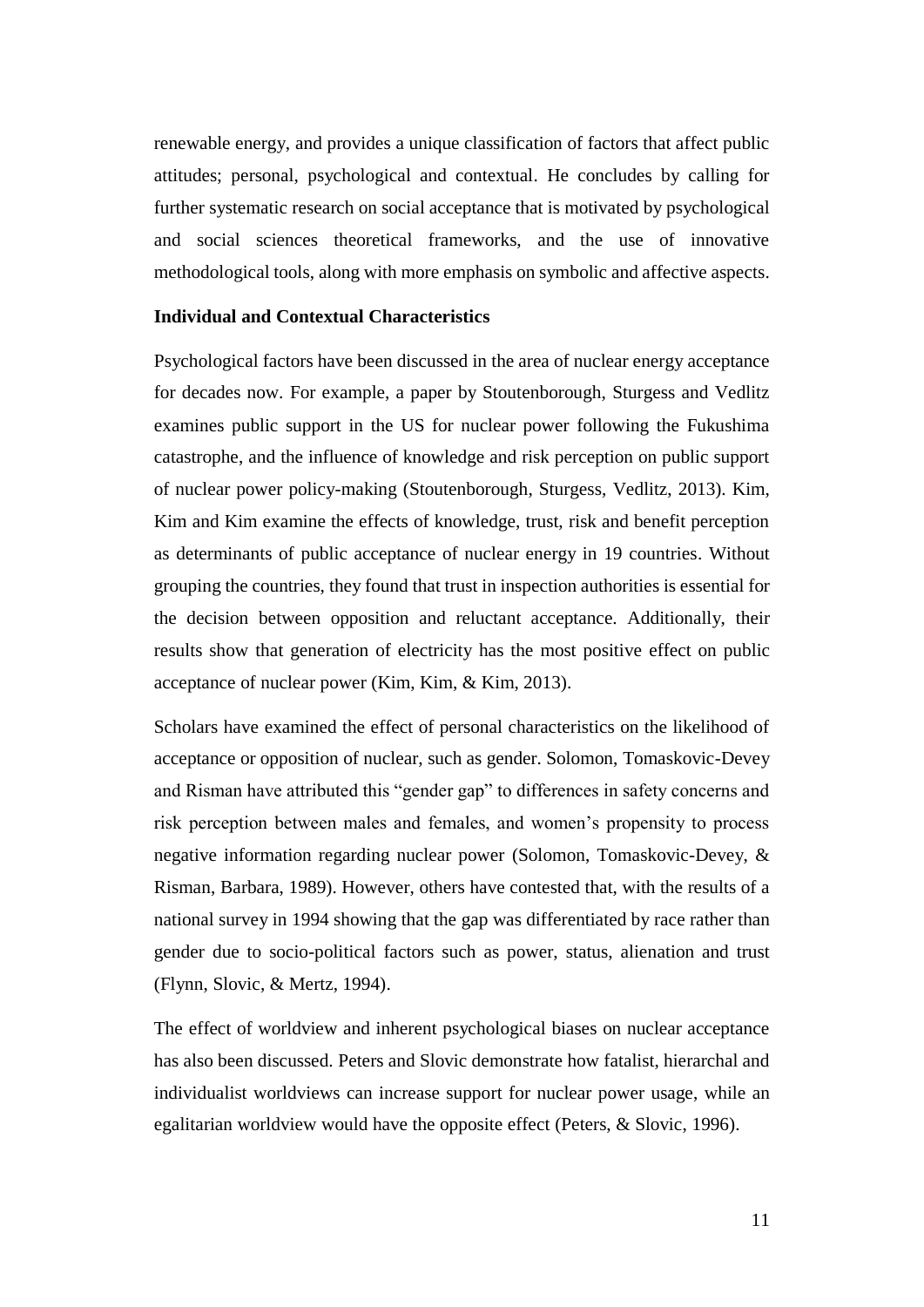renewable energy, and provides a unique classification of factors that affect public attitudes; personal, psychological and contextual. He concludes by calling for further systematic research on social acceptance that is motivated by psychological and social sciences theoretical frameworks, and the use of innovative methodological tools, along with more emphasis on symbolic and affective aspects.

### Individual and Contextual Characteristics

Psychological factors have been discussed in the area of nuclear energy acceptance for decades now. For example, a paper by Stoutenborough, Sturgess and Vedlitz examines public support in the US for nuclear power following the Fukushima catastrophe, and the influence of knowledge and risk perception on public support of nuclear power policy-making (Stoutenborough, Sturgess, Vedlitz, 2013). Kim, Kim and Kim examine the effects of knowledge, trust, risk and benefit perception as determinants of public acceptance of nuclear energy in 19 countries. Without grouping the countries, they found that trust in inspection authorities is essential for the decision between opposition and reluctant acceptance. Additionally, their results show that generation of electricity has the most positive effect on public acceptance of nuclear power (Kim, Kim, & Kim, 2013).

Scholars have examined the effect of personal characteristics on the likelihood of acceptance or opposition of nuclear, such as gender. Solomon, Tomaskovic-Devey and Risman have attributed this "gender gap" to differences in safety concerns and risk perception between males and females, and women's propensity to process negative information regarding nuclear power (Solomon, Tomaskovic-Devey, & Risman, Barbara, 1989). However, others have contested that, with the results of a national survey in 1994 showing that the gap was differentiated by race rather than gender due to socio-political factors such as power, status, alienation and trust (Flynn, Slovic, & Mertz, 1994).

The effect of worldview and inherent psychological biases on nuclear acceptance has also been discussed. Peters and Slovic demonstrate how fatalist, hierarchal and individualist worldviews can increase support for nuclear power usage, while an egalitarian worldview would have the opposite effect (Peters, & Slovic, 1996).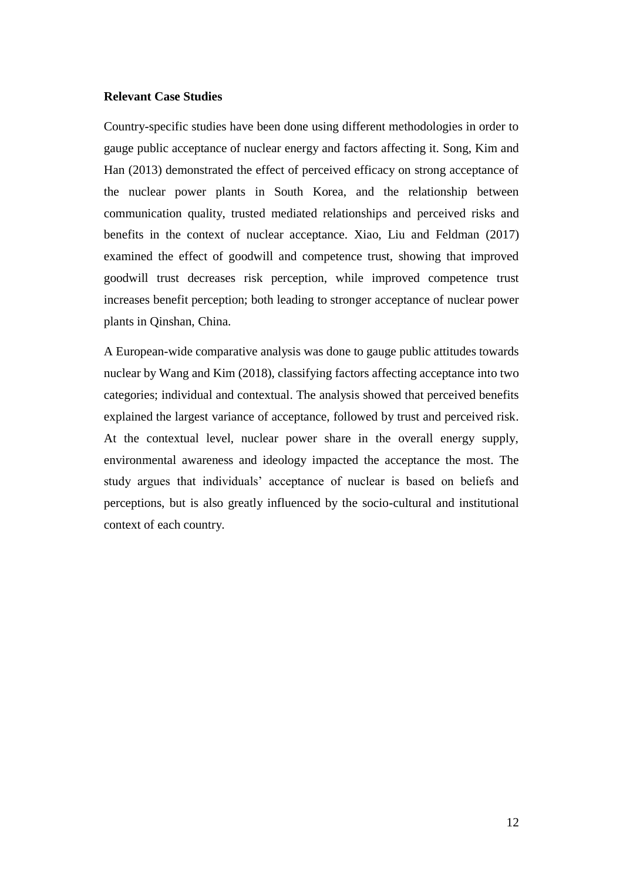**Relevant Case Studies**

Country-specific studies have been done using different methodologies in order to gauge public acceptance of nuclear energy and factors affecting it. Song, Kim and Han (2013) demonstrated the effect of perceived efficacy on strong acceptance of the nuclear power plants in South Korea, and the relationship between communication quality, trusted mediated relationships and perceived risks and benefits in the context of nuclear acceptance. Xiao, Liu and Feldman (2017) examined the effect of goodwill and competence trust, showing that improved goodwill trust decreases risk perception, while improved competence trust increases benefit perception; both leading to stronger acceptance of nuclear power plants in Qinshan, China.

A European-wide comparative analysis was done to gauge public attitudes towards nuclear by Wang and Kim (2018), classifying factors affecting acceptance into two categories; individual and contextual. The analysis showed that perceived benefits explained the largest variance of acceptance, followed by trust and perceived risk. At the contextual level, nuclear power share in the overall energy supply, environmental awareness and ideology impacted the acceptance the most. The study argues that individuals' acceptance of nuclear is based on beliefs and perceptions, but is also greatly influenced by the socio-cultural and institutional context of each country.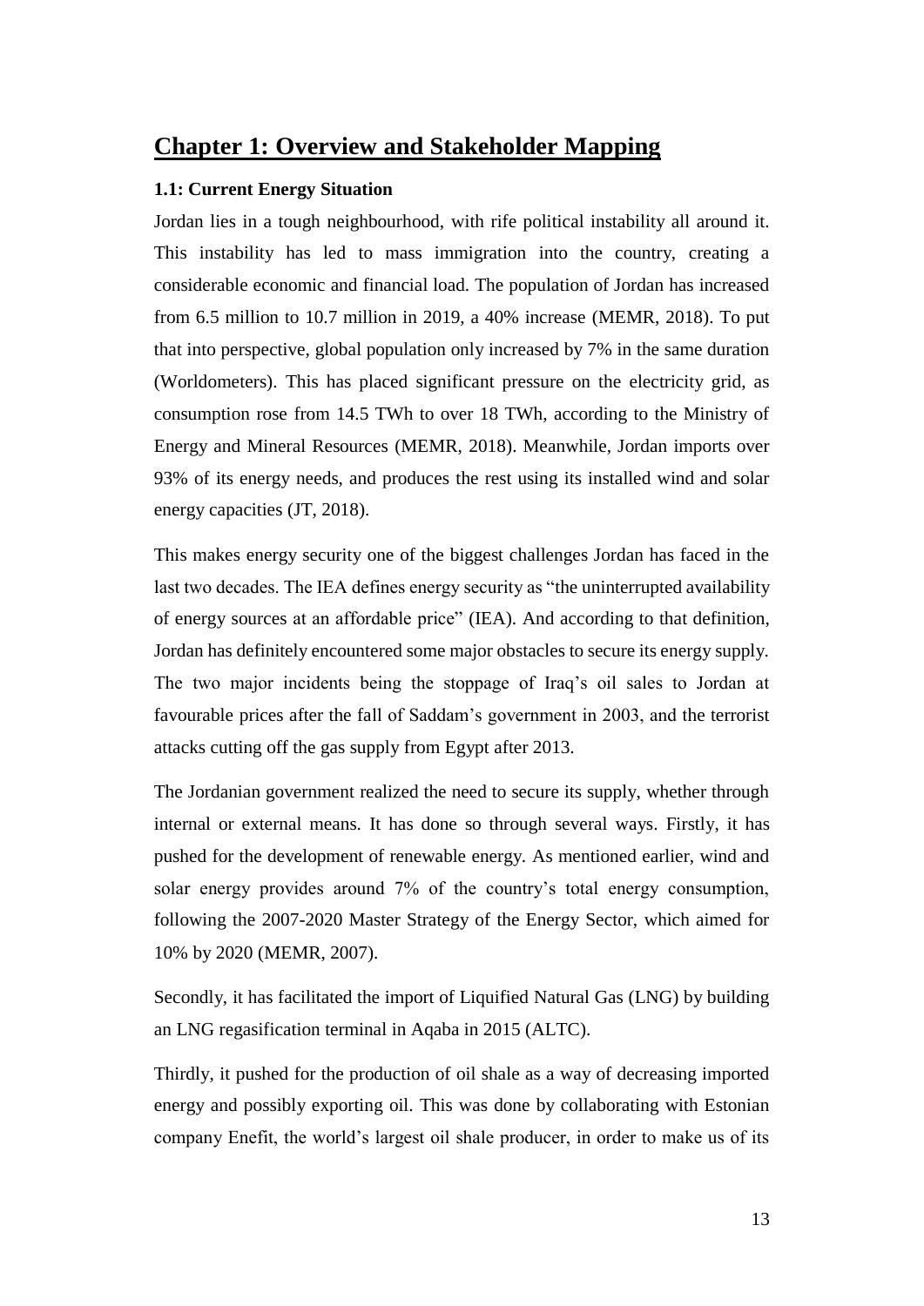# Chapter 1: Overview and Stakeholder Mapping

### 1.1: Current Energy Situation

Jordan lies in a tough neighbourhood, with rife political instability all around it. This instability has led to mass immigration into the country, creating a considerable economic and financial load. The population of Jordan has increased from 6.5 million to 10.7 million in 2019, a 40% increase (MEMR, 2018). To put that into perspective, global population only increased by 7% in the same duration (Worldometers). This has placed significant pressure on the electricity grid, as consumption rose from 14.5 TWh to over 18 TWh, according to the Ministry of Energy and Mineral Resources (MEMR, 2018). Meanwhile, Jordan imports over 93% of its energy needs, and produces the rest using its installed wind and solar energy capacities (JT, 2018).

This makes energy security one of the biggest challenges Jordan has faced in the last two decades. The IEA defines energy security as "the uninterrupted availability of energy sources at an affordable price" (IEA). And according to that definition, Jordan has definitely encountered some major obstacles to secure its energy supply. The two major incidents being the stoppage of Iraq's oil sales to Jordan at favourable prices after the fall of Saddam's government in 2003, and the terrorist attacks cutting off the gas supply from Egypt after 2013.

The Jordanian government realized the need to secure its supply, whether through internal or external means. It has done so through several ways. Firstly, it has pushed for the development of renewable energy. As mentioned earlier, wind and solar energy provides around 7% of the country's total energy consumption, following the 2007-2020 Master Strategy of the Energy Sector, which aimed for 10% by 2020 (MEMR, 2007).

Secondly, it has facilitated the import of Liquified Natural Gas (LNG) by building an LNG regasification terminal in Aqaba in 2015 (ALTC).

Thirdly, it pushed for the production of oil shale as a way of decreasing imported energy and possibly exporting oil. This was done by collaborating with Estonian company Enefit, the world's largest oil shale producer, in order to make us of its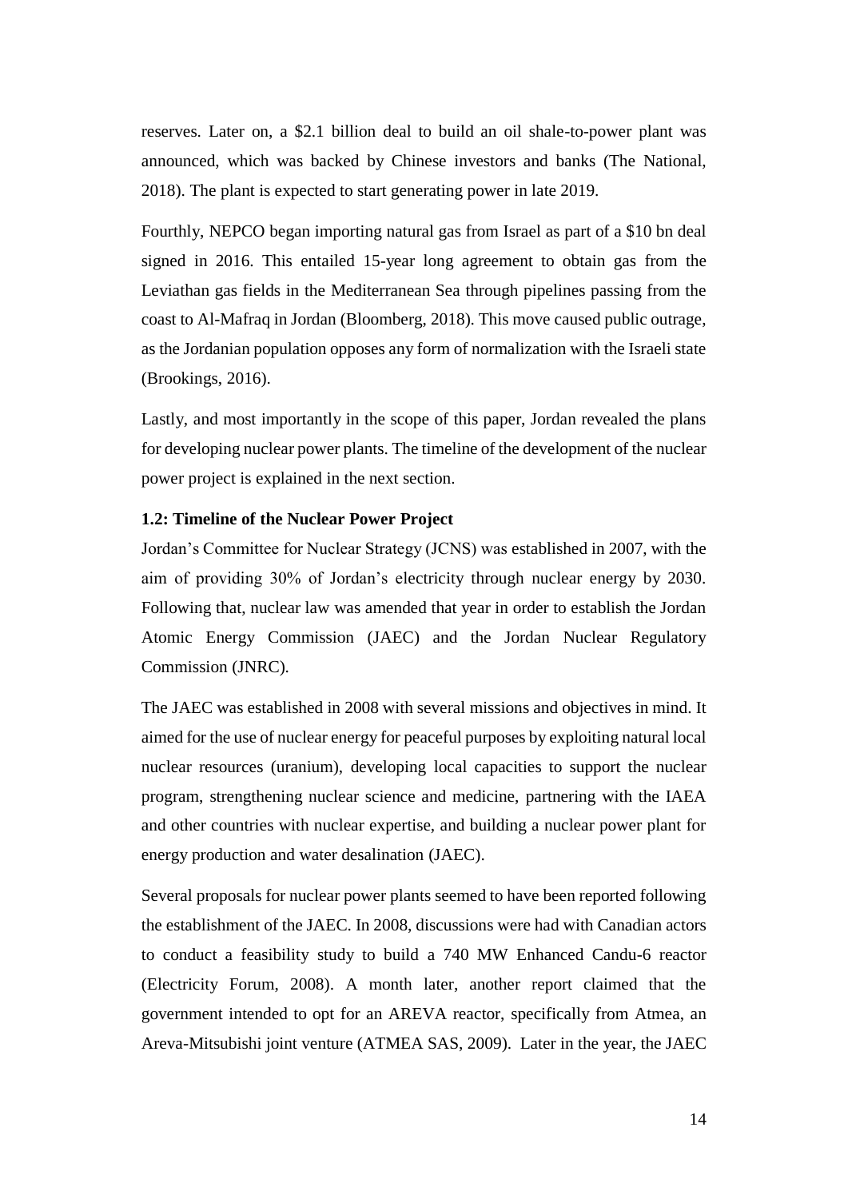reserves. Later on, a $2.1 billion deal to build an oil shale-to-power plant was announced, which was backed by Chinese investors and banks (The National, 2018). The plant is expected to start generating power in late 2019.

Fourthly, NEPCO began importing natural gas from Israel as part of a $10 bn deal signed in 2016. This entailed 15-year long agreement to obtain gas from the Leviathan gas fields in the Mediterranean Sea through pipelines passing from the coast to Al-Mafraq in Jordan (Bloomberg, 2018). This move caused public outrage, as the Jordanian population opposes any form of normalization with the Israeli state (Brookings, 2016).

Lastly, and most importantly in the scope of this paper, Jordan revealed the plans for developing nuclear power plants. The timeline of the development of the nuclear power project is explained in the next section.

### 1.2: Timeline of the Nuclear Power Project

Jordan's Committee for Nuclear Strategy (JCNS) was established in 2007, with the aim of providing 30% of Jordan's electricity through nuclear energy by 2030. Following that, nuclear law was amended that year in order to establish the Jordan Atomic Energy Commission (JAEC) and the Jordan Nuclear Regulatory Commission (JNRC).

The JAEC was established in 2008 with several missions and objectives in mind. It aimed for the use of nuclear energy for peaceful purposes by exploiting natural local nuclear resources (uranium), developing local capacities to support the nuclear program, strengthening nuclear science and medicine, partnering with the IAEA and other countries with nuclear expertise, and building a nuclear power plant for energy production and water desalination (JAEC).

Several proposals for nuclear power plants seemed to have been reported following the establishment of the JAEC. In 2008, discussions were had with Canadian actors to conduct a feasibility study to build a 740 MW Enhanced Candu-6 reactor (Electricity Forum, 2008). A month later, another report claimed that the government intended to opt for an AREVA reactor, specifically from Atmea, an Areva-Mitsubishi joint venture (ATMEA SAS, 2009). Later in the year, the JAEC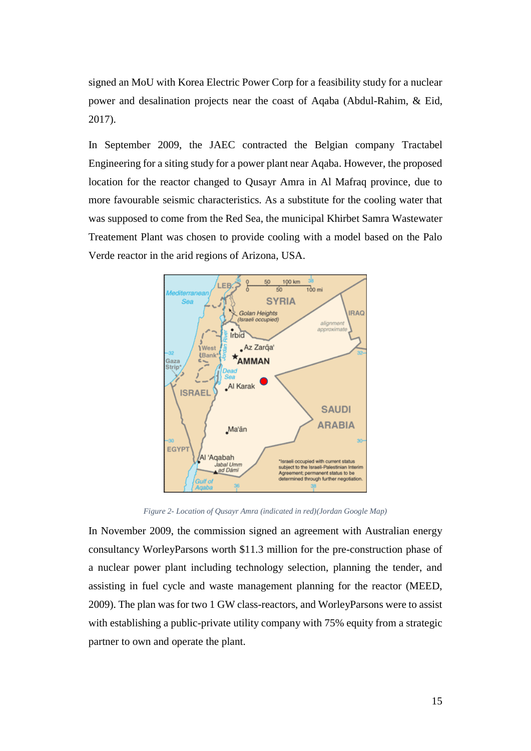signed an MoU with Korea Electric Power Corp for a feasibility study for a nuclear power and desalination projects near the coast of Aqaba (Abdul-Rahim, & Eid, 2017).

In September 2009, the JAEC contracted the Belgian company Tractabel Engineering for a siting study for a power plant near Aqaba. However, the proposed location for the reactor changed to Qusayr Amra in Al Mafraq province, due to more favourable seismic characteristics. As a substitute for the cooling water that was supposed to come from the Red Sea, the municipal Khirbet Samra Wastewater Treatement Plant was chosen to provide cooling with a model based on the Palo Verde reactor in the arid regions of Arizona, USA.

*Figure 2- Location of Qusayr Amra (indicated in red)(Jordan Google Map)*

In November 2009, the commission signed an agreement with Australian energy consultancy WorleyParsons worth $11.3 million for the pre-construction phase of a nuclear power plant including technology selection, planning the tender, and assisting in fuel cycle and waste management planning for the reactor (MEED, 2009). The plan was for two 1 GW class-reactors, and WorleyParsons were to assist with establishing a public-private utility company with 75% equity from a strategic partner to own and operate the plant.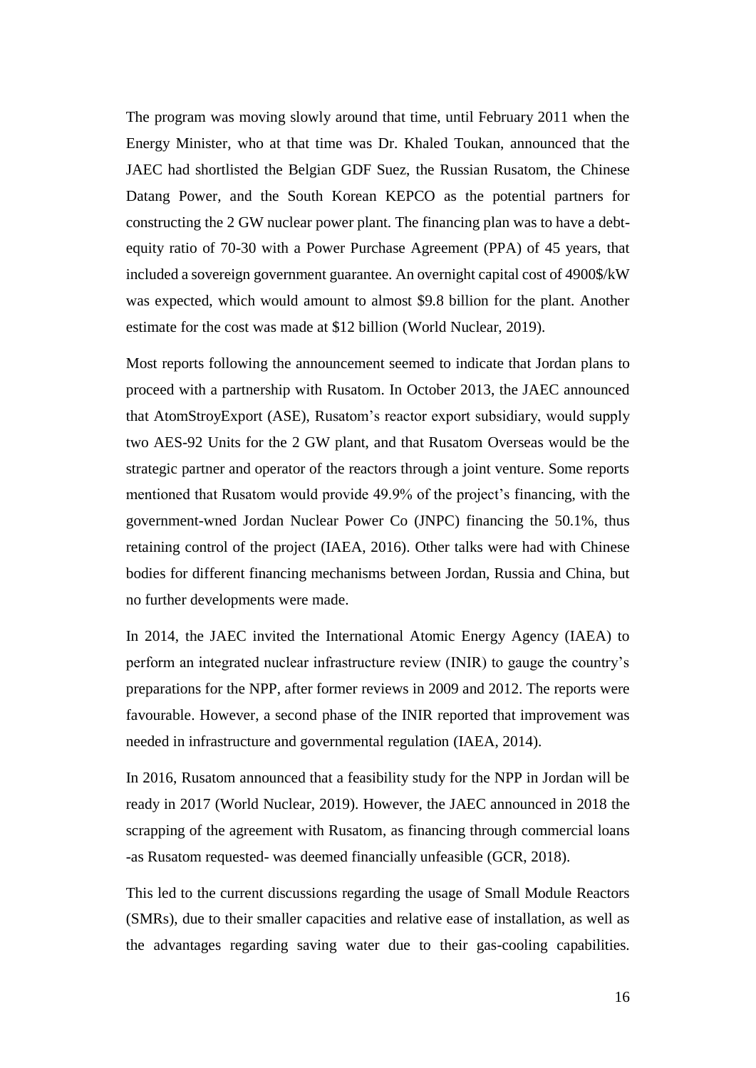The program was moving slowly around that time, until February 2011 when the Energy Minister, who at that time was Dr. Khaled Toukan, announced that the JAEC had shortlisted the Belgian GDF Suez, the Russian Rusatom, the Chinese Datang Power, and the South Korean KEPCO as the potential partners for constructing the 2 GW nuclear power plant. The financing plan was to have a debt-equity ratio of 70-30 with a Power Purchase Agreement (PPA) of 45 years, that included a sovereign government guarantee. An overnight capital cost of 4900$/kW was expected, which would amount to almost $9.8 billion for the plant. Another estimate for the cost was made at $12 billion (World Nuclear, 2019).

Most reports following the announcement seemed to indicate that Jordan plans to proceed with a partnership with Rusatom. In October 2013, the JAEC announced that AtomStroyExport (ASE), Rusatom's reactor export subsidiary, would supply two AES-92 Units for the 2 GW plant, and that Rusatom Overseas would be the strategic partner and operator of the reactors through a joint venture. Some reports mentioned that Rusatom would provide 49.9% of the project's financing, with the government-wned Jordan Nuclear Power Co (JNPC) financing the 50.1%, thus retaining control of the project (IAEA, 2016). Other talks were had with Chinese bodies for different financing mechanisms between Jordan, Russia and China, but no further developments were made.

In 2014, the JAEC invited the International Atomic Energy Agency (IAEA) to perform an integrated nuclear infrastructure review (INIR) to gauge the country's preparations for the NPP, after former reviews in 2009 and 2012. The reports were favourable. However, a second phase of the INIR reported that improvement was needed in infrastructure and governmental regulation (IAEA, 2014).

In 2016, Rusatom announced that a feasibility study for the NPP in Jordan will be ready in 2017 (World Nuclear, 2019). However, the JAEC announced in 2018 the scrapping of the agreement with Rusatom, as financing through commercial loans -as Rusatom requested- was deemed financially unfeasible (GCR, 2018).

This led to the current discussions regarding the usage of Small Module Reactors (SMRs), due to their smaller capacities and relative ease of installation, as well as the advantages regarding saving water due to their gas-cooling capabilities.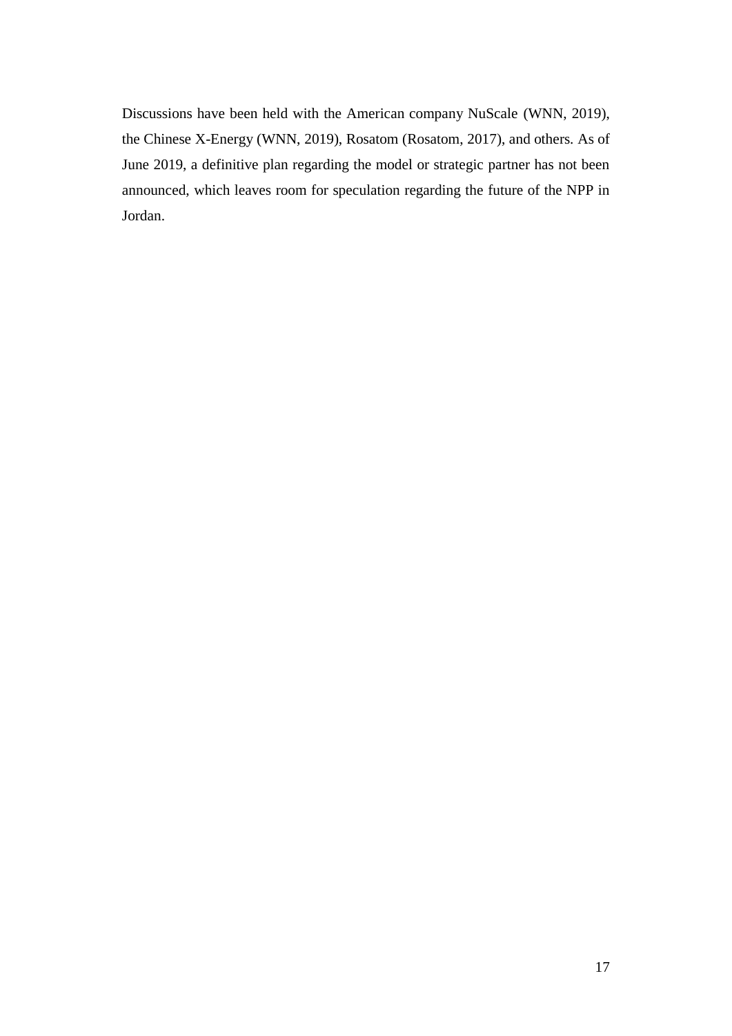Discussions have been held with the American company NuScale (WNN, 2019), the Chinese X-Energy (WNN, 2019), Rosatom (Rosatom, 2017), and others. As of June 2019, a definitive plan regarding the model or strategic partner has not been announced, which leaves room for speculation regarding the future of the NPP in Jordan.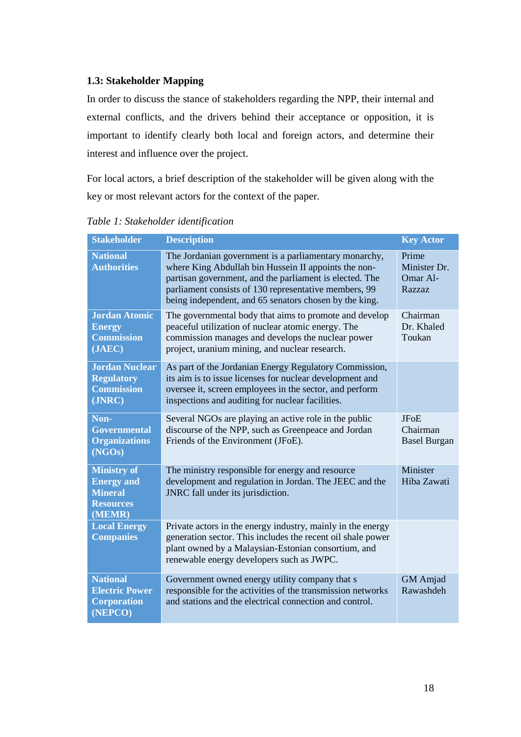### 1.3: Stakeholder Mapping

In order to discuss the stance of stakeholders regarding the NPP, their internal and external conflicts, and the drivers behind their acceptance or opposition, it is important to identify clearly both local and foreign actors, and determine their interest and influence over the project.

For local actors, a brief description of the stakeholder will be given along with the key or most relevant actors for the context of the paper.

*Table 1: Stakeholder identification*

| Stakeholder | Description | Key Actor |
|---|---|---|
| **National Authorities** | The Jordanian government is a parliamentary monarchy, where King Abdullah bin Hussein II appoints the non-partisan government, and the parliament is elected. The parliament consists of 130 representative members, 99 being independent, and 65 senators chosen by the king. | Prime Minister Dr. Omar Al-Razzaz |
| **Jordan Atomic Energy Commission (JAEC)** | The governmental body that aims to promote and develop peaceful utilization of nuclear atomic energy. The commission manages and develops the nuclear power project, uranium mining, and nuclear research. | Chairman Dr. Khaled Toukan |
| **Jordan Nuclear Regulatory Commission (JNRC)** | As part of the Jordanian Energy Regulatory Commission, its aim is to issue licenses for nuclear development and oversee it, screen employees in the sector, and perform inspections and auditing for nuclear facilities. | |
| **Non-Governmental Organizations (NGOs)** | Several NGOs are playing an active role in the public discourse of the NPP, such as Greenpeace and Jordan Friends of the Environment (JFoE). | JFoE Chairman Basel Burgan |
| **Ministry of Energy and Mineral Resources (MEMR)** | The ministry responsible for energy and resource development and regulation in Jordan. The JEEC and the JNRC fall under its jurisdiction. | Minister Hiba Zawati |
| **Local Energy Companies** | Private actors in the energy industry, mainly in the energy generation sector. This includes the recent oil shale power plant owned by a Malaysian-Estonian consortium, and renewable energy developers such as JWPC. | |
| **National Electric Power Corporation (NEPCO)** | Government owned energy utility company that s responsible for the activities of the transmission networks and stations and the electrical connection and control. | GM Amjad Rawashdeh |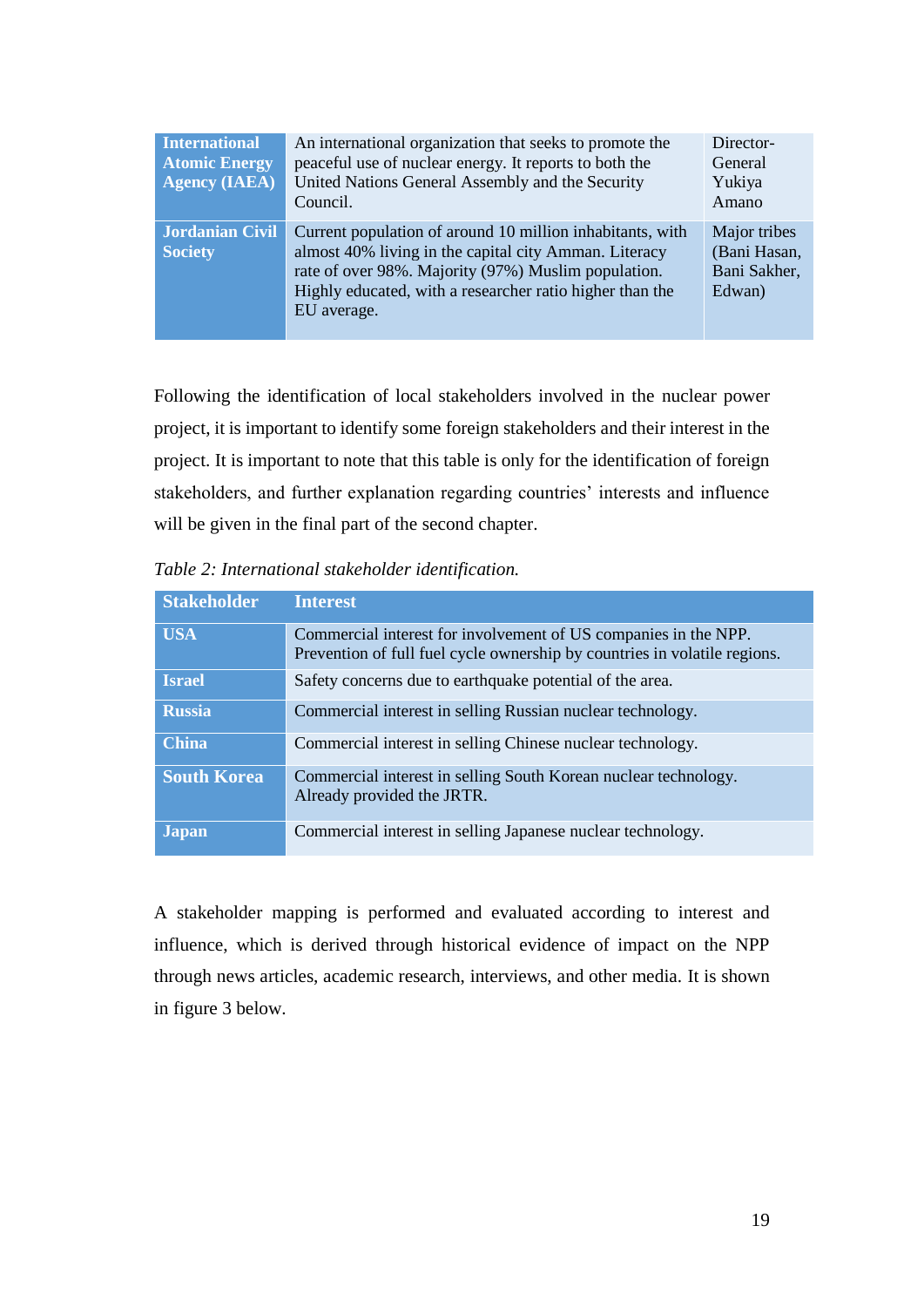| | | |
|---|---|---|
| **International Atomic Energy Agency (IAEA)** | An international organization that seeks to promote the peaceful use of nuclear energy. It reports to both the United Nations General Assembly and the Security Council. | Director-General Yukiya Amano |
| **Jordanian Civil Society** | Current population of around 10 million inhabitants, with almost 40% living in the capital city Amman. Literacy rate of over 98%. Majority (97%) Muslim population. Highly educated, with a researcher ratio higher than the EU average. | Major tribes (Bani Hasan, Bani Sakher, Edwan) |

Following the identification of local stakeholders involved in the nuclear power project, it is important to identify some foreign stakeholders and their interest in the project. It is important to note that this table is only for the identification of foreign stakeholders, and further explanation regarding countries' interests and influence will be given in the final part of the second chapter.

*Table 2: International stakeholder identification.*

| Stakeholder | Interest |
|---|---|
| **USA** | Commercial interest for involvement of US companies in the NPP. Prevention of full fuel cycle ownership by countries in volatile regions. |
| **Israel** | Safety concerns due to earthquake potential of the area. |
| **Russia** | Commercial interest in selling Russian nuclear technology. |
| **China** | Commercial interest in selling Chinese nuclear technology. |
| **South Korea** | Commercial interest in selling South Korean nuclear technology. Already provided the JRTR. |
| **Japan** | Commercial interest in selling Japanese nuclear technology. |

A stakeholder mapping is performed and evaluated according to interest and influence, which is derived through historical evidence of impact on the NPP through news articles, academic research, interviews, and other media. It is shown in figure 3 below.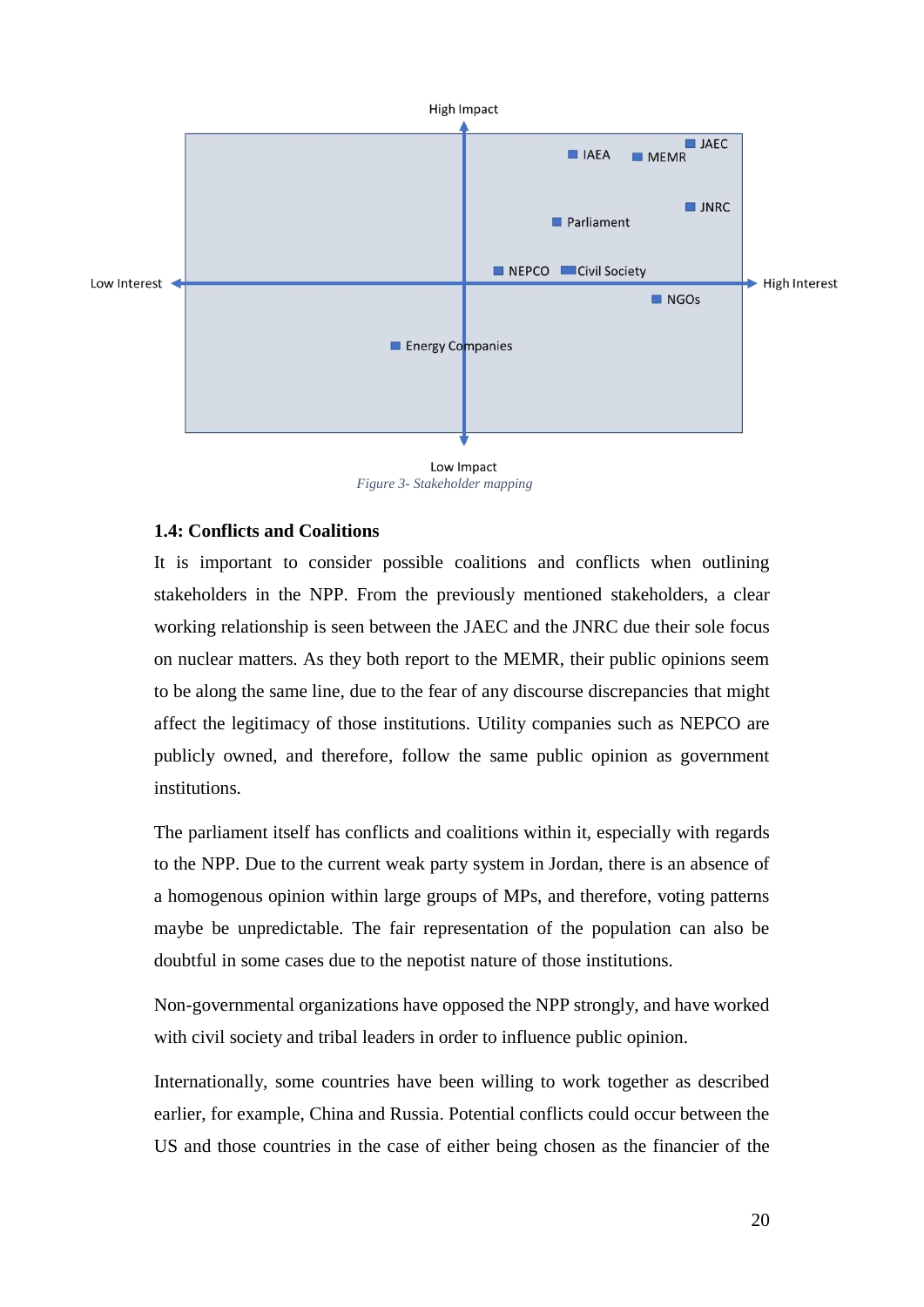High Impact

Low Interest — High Interest

- IAEA
- MEMR
- JAEC
- JNRC
- Parliament
- NEPCO
- Civil Society
- NGOs
- Energy Companies

Low Impact

*Figure 3- Stakeholder mapping*

### 1.4: Conflicts and Coalitions

It is important to consider possible coalitions and conflicts when outlining stakeholders in the NPP. From the previously mentioned stakeholders, a clear working relationship is seen between the JAEC and the JNRC due their sole focus on nuclear matters. As they both report to the MEMR, their public opinions seem to be along the same line, due to the fear of any discourse discrepancies that might affect the legitimacy of those institutions. Utility companies such as NEPCO are publicly owned, and therefore, follow the same public opinion as government institutions.

The parliament itself has conflicts and coalitions within it, especially with regards to the NPP. Due to the current weak party system in Jordan, there is an absence of a homogenous opinion within large groups of MPs, and therefore, voting patterns maybe be unpredictable. The fair representation of the population can also be doubtful in some cases due to the nepotist nature of those institutions.

Non-governmental organizations have opposed the NPP strongly, and have worked with civil society and tribal leaders in order to influence public opinion.

Internationally, some countries have been willing to work together as described earlier, for example, China and Russia. Potential conflicts could occur between the US and those countries in the case of either being chosen as the financier of the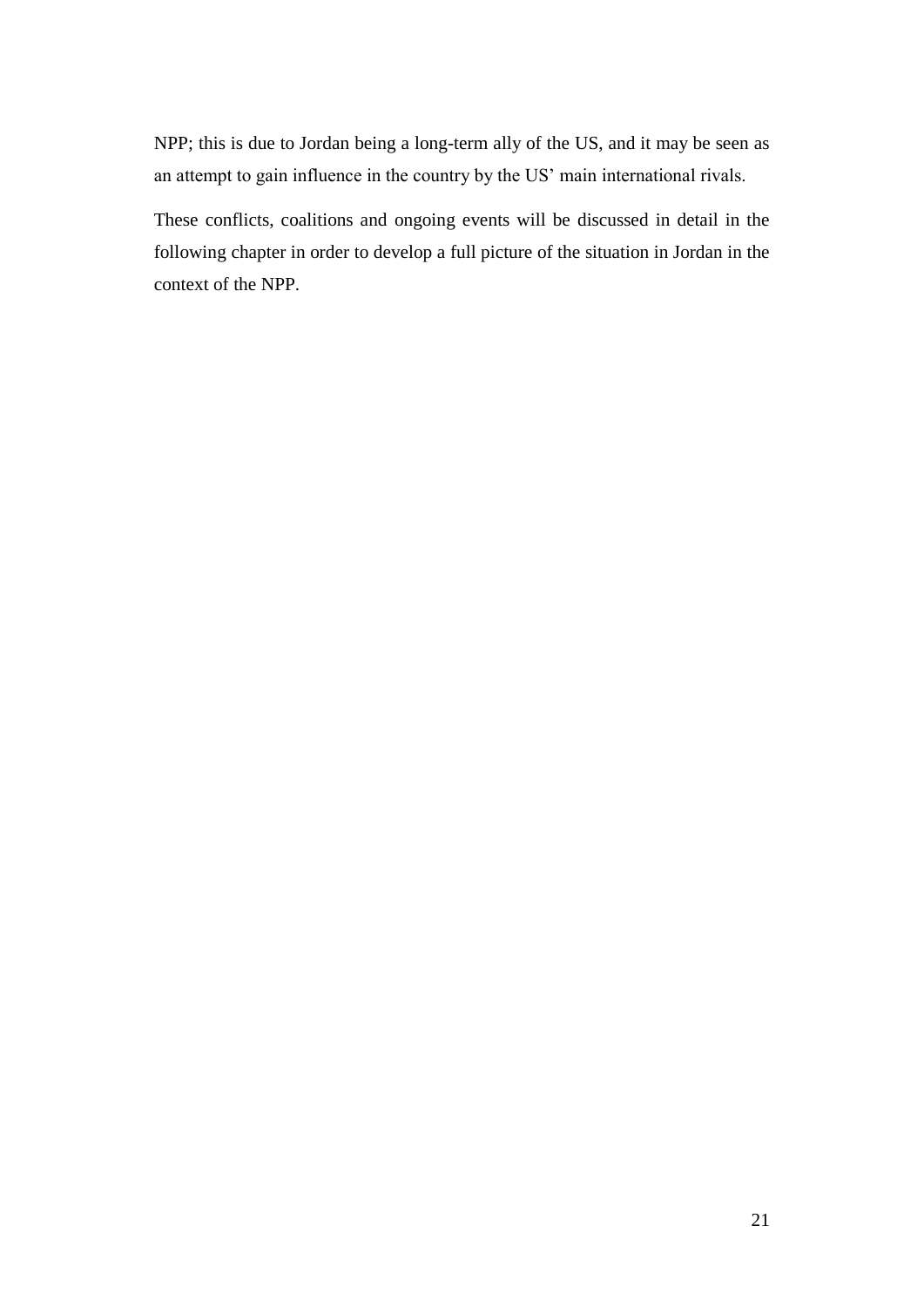NPP; this is due to Jordan being a long-term ally of the US, and it may be seen as an attempt to gain influence in the country by the US' main international rivals.

These conflicts, coalitions and ongoing events will be discussed in detail in the following chapter in order to develop a full picture of the situation in Jordan in the context of the NPP.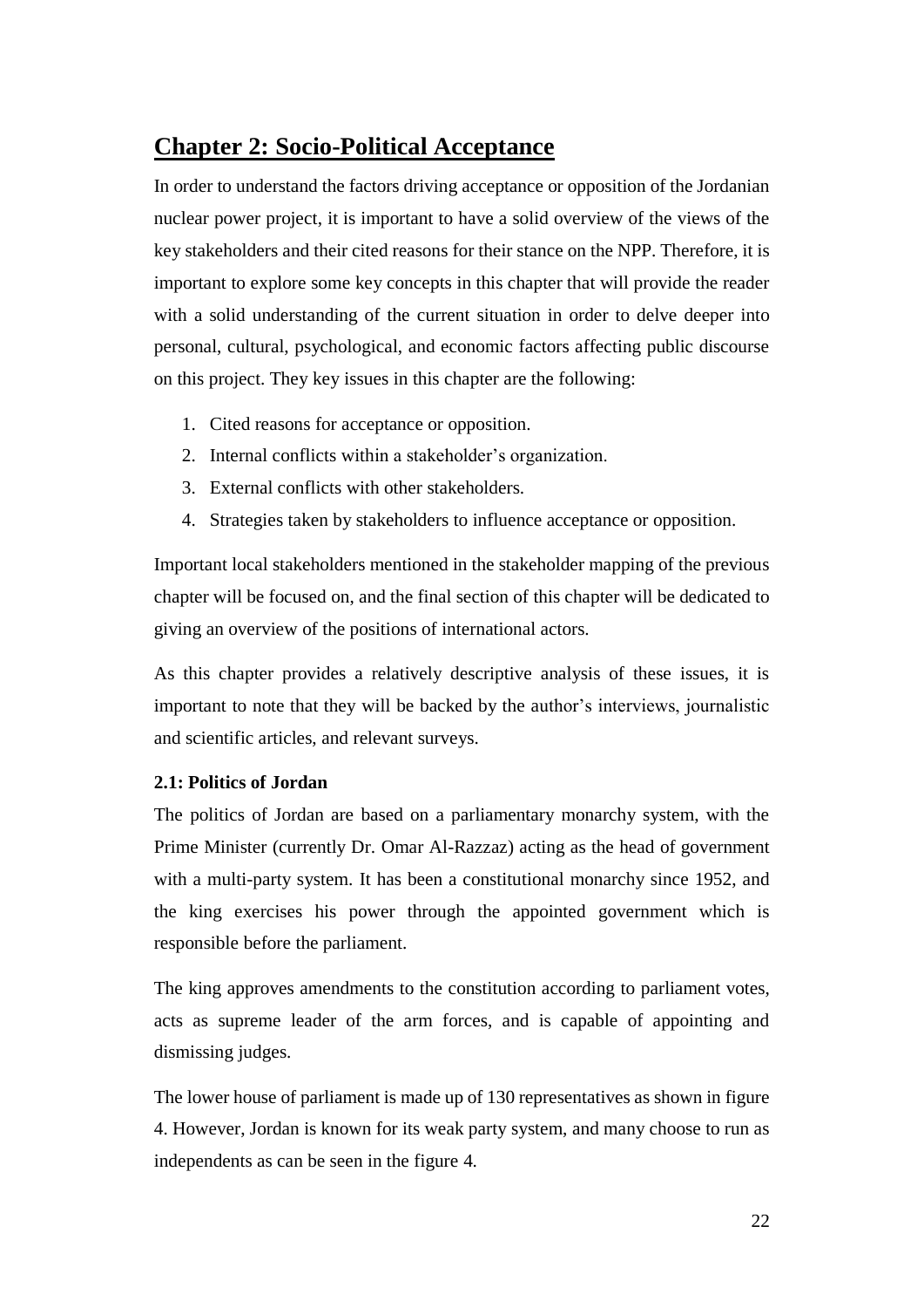# Chapter 2: Socio-Political Acceptance

In order to understand the factors driving acceptance or opposition of the Jordanian nuclear power project, it is important to have a solid overview of the views of the key stakeholders and their cited reasons for their stance on the NPP. Therefore, it is important to explore some key concepts in this chapter that will provide the reader with a solid understanding of the current situation in order to delve deeper into personal, cultural, psychological, and economic factors affecting public discourse on this project. They key issues in this chapter are the following:

1. Cited reasons for acceptance or opposition.
2. Internal conflicts within a stakeholder's organization.
3. External conflicts with other stakeholders.
4. Strategies taken by stakeholders to influence acceptance or opposition.

Important local stakeholders mentioned in the stakeholder mapping of the previous chapter will be focused on, and the final section of this chapter will be dedicated to giving an overview of the positions of international actors.

As this chapter provides a relatively descriptive analysis of these issues, it is important to note that they will be backed by the author's interviews, journalistic and scientific articles, and relevant surveys.

### 2.1: Politics of Jordan

The politics of Jordan are based on a parliamentary monarchy system, with the Prime Minister (currently Dr. Omar Al-Razzaz) acting as the head of government with a multi-party system. It has been a constitutional monarchy since 1952, and the king exercises his power through the appointed government which is responsible before the parliament.

The king approves amendments to the constitution according to parliament votes, acts as supreme leader of the arm forces, and is capable of appointing and dismissing judges.

The lower house of parliament is made up of 130 representatives as shown in figure 4. However, Jordan is known for its weak party system, and many choose to run as independents as can be seen in the figure 4.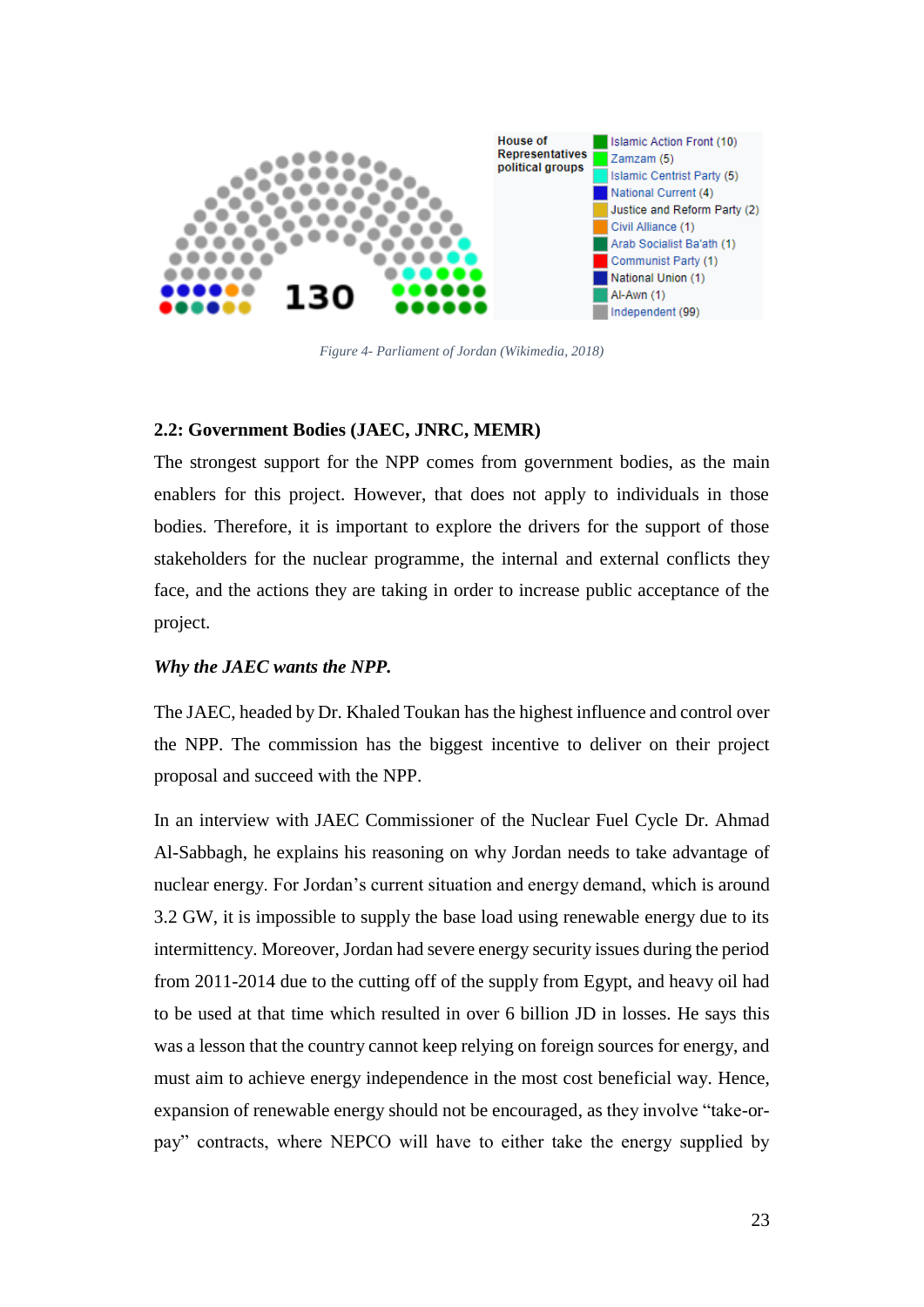Figure 4- Parliament of Jordan (Wikimedia, 2018)

### 2.2: Government Bodies (JAEC, JNRC, MEMR)

The strongest support for the NPP comes from government bodies, as the main enablers for this project. However, that does not apply to individuals in those bodies. Therefore, it is important to explore the drivers for the support of those stakeholders for the nuclear programme, the internal and external conflicts they face, and the actions they are taking in order to increase public acceptance of the project.

***Why the JAEC wants the NPP.***

The JAEC, headed by Dr. Khaled Toukan has the highest influence and control over the NPP. The commission has the biggest incentive to deliver on their project proposal and succeed with the NPP.

In an interview with JAEC Commissioner of the Nuclear Fuel Cycle Dr. Ahmad Al-Sabbagh, he explains his reasoning on why Jordan needs to take advantage of nuclear energy. For Jordan's current situation and energy demand, which is around 3.2 GW, it is impossible to supply the base load using renewable energy due to its intermittency. Moreover, Jordan had severe energy security issues during the period from 2011-2014 due to the cutting off of the supply from Egypt, and heavy oil had to be used at that time which resulted in over 6 billion JD in losses. He says this was a lesson that the country cannot keep relying on foreign sources for energy, and must aim to achieve energy independence in the most cost beneficial way. Hence, expansion of renewable energy should not be encouraged, as they involve "take-or-pay" contracts, where NEPCO will have to either take the energy supplied by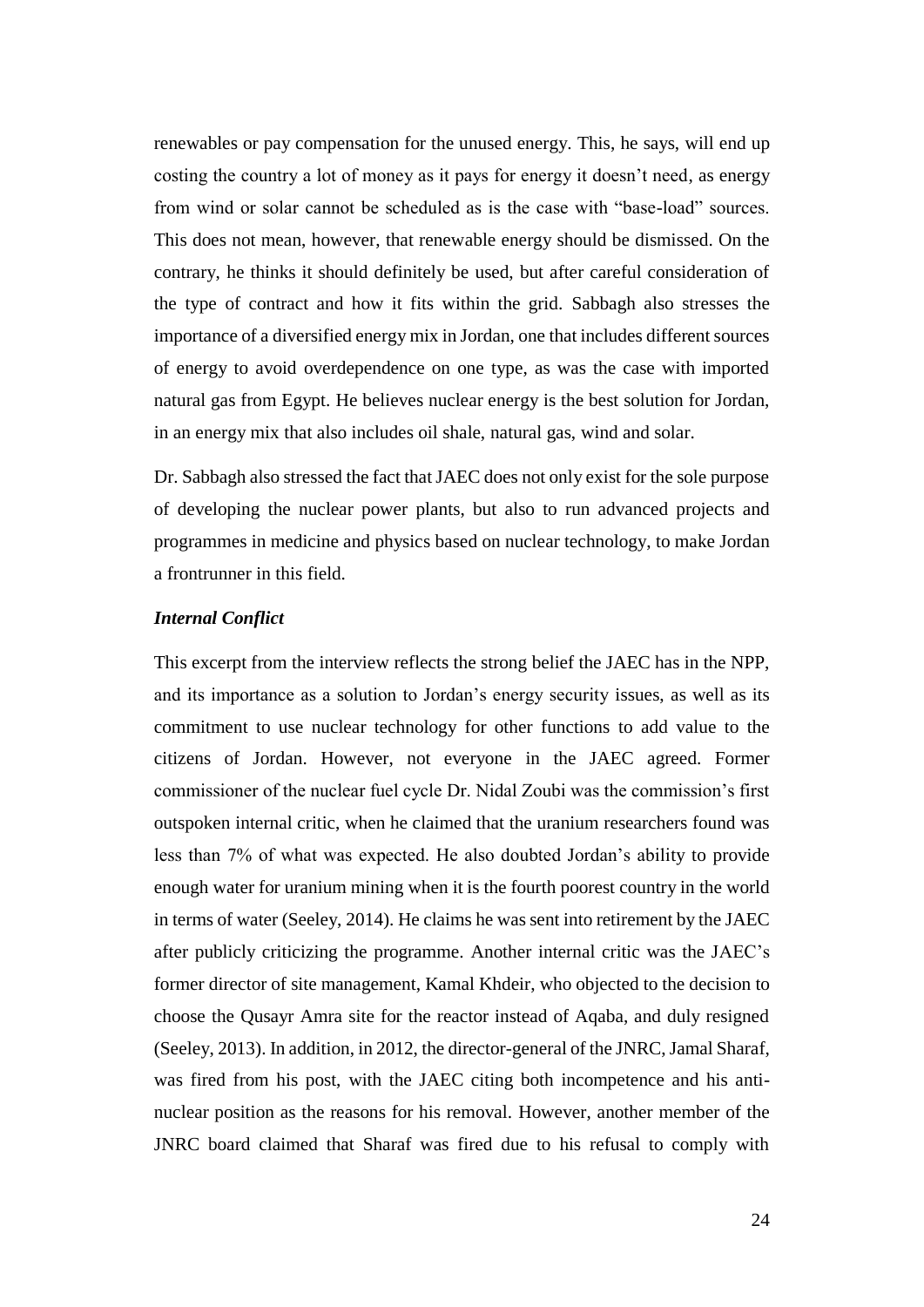renewables or pay compensation for the unused energy. This, he says, will end up costing the country a lot of money as it pays for energy it doesn't need, as energy from wind or solar cannot be scheduled as is the case with "base-load" sources. This does not mean, however, that renewable energy should be dismissed. On the contrary, he thinks it should definitely be used, but after careful consideration of the type of contract and how it fits within the grid. Sabbagh also stresses the importance of a diversified energy mix in Jordan, one that includes different sources of energy to avoid overdependence on one type, as was the case with imported natural gas from Egypt. He believes nuclear energy is the best solution for Jordan, in an energy mix that also includes oil shale, natural gas, wind and solar.

Dr. Sabbagh also stressed the fact that JAEC does not only exist for the sole purpose of developing the nuclear power plants, but also to run advanced projects and programmes in medicine and physics based on nuclear technology, to make Jordan a frontrunner in this field.

***Internal Conflict***

This excerpt from the interview reflects the strong belief the JAEC has in the NPP, and its importance as a solution to Jordan's energy security issues, as well as its commitment to use nuclear technology for other functions to add value to the citizens of Jordan. However, not everyone in the JAEC agreed. Former commissioner of the nuclear fuel cycle Dr. Nidal Zoubi was the commission's first outspoken internal critic, when he claimed that the uranium researchers found was less than 7% of what was expected. He also doubted Jordan's ability to provide enough water for uranium mining when it is the fourth poorest country in the world in terms of water (Seeley, 2014). He claims he was sent into retirement by the JAEC after publicly criticizing the programme. Another internal critic was the JAEC's former director of site management, Kamal Khdeir, who objected to the decision to choose the Qusayr Amra site for the reactor instead of Aqaba, and duly resigned (Seeley, 2013). In addition, in 2012, the director-general of the JNRC, Jamal Sharaf, was fired from his post, with the JAEC citing both incompetence and his anti-nuclear position as the reasons for his removal. However, another member of the JNRC board claimed that Sharaf was fired due to his refusal to comply with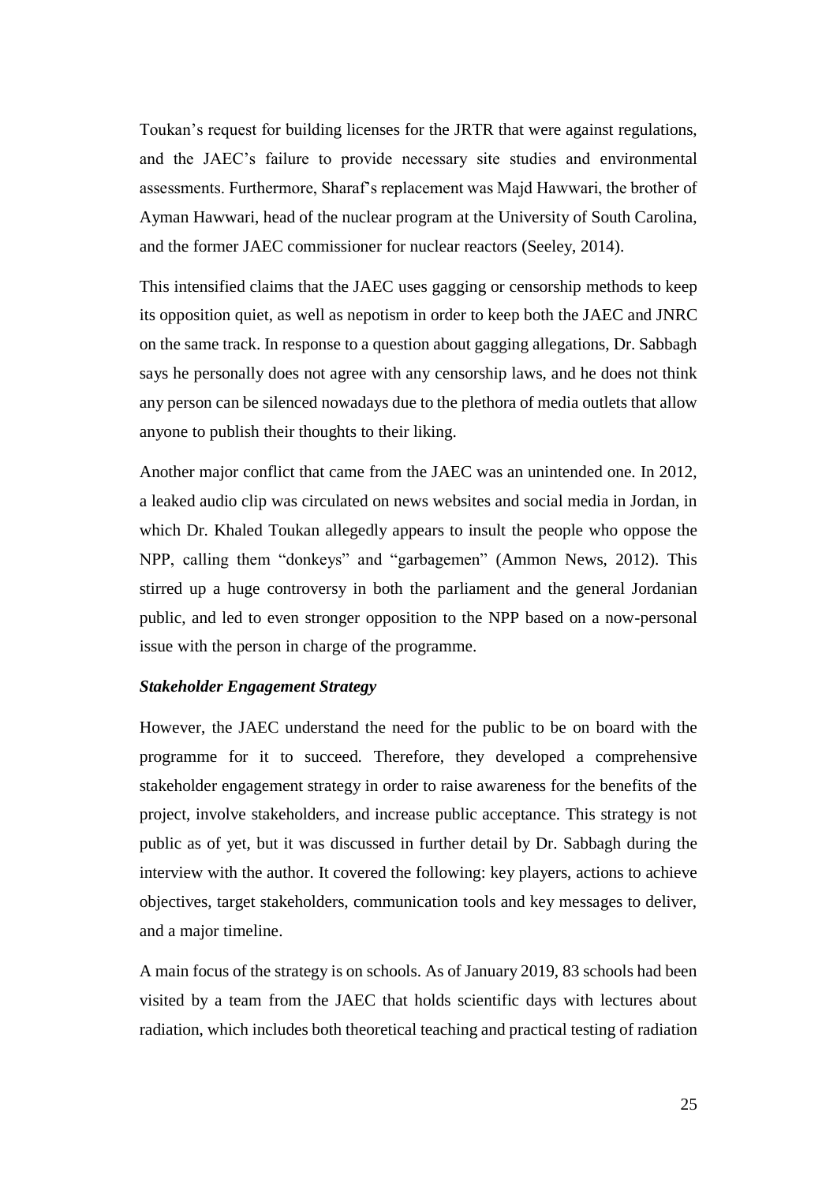Toukan's request for building licenses for the JRTR that were against regulations, and the JAEC's failure to provide necessary site studies and environmental assessments. Furthermore, Sharaf's replacement was Majd Hawwari, the brother of Ayman Hawwari, head of the nuclear program at the University of South Carolina, and the former JAEC commissioner for nuclear reactors (Seeley, 2014).

This intensified claims that the JAEC uses gagging or censorship methods to keep its opposition quiet, as well as nepotism in order to keep both the JAEC and JNRC on the same track. In response to a question about gagging allegations, Dr. Sabbagh says he personally does not agree with any censorship laws, and he does not think any person can be silenced nowadays due to the plethora of media outlets that allow anyone to publish their thoughts to their liking.

Another major conflict that came from the JAEC was an unintended one. In 2012, a leaked audio clip was circulated on news websites and social media in Jordan, in which Dr. Khaled Toukan allegedly appears to insult the people who oppose the NPP, calling them "donkeys" and "garbagemen" (Ammon News, 2012). This stirred up a huge controversy in both the parliament and the general Jordanian public, and led to even stronger opposition to the NPP based on a now-personal issue with the person in charge of the programme.

***Stakeholder Engagement Strategy***

However, the JAEC understand the need for the public to be on board with the programme for it to succeed. Therefore, they developed a comprehensive stakeholder engagement strategy in order to raise awareness for the benefits of the project, involve stakeholders, and increase public acceptance. This strategy is not public as of yet, but it was discussed in further detail by Dr. Sabbagh during the interview with the author. It covered the following: key players, actions to achieve objectives, target stakeholders, communication tools and key messages to deliver, and a major timeline.

A main focus of the strategy is on schools. As of January 2019, 83 schools had been visited by a team from the JAEC that holds scientific days with lectures about radiation, which includes both theoretical teaching and practical testing of radiation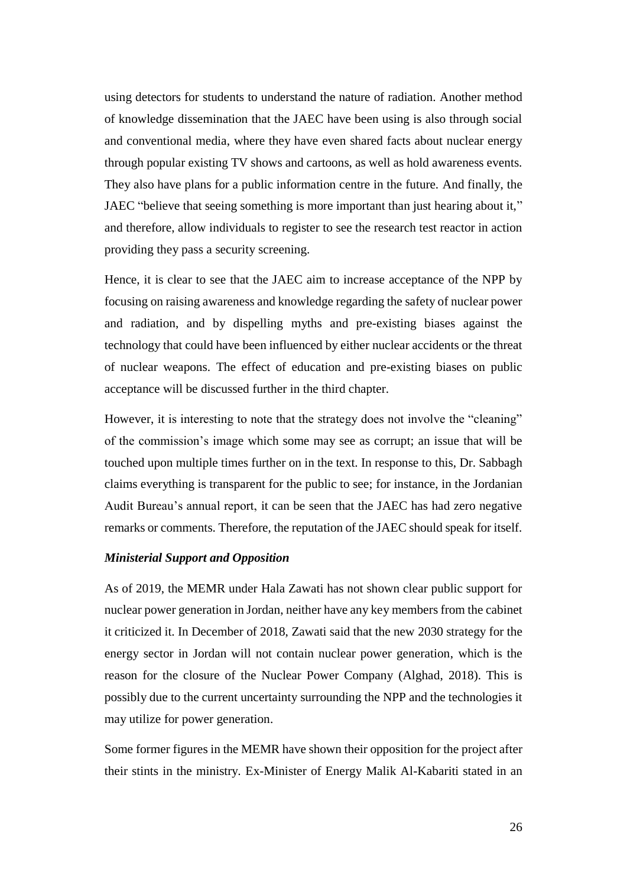using detectors for students to understand the nature of radiation. Another method of knowledge dissemination that the JAEC have been using is also through social and conventional media, where they have even shared facts about nuclear energy through popular existing TV shows and cartoons, as well as hold awareness events. They also have plans for a public information centre in the future. And finally, the JAEC "believe that seeing something is more important than just hearing about it," and therefore, allow individuals to register to see the research test reactor in action providing they pass a security screening.

Hence, it is clear to see that the JAEC aim to increase acceptance of the NPP by focusing on raising awareness and knowledge regarding the safety of nuclear power and radiation, and by dispelling myths and pre-existing biases against the technology that could have been influenced by either nuclear accidents or the threat of nuclear weapons. The effect of education and pre-existing biases on public acceptance will be discussed further in the third chapter.

However, it is interesting to note that the strategy does not involve the "cleaning" of the commission's image which some may see as corrupt; an issue that will be touched upon multiple times further on in the text. In response to this, Dr. Sabbagh claims everything is transparent for the public to see; for instance, in the Jordanian Audit Bureau's annual report, it can be seen that the JAEC has had zero negative remarks or comments. Therefore, the reputation of the JAEC should speak for itself.

***Ministerial Support and Opposition***

As of 2019, the MEMR under Hala Zawati has not shown clear public support for nuclear power generation in Jordan, neither have any key members from the cabinet it criticized it. In December of 2018, Zawati said that the new 2030 strategy for the energy sector in Jordan will not contain nuclear power generation, which is the reason for the closure of the Nuclear Power Company (Alghad, 2018). This is possibly due to the current uncertainty surrounding the NPP and the technologies it may utilize for power generation.

Some former figures in the MEMR have shown their opposition for the project after their stints in the ministry. Ex-Minister of Energy Malik Al-Kabariti stated in an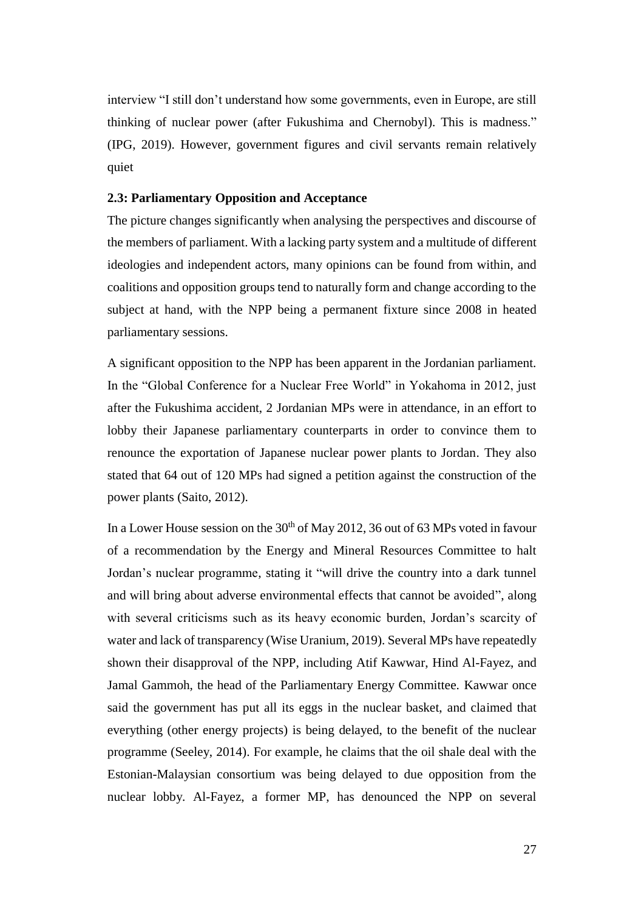interview "I still don't understand how some governments, even in Europe, are still thinking of nuclear power (after Fukushima and Chernobyl). This is madness." (IPG, 2019). However, government figures and civil servants remain relatively quiet

### 2.3: Parliamentary Opposition and Acceptance

The picture changes significantly when analysing the perspectives and discourse of the members of parliament. With a lacking party system and a multitude of different ideologies and independent actors, many opinions can be found from within, and coalitions and opposition groups tend to naturally form and change according to the subject at hand, with the NPP being a permanent fixture since 2008 in heated parliamentary sessions.

A significant opposition to the NPP has been apparent in the Jordanian parliament. In the "Global Conference for a Nuclear Free World" in Yokahoma in 2012, just after the Fukushima accident, 2 Jordanian MPs were in attendance, in an effort to lobby their Japanese parliamentary counterparts in order to convince them to renounce the exportation of Japanese nuclear power plants to Jordan. They also stated that 64 out of 120 MPs had signed a petition against the construction of the power plants (Saito, 2012).

In a Lower House session on the 30th of May 2012, 36 out of 63 MPs voted in favour of a recommendation by the Energy and Mineral Resources Committee to halt Jordan's nuclear programme, stating it "will drive the country into a dark tunnel and will bring about adverse environmental effects that cannot be avoided", along with several criticisms such as its heavy economic burden, Jordan's scarcity of water and lack of transparency (Wise Uranium, 2019). Several MPs have repeatedly shown their disapproval of the NPP, including Atif Kawwar, Hind Al-Fayez, and Jamal Gammoh, the head of the Parliamentary Energy Committee. Kawwar once said the government has put all its eggs in the nuclear basket, and claimed that everything (other energy projects) is being delayed, to the benefit of the nuclear programme (Seeley, 2014). For example, he claims that the oil shale deal with the Estonian-Malaysian consortium was being delayed to due opposition from the nuclear lobby. Al-Fayez, a former MP, has denounced the NPP on several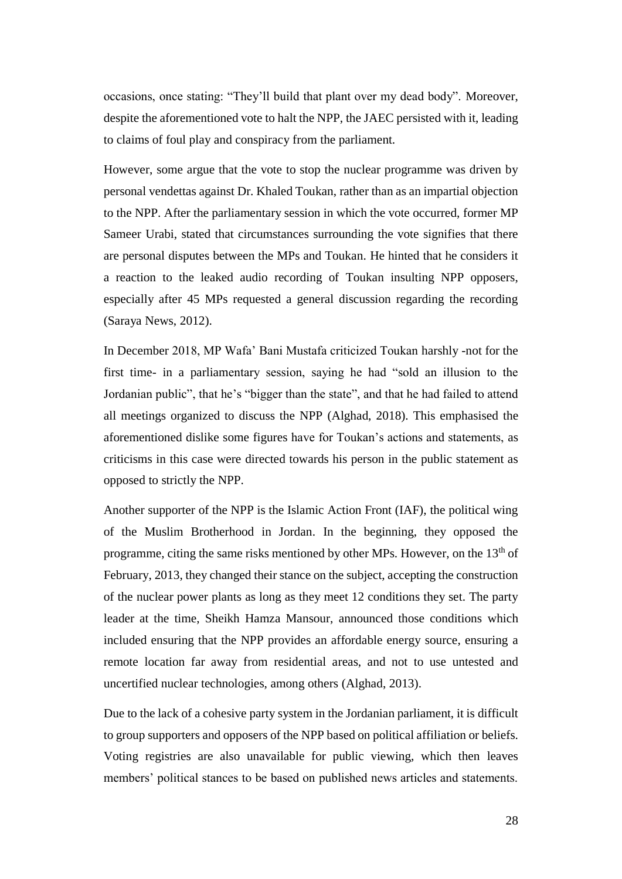occasions, once stating: "They'll build that plant over my dead body". Moreover, despite the aforementioned vote to halt the NPP, the JAEC persisted with it, leading to claims of foul play and conspiracy from the parliament.

However, some argue that the vote to stop the nuclear programme was driven by personal vendettas against Dr. Khaled Toukan, rather than as an impartial objection to the NPP. After the parliamentary session in which the vote occurred, former MP Sameer Urabi, stated that circumstances surrounding the vote signifies that there are personal disputes between the MPs and Toukan. He hinted that he considers it a reaction to the leaked audio recording of Toukan insulting NPP opposers, especially after 45 MPs requested a general discussion regarding the recording (Saraya News, 2012).

In December 2018, MP Wafa' Bani Mustafa criticized Toukan harshly -not for the first time- in a parliamentary session, saying he had "sold an illusion to the Jordanian public", that he's "bigger than the state", and that he had failed to attend all meetings organized to discuss the NPP (Alghad, 2018). This emphasised the aforementioned dislike some figures have for Toukan's actions and statements, as criticisms in this case were directed towards his person in the public statement as opposed to strictly the NPP.

Another supporter of the NPP is the Islamic Action Front (IAF), the political wing of the Muslim Brotherhood in Jordan. In the beginning, they opposed the programme, citing the same risks mentioned by other MPs. However, on the 13th of February, 2013, they changed their stance on the subject, accepting the construction of the nuclear power plants as long as they meet 12 conditions they set. The party leader at the time, Sheikh Hamza Mansour, announced those conditions which included ensuring that the NPP provides an affordable energy source, ensuring a remote location far away from residential areas, and not to use untested and uncertified nuclear technologies, among others (Alghad, 2013).

Due to the lack of a cohesive party system in the Jordanian parliament, it is difficult to group supporters and opposers of the NPP based on political affiliation or beliefs. Voting registries are also unavailable for public viewing, which then leaves members' political stances to be based on published news articles and statements.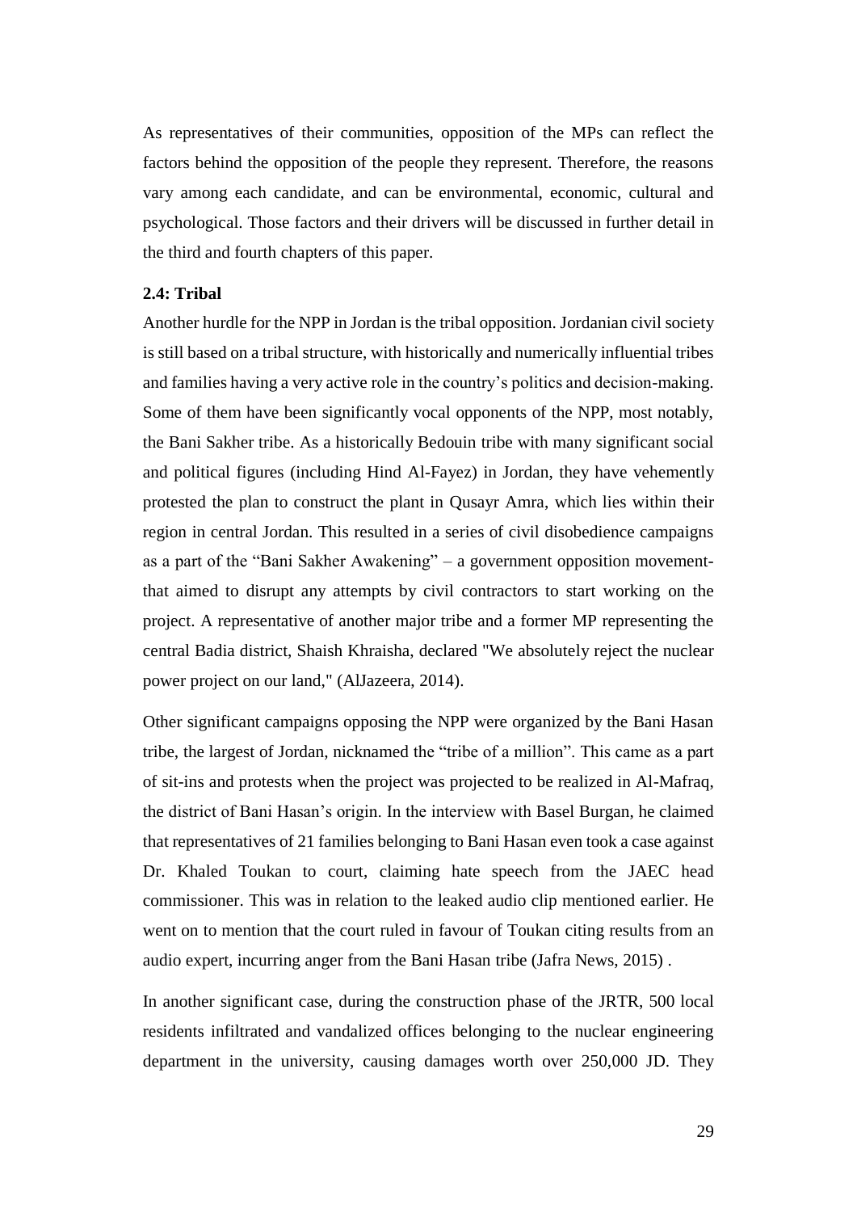As representatives of their communities, opposition of the MPs can reflect the factors behind the opposition of the people they represent. Therefore, the reasons vary among each candidate, and can be environmental, economic, cultural and psychological. Those factors and their drivers will be discussed in further detail in the third and fourth chapters of this paper.

### 2.4: Tribal

Another hurdle for the NPP in Jordan is the tribal opposition. Jordanian civil society is still based on a tribal structure, with historically and numerically influential tribes and families having a very active role in the country's politics and decision-making. Some of them have been significantly vocal opponents of the NPP, most notably, the Bani Sakher tribe. As a historically Bedouin tribe with many significant social and political figures (including Hind Al-Fayez) in Jordan, they have vehemently protested the plan to construct the plant in Qusayr Amra, which lies within their region in central Jordan. This resulted in a series of civil disobedience campaigns as a part of the "Bani Sakher Awakening" – a government opposition movement- that aimed to disrupt any attempts by civil contractors to start working on the project. A representative of another major tribe and a former MP representing the central Badia district, Shaish Khraisha, declared "We absolutely reject the nuclear power project on our land," (AlJazeera, 2014).

Other significant campaigns opposing the NPP were organized by the Bani Hasan tribe, the largest of Jordan, nicknamed the "tribe of a million". This came as a part of sit-ins and protests when the project was projected to be realized in Al-Mafraq, the district of Bani Hasan's origin. In the interview with Basel Burgan, he claimed that representatives of 21 families belonging to Bani Hasan even took a case against Dr. Khaled Toukan to court, claiming hate speech from the JAEC head commissioner. This was in relation to the leaked audio clip mentioned earlier. He went on to mention that the court ruled in favour of Toukan citing results from an audio expert, incurring anger from the Bani Hasan tribe (Jafra News, 2015) .

In another significant case, during the construction phase of the JRTR, 500 local residents infiltrated and vandalized offices belonging to the nuclear engineering department in the university, causing damages worth over 250,000 JD. They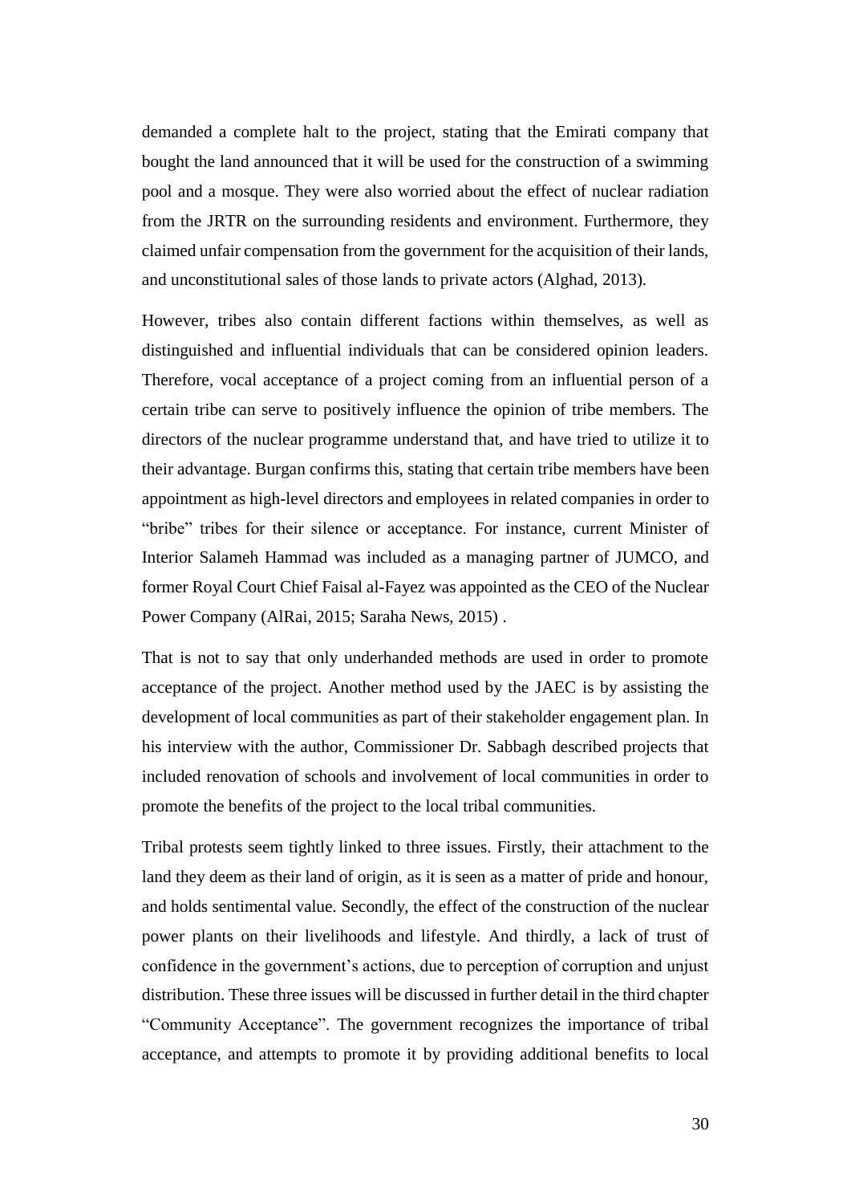demanded a complete halt to the project, stating that the Emirati company that bought the land announced that it will be used for the construction of a swimming pool and a mosque. They were also worried about the effect of nuclear radiation from the JRTR on the surrounding residents and environment. Furthermore, they claimed unfair compensation from the government for the acquisition of their lands, and unconstitutional sales of those lands to private actors (Alghad, 2013).

However, tribes also contain different factions within themselves, as well as distinguished and influential individuals that can be considered opinion leaders. Therefore, vocal acceptance of a project coming from an influential person of a certain tribe can serve to positively influence the opinion of tribe members. The directors of the nuclear programme understand that, and have tried to utilize it to their advantage. Burgan confirms this, stating that certain tribe members have been appointment as high-level directors and employees in related companies in order to "bribe" tribes for their silence or acceptance. For instance, current Minister of Interior Salameh Hammad was included as a managing partner of JUMCO, and former Royal Court Chief Faisal al-Fayez was appointed as the CEO of the Nuclear Power Company (AlRai, 2015; Saraha News, 2015) .

That is not to say that only underhanded methods are used in order to promote acceptance of the project. Another method used by the JAEC is by assisting the development of local communities as part of their stakeholder engagement plan. In his interview with the author, Commissioner Dr. Sabbagh described projects that included renovation of schools and involvement of local communities in order to promote the benefits of the project to the local tribal communities.

Tribal protests seem tightly linked to three issues. Firstly, their attachment to the land they deem as their land of origin, as it is seen as a matter of pride and honour, and holds sentimental value. Secondly, the effect of the construction of the nuclear power plants on their livelihoods and lifestyle. And thirdly, a lack of trust of confidence in the government's actions, due to perception of corruption and unjust distribution. These three issues will be discussed in further detail in the third chapter "Community Acceptance". The government recognizes the importance of tribal acceptance, and attempts to promote it by providing additional benefits to local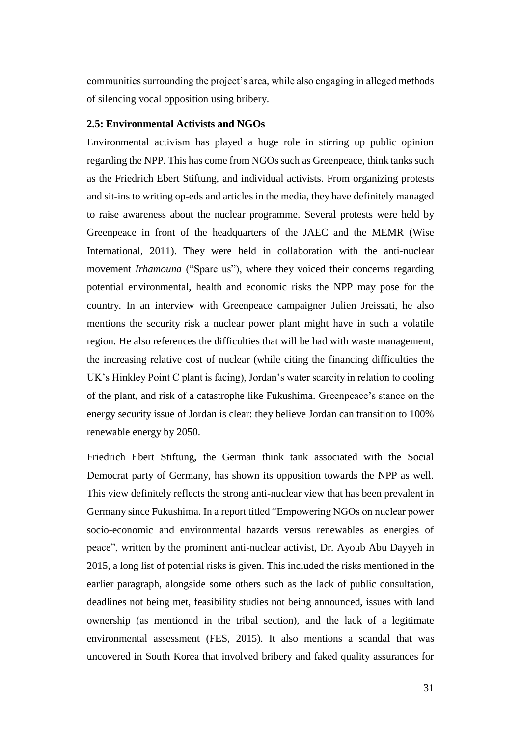communities surrounding the project's area, while also engaging in alleged methods of silencing vocal opposition using bribery.

### 2.5: Environmental Activists and NGOs

Environmental activism has played a huge role in stirring up public opinion regarding the NPP. This has come from NGOs such as Greenpeace, think tanks such as the Friedrich Ebert Stiftung, and individual activists. From organizing protests and sit-ins to writing op-eds and articles in the media, they have definitely managed to raise awareness about the nuclear programme. Several protests were held by Greenpeace in front of the headquarters of the JAEC and the MEMR (Wise International, 2011). They were held in collaboration with the anti-nuclear movement *Irhamouna* ("Spare us"), where they voiced their concerns regarding potential environmental, health and economic risks the NPP may pose for the country. In an interview with Greenpeace campaigner Julien Jreissati, he also mentions the security risk a nuclear power plant might have in such a volatile region. He also references the difficulties that will be had with waste management, the increasing relative cost of nuclear (while citing the financing difficulties the UK's Hinkley Point C plant is facing), Jordan's water scarcity in relation to cooling of the plant, and risk of a catastrophe like Fukushima. Greenpeace's stance on the energy security issue of Jordan is clear: they believe Jordan can transition to 100% renewable energy by 2050.

Friedrich Ebert Stiftung, the German think tank associated with the Social Democrat party of Germany, has shown its opposition towards the NPP as well. This view definitely reflects the strong anti-nuclear view that has been prevalent in Germany since Fukushima. In a report titled "Empowering NGOs on nuclear power socio-economic and environmental hazards versus renewables as energies of peace", written by the prominent anti-nuclear activist, Dr. Ayoub Abu Dayyeh in 2015, a long list of potential risks is given. This included the risks mentioned in the earlier paragraph, alongside some others such as the lack of public consultation, deadlines not being met, feasibility studies not being announced, issues with land ownership (as mentioned in the tribal section), and the lack of a legitimate environmental assessment (FES, 2015). It also mentions a scandal that was uncovered in South Korea that involved bribery and faked quality assurances for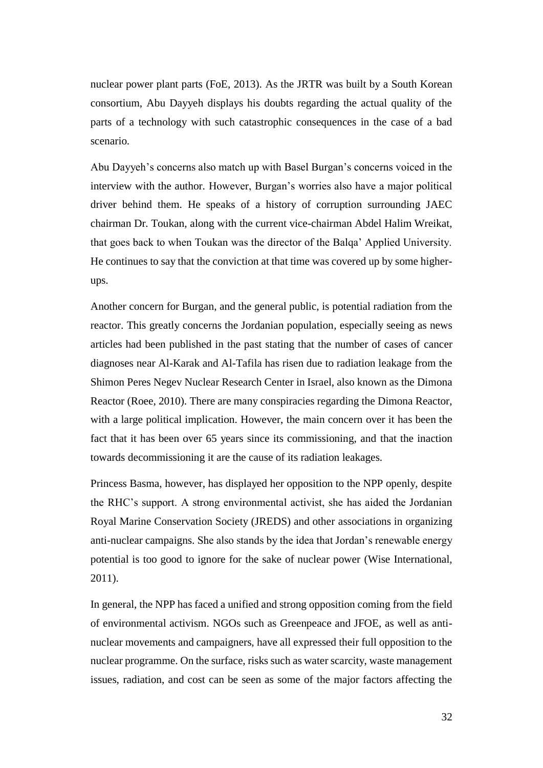nuclear power plant parts (FoE, 2013). As the JRTR was built by a South Korean consortium, Abu Dayyeh displays his doubts regarding the actual quality of the parts of a technology with such catastrophic consequences in the case of a bad scenario.

Abu Dayyeh's concerns also match up with Basel Burgan's concerns voiced in the interview with the author. However, Burgan's worries also have a major political driver behind them. He speaks of a history of corruption surrounding JAEC chairman Dr. Toukan, along with the current vice-chairman Abdel Halim Wreikat, that goes back to when Toukan was the director of the Balqa' Applied University. He continues to say that the conviction at that time was covered up by some higher-ups.

Another concern for Burgan, and the general public, is potential radiation from the reactor. This greatly concerns the Jordanian population, especially seeing as news articles had been published in the past stating that the number of cases of cancer diagnoses near Al-Karak and Al-Tafila has risen due to radiation leakage from the Shimon Peres Negev Nuclear Research Center in Israel, also known as the Dimona Reactor (Roee, 2010). There are many conspiracies regarding the Dimona Reactor, with a large political implication. However, the main concern over it has been the fact that it has been over 65 years since its commissioning, and that the inaction towards decommissioning it are the cause of its radiation leakages.

Princess Basma, however, has displayed her opposition to the NPP openly, despite the RHC's support. A strong environmental activist, she has aided the Jordanian Royal Marine Conservation Society (JREDS) and other associations in organizing anti-nuclear campaigns. She also stands by the idea that Jordan's renewable energy potential is too good to ignore for the sake of nuclear power (Wise International, 2011).

In general, the NPP has faced a unified and strong opposition coming from the field of environmental activism. NGOs such as Greenpeace and JFOE, as well as anti-nuclear movements and campaigners, have all expressed their full opposition to the nuclear programme. On the surface, risks such as water scarcity, waste management issues, radiation, and cost can be seen as some of the major factors affecting the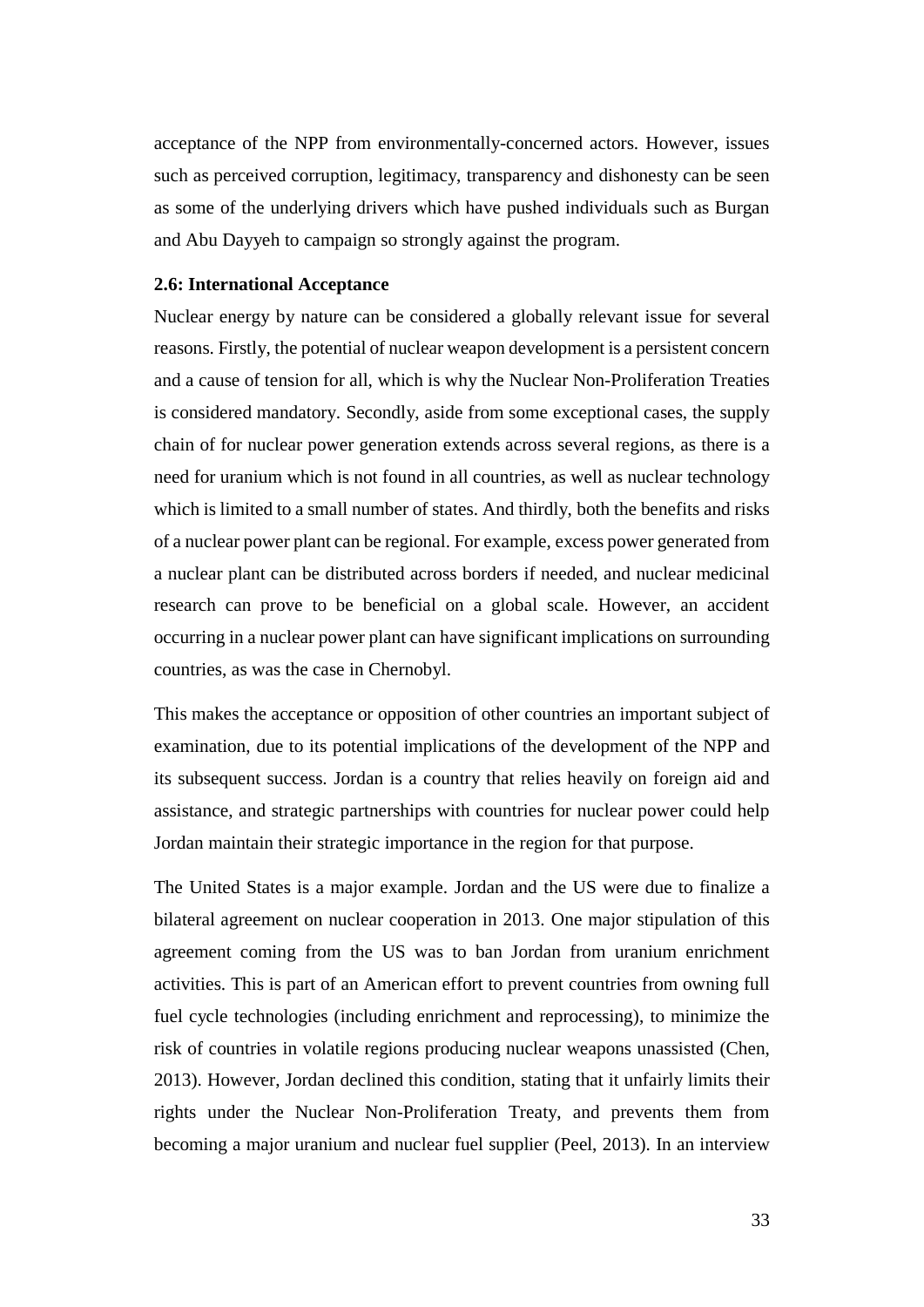acceptance of the NPP from environmentally-concerned actors. However, issues such as perceived corruption, legitimacy, transparency and dishonesty can be seen as some of the underlying drivers which have pushed individuals such as Burgan and Abu Dayyeh to campaign so strongly against the program.

### 2.6: International Acceptance

Nuclear energy by nature can be considered a globally relevant issue for several reasons. Firstly, the potential of nuclear weapon development is a persistent concern and a cause of tension for all, which is why the Nuclear Non-Proliferation Treaties is considered mandatory. Secondly, aside from some exceptional cases, the supply chain of for nuclear power generation extends across several regions, as there is a need for uranium which is not found in all countries, as well as nuclear technology which is limited to a small number of states. And thirdly, both the benefits and risks of a nuclear power plant can be regional. For example, excess power generated from a nuclear plant can be distributed across borders if needed, and nuclear medicinal research can prove to be beneficial on a global scale. However, an accident occurring in a nuclear power plant can have significant implications on surrounding countries, as was the case in Chernobyl.

This makes the acceptance or opposition of other countries an important subject of examination, due to its potential implications of the development of the NPP and its subsequent success. Jordan is a country that relies heavily on foreign aid and assistance, and strategic partnerships with countries for nuclear power could help Jordan maintain their strategic importance in the region for that purpose.

The United States is a major example. Jordan and the US were due to finalize a bilateral agreement on nuclear cooperation in 2013. One major stipulation of this agreement coming from the US was to ban Jordan from uranium enrichment activities. This is part of an American effort to prevent countries from owning full fuel cycle technologies (including enrichment and reprocessing), to minimize the risk of countries in volatile regions producing nuclear weapons unassisted (Chen, 2013). However, Jordan declined this condition, stating that it unfairly limits their rights under the Nuclear Non-Proliferation Treaty, and prevents them from becoming a major uranium and nuclear fuel supplier (Peel, 2013). In an interview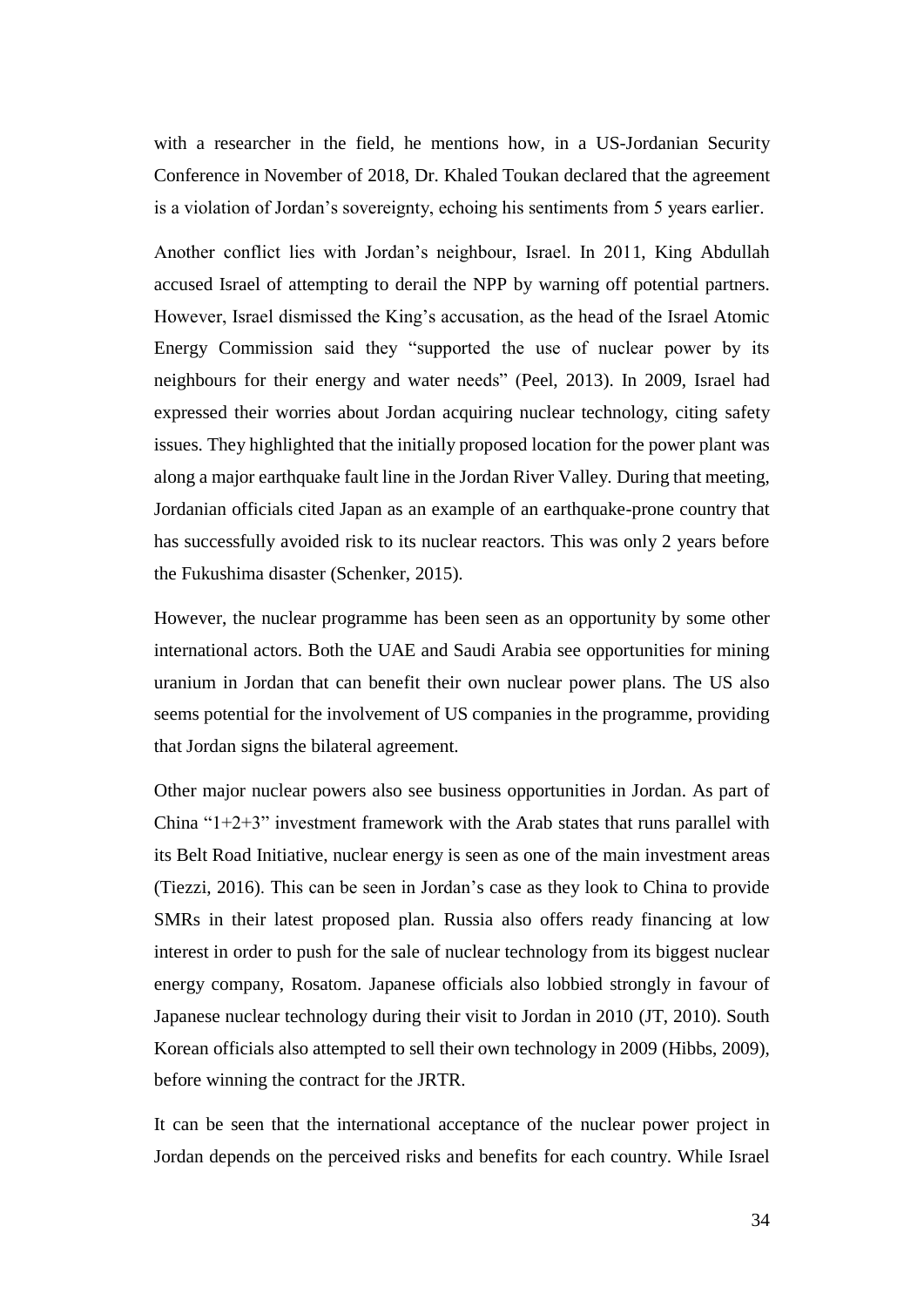with a researcher in the field, he mentions how, in a US-Jordanian Security Conference in November of 2018, Dr. Khaled Toukan declared that the agreement is a violation of Jordan's sovereignty, echoing his sentiments from 5 years earlier.

Another conflict lies with Jordan's neighbour, Israel. In 2011, King Abdullah accused Israel of attempting to derail the NPP by warning off potential partners. However, Israel dismissed the King's accusation, as the head of the Israel Atomic Energy Commission said they "supported the use of nuclear power by its neighbours for their energy and water needs" (Peel, 2013). In 2009, Israel had expressed their worries about Jordan acquiring nuclear technology, citing safety issues. They highlighted that the initially proposed location for the power plant was along a major earthquake fault line in the Jordan River Valley. During that meeting, Jordanian officials cited Japan as an example of an earthquake-prone country that has successfully avoided risk to its nuclear reactors. This was only 2 years before the Fukushima disaster (Schenker, 2015).

However, the nuclear programme has been seen as an opportunity by some other international actors. Both the UAE and Saudi Arabia see opportunities for mining uranium in Jordan that can benefit their own nuclear power plans. The US also seems potential for the involvement of US companies in the programme, providing that Jordan signs the bilateral agreement.

Other major nuclear powers also see business opportunities in Jordan. As part of China "1+2+3" investment framework with the Arab states that runs parallel with its Belt Road Initiative, nuclear energy is seen as one of the main investment areas (Tiezzi, 2016). This can be seen in Jordan's case as they look to China to provide SMRs in their latest proposed plan. Russia also offers ready financing at low interest in order to push for the sale of nuclear technology from its biggest nuclear energy company, Rosatom. Japanese officials also lobbied strongly in favour of Japanese nuclear technology during their visit to Jordan in 2010 (JT, 2010). South Korean officials also attempted to sell their own technology in 2009 (Hibbs, 2009), before winning the contract for the JRTR.

It can be seen that the international acceptance of the nuclear power project in Jordan depends on the perceived risks and benefits for each country. While Israel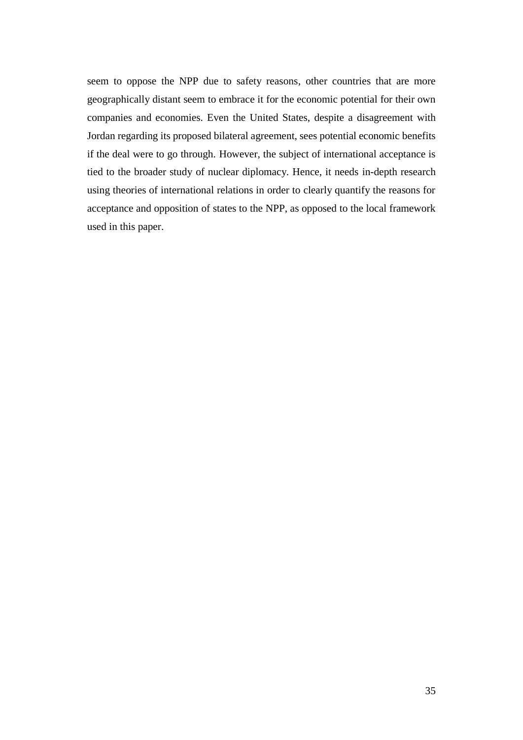seem to oppose the NPP due to safety reasons, other countries that are more geographically distant seem to embrace it for the economic potential for their own companies and economies. Even the United States, despite a disagreement with Jordan regarding its proposed bilateral agreement, sees potential economic benefits if the deal were to go through. However, the subject of international acceptance is tied to the broader study of nuclear diplomacy. Hence, it needs in-depth research using theories of international relations in order to clearly quantify the reasons for acceptance and opposition of states to the NPP, as opposed to the local framework used in this paper.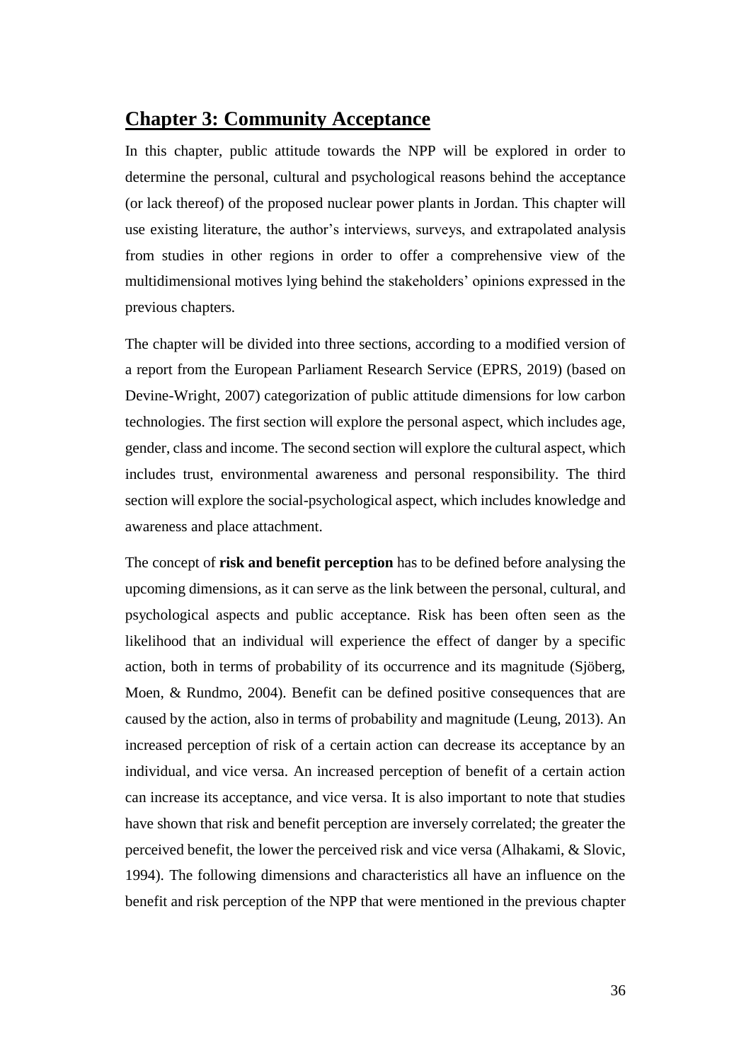# Chapter 3: Community Acceptance

In this chapter, public attitude towards the NPP will be explored in order to determine the personal, cultural and psychological reasons behind the acceptance (or lack thereof) of the proposed nuclear power plants in Jordan. This chapter will use existing literature, the author's interviews, surveys, and extrapolated analysis from studies in other regions in order to offer a comprehensive view of the multidimensional motives lying behind the stakeholders' opinions expressed in the previous chapters.

The chapter will be divided into three sections, according to a modified version of a report from the European Parliament Research Service (EPRS, 2019) (based on Devine-Wright, 2007) categorization of public attitude dimensions for low carbon technologies. The first section will explore the personal aspect, which includes age, gender, class and income. The second section will explore the cultural aspect, which includes trust, environmental awareness and personal responsibility. The third section will explore the social-psychological aspect, which includes knowledge and awareness and place attachment.

The concept of **risk and benefit perception** has to be defined before analysing the upcoming dimensions, as it can serve as the link between the personal, cultural, and psychological aspects and public acceptance. Risk has been often seen as the likelihood that an individual will experience the effect of danger by a specific action, both in terms of probability of its occurrence and its magnitude (Sjöberg, Moen, & Rundmo, 2004). Benefit can be defined positive consequences that are caused by the action, also in terms of probability and magnitude (Leung, 2013). An increased perception of risk of a certain action can decrease its acceptance by an individual, and vice versa. An increased perception of benefit of a certain action can increase its acceptance, and vice versa. It is also important to note that studies have shown that risk and benefit perception are inversely correlated; the greater the perceived benefit, the lower the perceived risk and vice versa (Alhakami, & Slovic, 1994). The following dimensions and characteristics all have an influence on the benefit and risk perception of the NPP that were mentioned in the previous chapter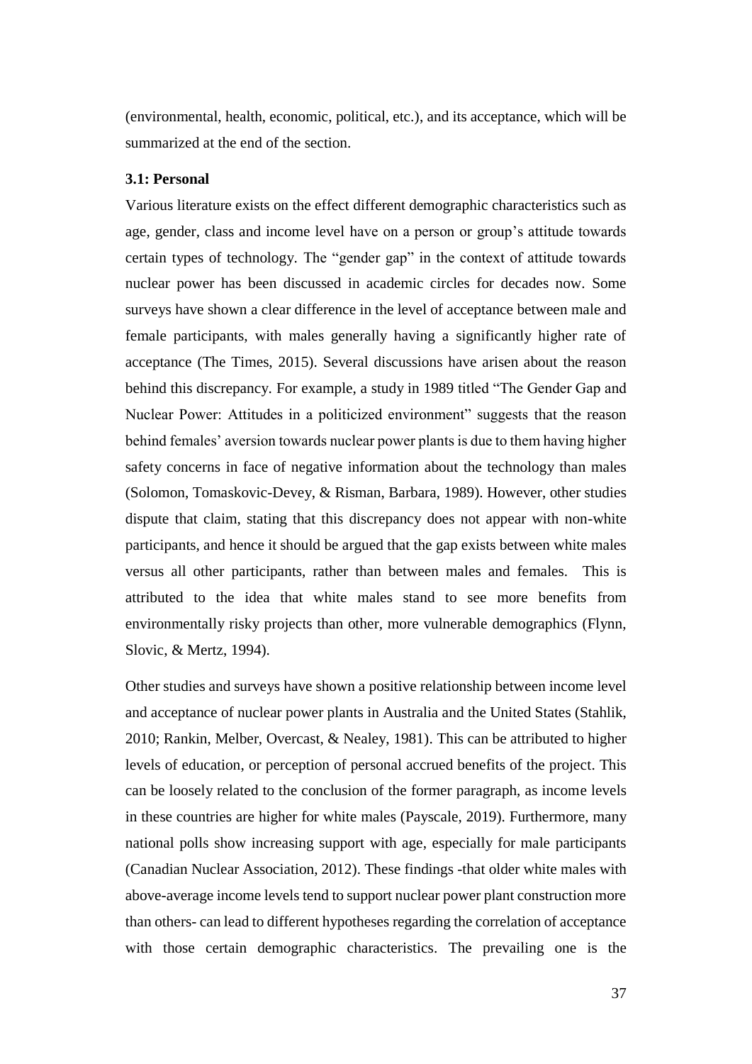(environmental, health, economic, political, etc.), and its acceptance, which will be summarized at the end of the section.

### 3.1: Personal

Various literature exists on the effect different demographic characteristics such as age, gender, class and income level have on a person or group's attitude towards certain types of technology. The "gender gap" in the context of attitude towards nuclear power has been discussed in academic circles for decades now. Some surveys have shown a clear difference in the level of acceptance between male and female participants, with males generally having a significantly higher rate of acceptance (The Times, 2015). Several discussions have arisen about the reason behind this discrepancy. For example, a study in 1989 titled "The Gender Gap and Nuclear Power: Attitudes in a politicized environment" suggests that the reason behind females' aversion towards nuclear power plants is due to them having higher safety concerns in face of negative information about the technology than males (Solomon, Tomaskovic-Devey, & Risman, Barbara, 1989). However, other studies dispute that claim, stating that this discrepancy does not appear with non-white participants, and hence it should be argued that the gap exists between white males versus all other participants, rather than between males and females. This is attributed to the idea that white males stand to see more benefits from environmentally risky projects than other, more vulnerable demographics (Flynn, Slovic, & Mertz, 1994).

Other studies and surveys have shown a positive relationship between income level and acceptance of nuclear power plants in Australia and the United States (Stahlik, 2010; Rankin, Melber, Overcast, & Nealey, 1981). This can be attributed to higher levels of education, or perception of personal accrued benefits of the project. This can be loosely related to the conclusion of the former paragraph, as income levels in these countries are higher for white males (Payscale, 2019). Furthermore, many national polls show increasing support with age, especially for male participants (Canadian Nuclear Association, 2012). These findings -that older white males with above-average income levels tend to support nuclear power plant construction more than others- can lead to different hypotheses regarding the correlation of acceptance with those certain demographic characteristics. The prevailing one is the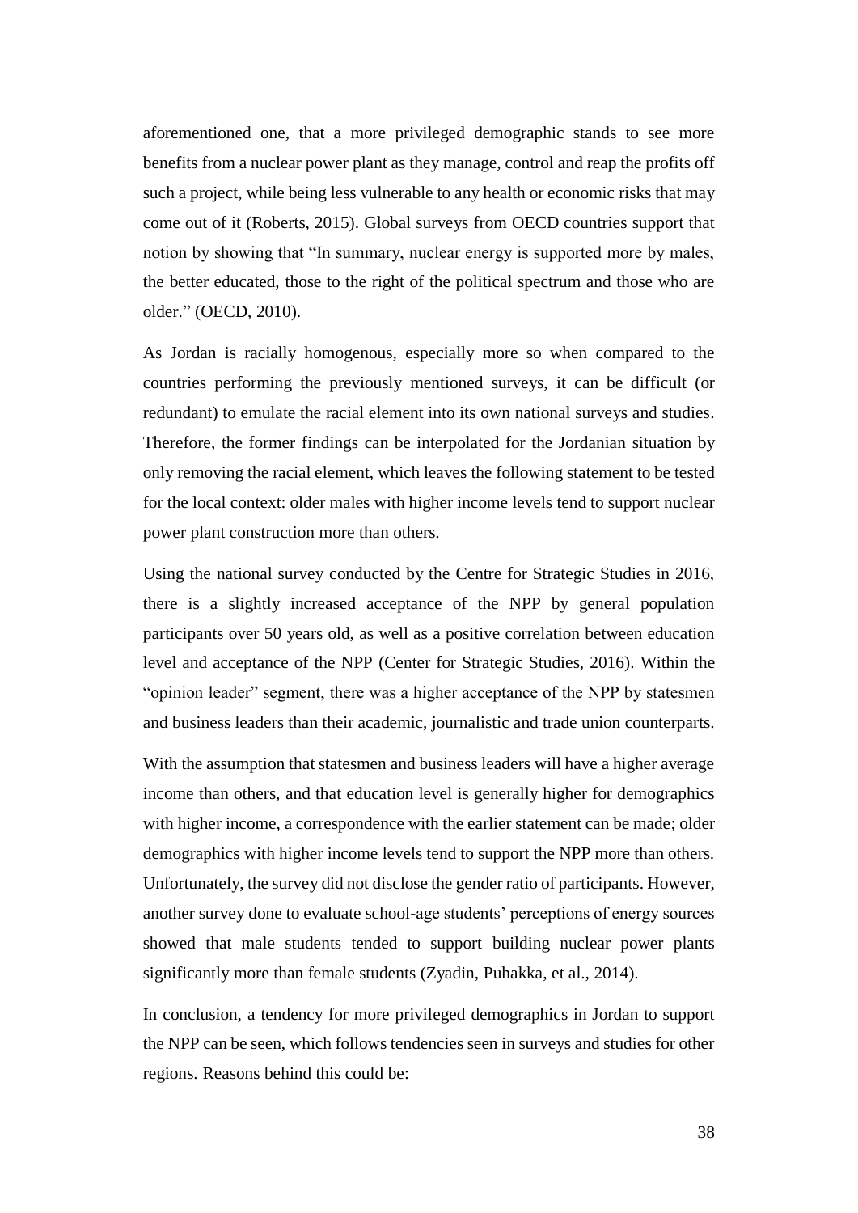aforementioned one, that a more privileged demographic stands to see more benefits from a nuclear power plant as they manage, control and reap the profits off such a project, while being less vulnerable to any health or economic risks that may come out of it (Roberts, 2015). Global surveys from OECD countries support that notion by showing that "In summary, nuclear energy is supported more by males, the better educated, those to the right of the political spectrum and those who are older." (OECD, 2010).

As Jordan is racially homogenous, especially more so when compared to the countries performing the previously mentioned surveys, it can be difficult (or redundant) to emulate the racial element into its own national surveys and studies. Therefore, the former findings can be interpolated for the Jordanian situation by only removing the racial element, which leaves the following statement to be tested for the local context: older males with higher income levels tend to support nuclear power plant construction more than others.

Using the national survey conducted by the Centre for Strategic Studies in 2016, there is a slightly increased acceptance of the NPP by general population participants over 50 years old, as well as a positive correlation between education level and acceptance of the NPP (Center for Strategic Studies, 2016). Within the "opinion leader" segment, there was a higher acceptance of the NPP by statesmen and business leaders than their academic, journalistic and trade union counterparts.

With the assumption that statesmen and business leaders will have a higher average income than others, and that education level is generally higher for demographics with higher income, a correspondence with the earlier statement can be made; older demographics with higher income levels tend to support the NPP more than others. Unfortunately, the survey did not disclose the gender ratio of participants. However, another survey done to evaluate school-age students' perceptions of energy sources showed that male students tended to support building nuclear power plants significantly more than female students (Zyadin, Puhakka, et al., 2014).

In conclusion, a tendency for more privileged demographics in Jordan to support the NPP can be seen, which follows tendencies seen in surveys and studies for other regions. Reasons behind this could be: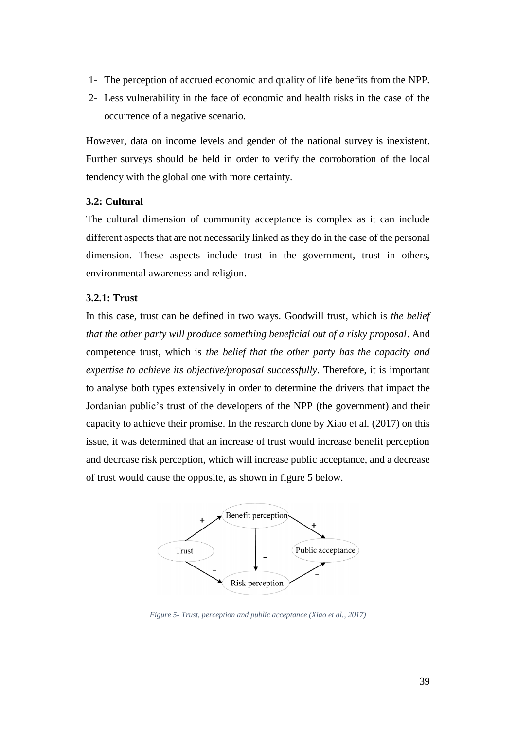1- The perception of accrued economic and quality of life benefits from the NPP.
2- Less vulnerability in the face of economic and health risks in the case of the occurrence of a negative scenario.

However, data on income levels and gender of the national survey is inexistent. Further surveys should be held in order to verify the corroboration of the local tendency with the global one with more certainty.

### 3.2: Cultural

The cultural dimension of community acceptance is complex as it can include different aspects that are not necessarily linked as they do in the case of the personal dimension. These aspects include trust in the government, trust in others, environmental awareness and religion.

#### 3.2.1: Trust

In this case, trust can be defined in two ways. Goodwill trust, which is *the belief that the other party will produce something beneficial out of a risky proposal*. And competence trust, which is *the belief that the other party has the capacity and expertise to achieve its objective/proposal successfully*. Therefore, it is important to analyse both types extensively in order to determine the drivers that impact the Jordanian public's trust of the developers of the NPP (the government) and their capacity to achieve their promise. In the research done by Xiao et al. (2017) on this issue, it was determined that an increase of trust would increase benefit perception and decrease risk perception, which will increase public acceptance, and a decrease of trust would cause the opposite, as shown in figure 5 below.

*Figure 5- Trust, perception and public acceptance (Xiao et al., 2017)*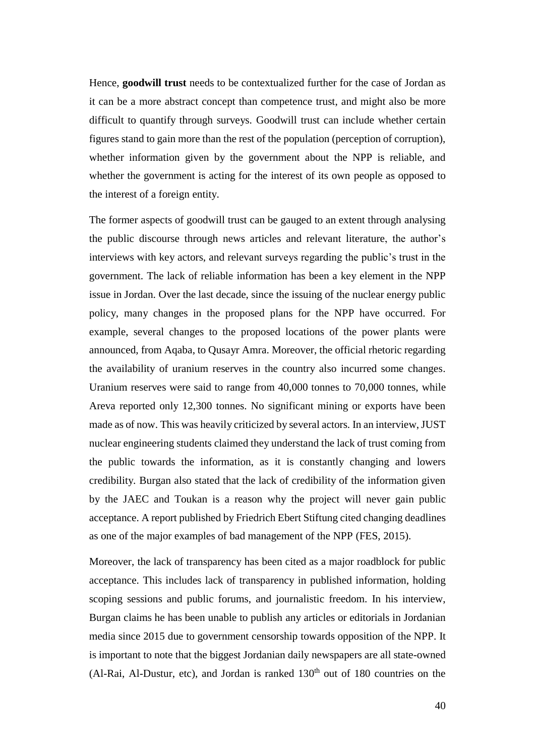Hence, **goodwill trust** needs to be contextualized further for the case of Jordan as it can be a more abstract concept than competence trust, and might also be more difficult to quantify through surveys. Goodwill trust can include whether certain figures stand to gain more than the rest of the population (perception of corruption), whether information given by the government about the NPP is reliable, and whether the government is acting for the interest of its own people as opposed to the interest of a foreign entity.

The former aspects of goodwill trust can be gauged to an extent through analysing the public discourse through news articles and relevant literature, the author's interviews with key actors, and relevant surveys regarding the public's trust in the government. The lack of reliable information has been a key element in the NPP issue in Jordan. Over the last decade, since the issuing of the nuclear energy public policy, many changes in the proposed plans for the NPP have occurred. For example, several changes to the proposed locations of the power plants were announced, from Aqaba, to Qusayr Amra. Moreover, the official rhetoric regarding the availability of uranium reserves in the country also incurred some changes. Uranium reserves were said to range from 40,000 tonnes to 70,000 tonnes, while Areva reported only 12,300 tonnes. No significant mining or exports have been made as of now. This was heavily criticized by several actors. In an interview, JUST nuclear engineering students claimed they understand the lack of trust coming from the public towards the information, as it is constantly changing and lowers credibility. Burgan also stated that the lack of credibility of the information given by the JAEC and Toukan is a reason why the project will never gain public acceptance. A report published by Friedrich Ebert Stiftung cited changing deadlines as one of the major examples of bad management of the NPP (FES, 2015).

Moreover, the lack of transparency has been cited as a major roadblock for public acceptance. This includes lack of transparency in published information, holding scoping sessions and public forums, and journalistic freedom. In his interview, Burgan claims he has been unable to publish any articles or editorials in Jordanian media since 2015 due to government censorship towards opposition of the NPP. It is important to note that the biggest Jordanian daily newspapers are all state-owned (Al-Rai, Al-Dustur, etc), and Jordan is ranked 130th out of 180 countries on the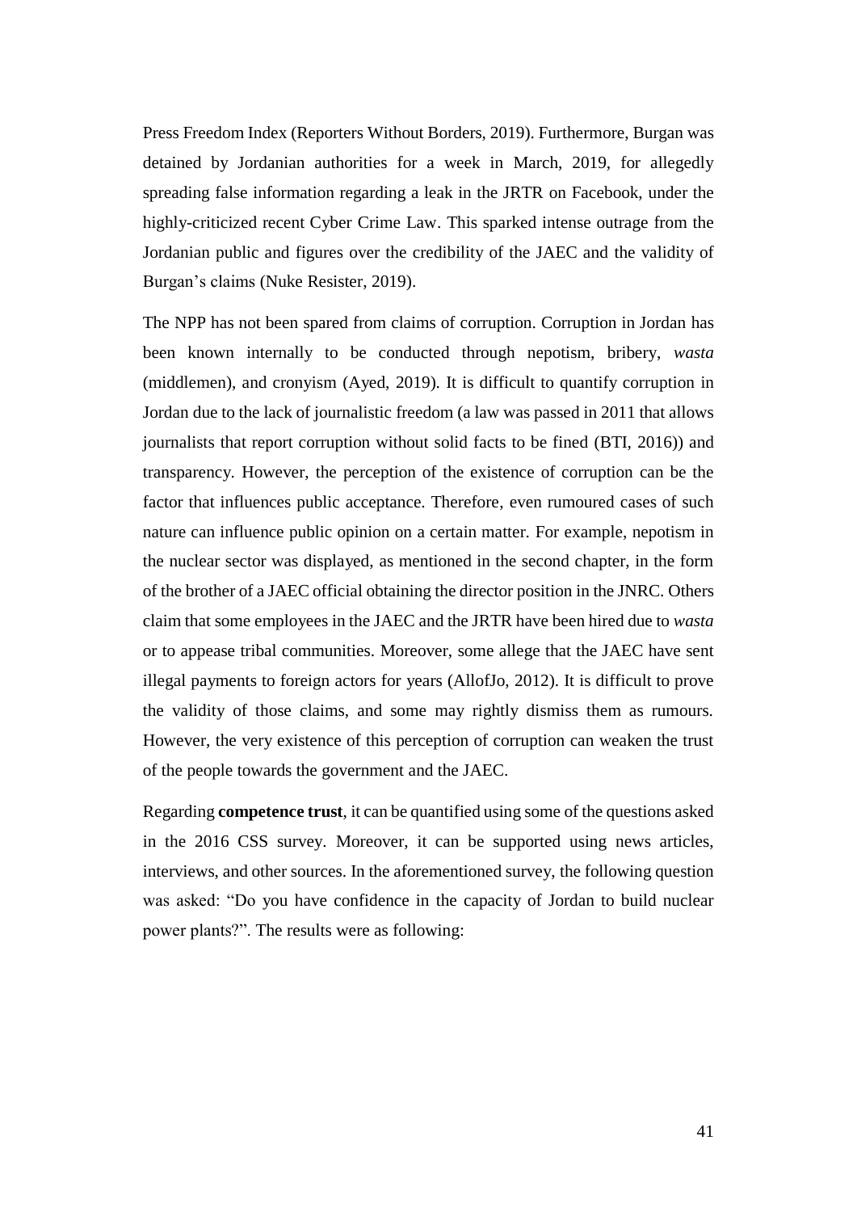Press Freedom Index (Reporters Without Borders, 2019). Furthermore, Burgan was detained by Jordanian authorities for a week in March, 2019, for allegedly spreading false information regarding a leak in the JRTR on Facebook, under the highly-criticized recent Cyber Crime Law. This sparked intense outrage from the Jordanian public and figures over the credibility of the JAEC and the validity of Burgan's claims (Nuke Resister, 2019).

The NPP has not been spared from claims of corruption. Corruption in Jordan has been known internally to be conducted through nepotism, bribery, *wasta* (middlemen), and cronyism (Ayed, 2019). It is difficult to quantify corruption in Jordan due to the lack of journalistic freedom (a law was passed in 2011 that allows journalists that report corruption without solid facts to be fined (BTI, 2016)) and transparency. However, the perception of the existence of corruption can be the factor that influences public acceptance. Therefore, even rumoured cases of such nature can influence public opinion on a certain matter. For example, nepotism in the nuclear sector was displayed, as mentioned in the second chapter, in the form of the brother of a JAEC official obtaining the director position in the JNRC. Others claim that some employees in the JAEC and the JRTR have been hired due to *wasta* or to appease tribal communities. Moreover, some allege that the JAEC have sent illegal payments to foreign actors for years (AllofJo, 2012). It is difficult to prove the validity of those claims, and some may rightly dismiss them as rumours. However, the very existence of this perception of corruption can weaken the trust of the people towards the government and the JAEC.

Regarding **competence trust**, it can be quantified using some of the questions asked in the 2016 CSS survey. Moreover, it can be supported using news articles, interviews, and other sources. In the aforementioned survey, the following question was asked: "Do you have confidence in the capacity of Jordan to build nuclear power plants?". The results were as following: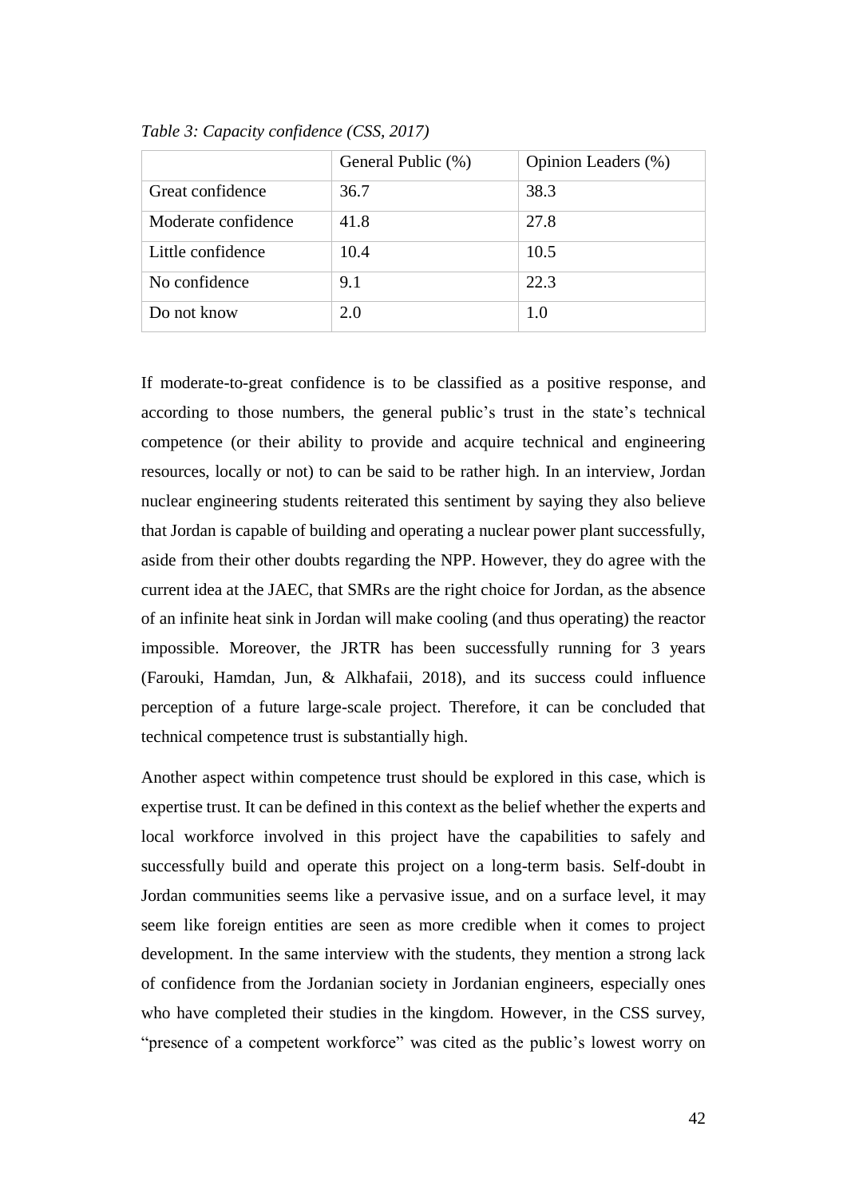*Table 3: Capacity confidence (CSS, 2017)*

| | General Public (%) | Opinion Leaders (%) |
|---|---|---|
| Great confidence | 36.7 | 38.3 |
| Moderate confidence | 41.8 | 27.8 |
| Little confidence | 10.4 | 10.5 |
| No confidence | 9.1 | 22.3 |
| Do not know | 2.0 | 1.0 |

If moderate-to-great confidence is to be classified as a positive response, and according to those numbers, the general public's trust in the state's technical competence (or their ability to provide and acquire technical and engineering resources, locally or not) to can be said to be rather high. In an interview, Jordan nuclear engineering students reiterated this sentiment by saying they also believe that Jordan is capable of building and operating a nuclear power plant successfully, aside from their other doubts regarding the NPP. However, they do agree with the current idea at the JAEC, that SMRs are the right choice for Jordan, as the absence of an infinite heat sink in Jordan will make cooling (and thus operating) the reactor impossible. Moreover, the JRTR has been successfully running for 3 years (Farouki, Hamdan, Jun, & Alkhafaii, 2018), and its success could influence perception of a future large-scale project. Therefore, it can be concluded that technical competence trust is substantially high.

Another aspect within competence trust should be explored in this case, which is expertise trust. It can be defined in this context as the belief whether the experts and local workforce involved in this project have the capabilities to safely and successfully build and operate this project on a long-term basis. Self-doubt in Jordan communities seems like a pervasive issue, and on a surface level, it may seem like foreign entities are seen as more credible when it comes to project development. In the same interview with the students, they mention a strong lack of confidence from the Jordanian society in Jordanian engineers, especially ones who have completed their studies in the kingdom. However, in the CSS survey, "presence of a competent workforce" was cited as the public's lowest worry on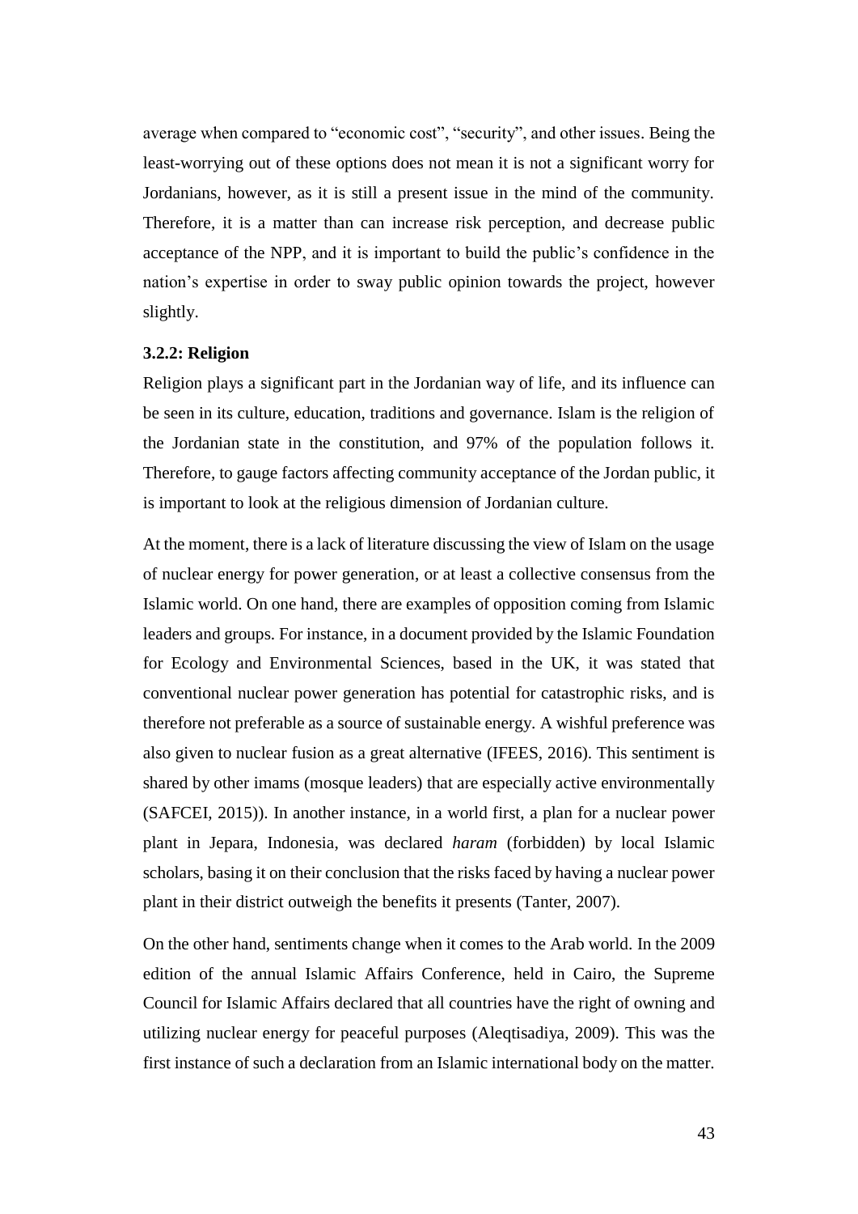average when compared to "economic cost", "security", and other issues. Being the least-worrying out of these options does not mean it is not a significant worry for Jordanians, however, as it is still a present issue in the mind of the community. Therefore, it is a matter than can increase risk perception, and decrease public acceptance of the NPP, and it is important to build the public's confidence in the nation's expertise in order to sway public opinion towards the project, however slightly.

### 3.2.2: Religion

Religion plays a significant part in the Jordanian way of life, and its influence can be seen in its culture, education, traditions and governance. Islam is the religion of the Jordanian state in the constitution, and 97% of the population follows it. Therefore, to gauge factors affecting community acceptance of the Jordan public, it is important to look at the religious dimension of Jordanian culture.

At the moment, there is a lack of literature discussing the view of Islam on the usage of nuclear energy for power generation, or at least a collective consensus from the Islamic world. On one hand, there are examples of opposition coming from Islamic leaders and groups. For instance, in a document provided by the Islamic Foundation for Ecology and Environmental Sciences, based in the UK, it was stated that conventional nuclear power generation has potential for catastrophic risks, and is therefore not preferable as a source of sustainable energy. A wishful preference was also given to nuclear fusion as a great alternative (IFEES, 2016). This sentiment is shared by other imams (mosque leaders) that are especially active environmentally (SAFCEI, 2015)). In another instance, in a world first, a plan for a nuclear power plant in Jepara, Indonesia, was declared *haram* (forbidden) by local Islamic scholars, basing it on their conclusion that the risks faced by having a nuclear power plant in their district outweigh the benefits it presents (Tanter, 2007).

On the other hand, sentiments change when it comes to the Arab world. In the 2009 edition of the annual Islamic Affairs Conference, held in Cairo, the Supreme Council for Islamic Affairs declared that all countries have the right of owning and utilizing nuclear energy for peaceful purposes (Aleqtisadiya, 2009). This was the first instance of such a declaration from an Islamic international body on the matter.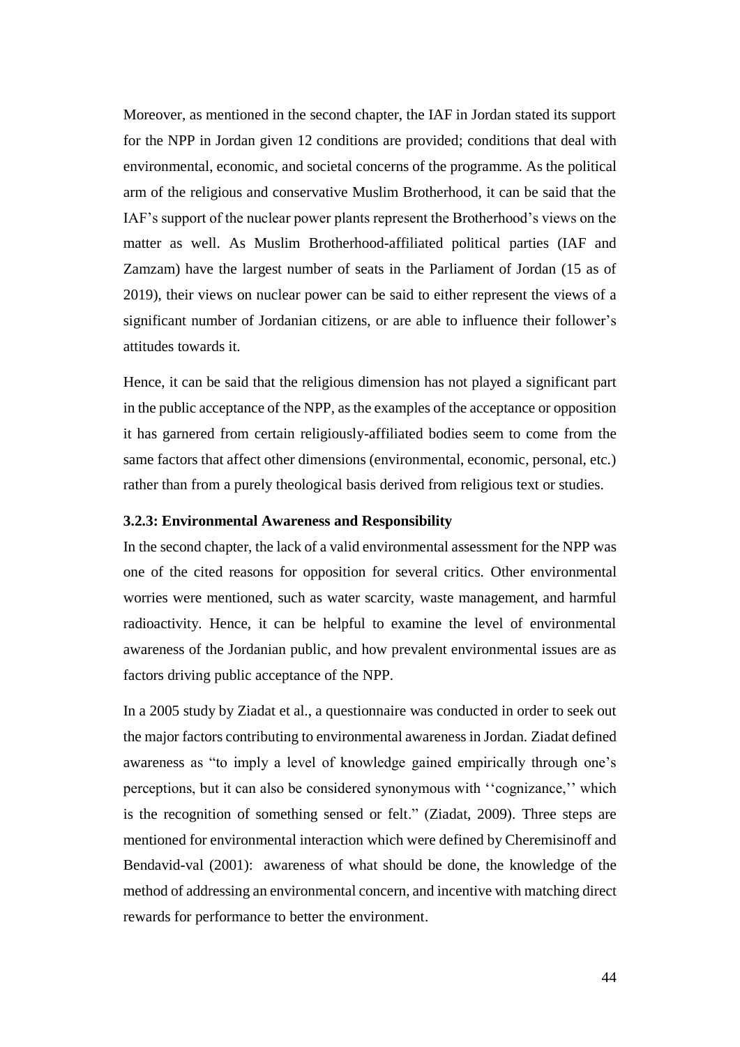Moreover, as mentioned in the second chapter, the IAF in Jordan stated its support for the NPP in Jordan given 12 conditions are provided; conditions that deal with environmental, economic, and societal concerns of the programme. As the political arm of the religious and conservative Muslim Brotherhood, it can be said that the IAF's support of the nuclear power plants represent the Brotherhood's views on the matter as well. As Muslim Brotherhood-affiliated political parties (IAF and Zamzam) have the largest number of seats in the Parliament of Jordan (15 as of 2019), their views on nuclear power can be said to either represent the views of a significant number of Jordanian citizens, or are able to influence their follower's attitudes towards it.

Hence, it can be said that the religious dimension has not played a significant part in the public acceptance of the NPP, as the examples of the acceptance or opposition it has garnered from certain religiously-affiliated bodies seem to come from the same factors that affect other dimensions (environmental, economic, personal, etc.) rather than from a purely theological basis derived from religious text or studies.

### 3.2.3: Environmental Awareness and Responsibility

In the second chapter, the lack of a valid environmental assessment for the NPP was one of the cited reasons for opposition for several critics. Other environmental worries were mentioned, such as water scarcity, waste management, and harmful radioactivity. Hence, it can be helpful to examine the level of environmental awareness of the Jordanian public, and how prevalent environmental issues are as factors driving public acceptance of the NPP.

In a 2005 study by Ziadat et al., a questionnaire was conducted in order to seek out the major factors contributing to environmental awareness in Jordan. Ziadat defined awareness as "to imply a level of knowledge gained empirically through one's perceptions, but it can also be considered synonymous with ''cognizance,'' which is the recognition of something sensed or felt." (Ziadat, 2009). Three steps are mentioned for environmental interaction which were defined by Cheremisinoff and Bendavid-val (2001): awareness of what should be done, the knowledge of the method of addressing an environmental concern, and incentive with matching direct rewards for performance to better the environment.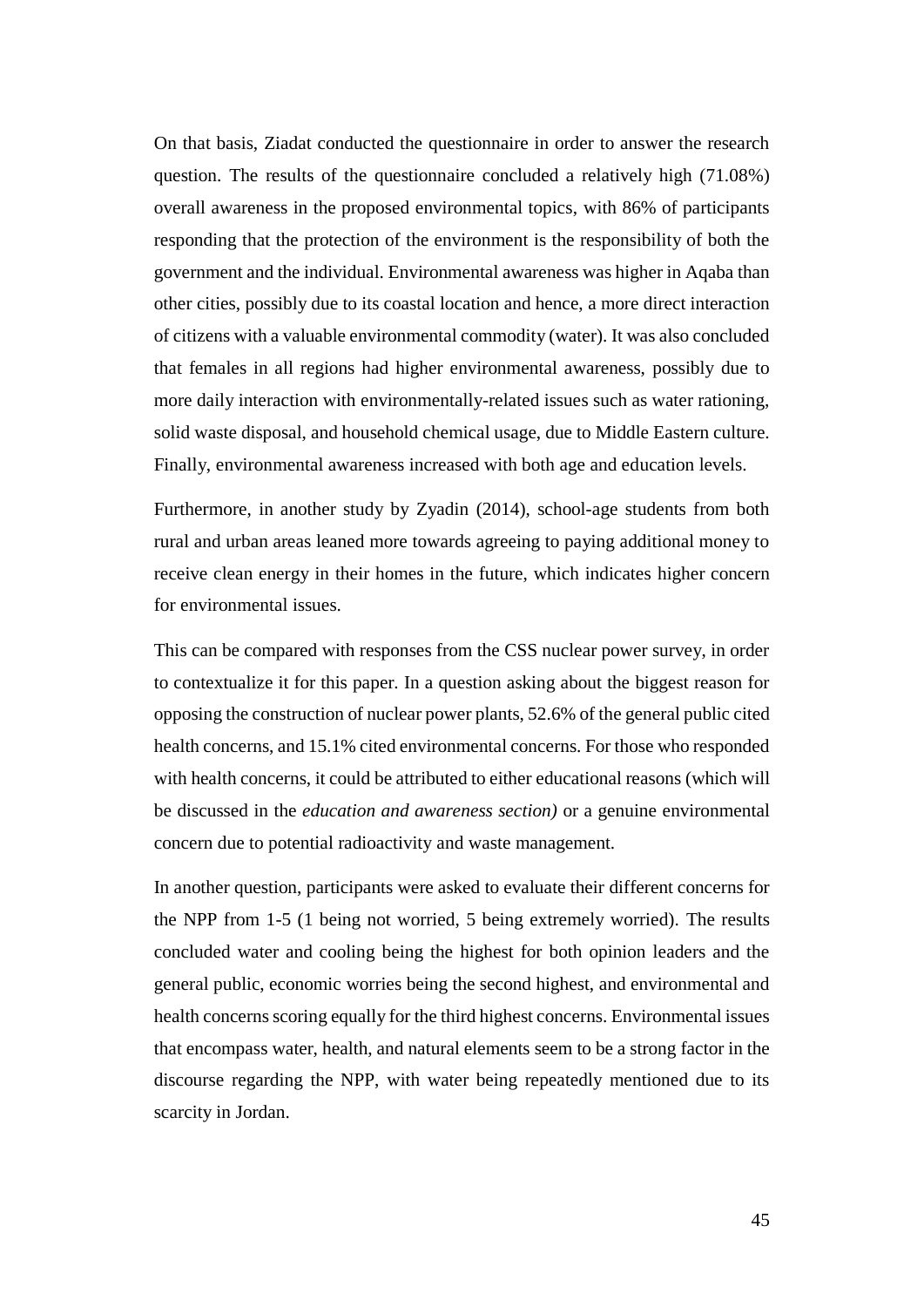On that basis, Ziadat conducted the questionnaire in order to answer the research question. The results of the questionnaire concluded a relatively high (71.08%) overall awareness in the proposed environmental topics, with 86% of participants responding that the protection of the environment is the responsibility of both the government and the individual. Environmental awareness was higher in Aqaba than other cities, possibly due to its coastal location and hence, a more direct interaction of citizens with a valuable environmental commodity (water). It was also concluded that females in all regions had higher environmental awareness, possibly due to more daily interaction with environmentally-related issues such as water rationing, solid waste disposal, and household chemical usage, due to Middle Eastern culture. Finally, environmental awareness increased with both age and education levels.

Furthermore, in another study by Zyadin (2014), school-age students from both rural and urban areas leaned more towards agreeing to paying additional money to receive clean energy in their homes in the future, which indicates higher concern for environmental issues.

This can be compared with responses from the CSS nuclear power survey, in order to contextualize it for this paper. In a question asking about the biggest reason for opposing the construction of nuclear power plants, 52.6% of the general public cited health concerns, and 15.1% cited environmental concerns. For those who responded with health concerns, it could be attributed to either educational reasons (which will be discussed in the *education and awareness section)* or a genuine environmental concern due to potential radioactivity and waste management.

In another question, participants were asked to evaluate their different concerns for the NPP from 1-5 (1 being not worried, 5 being extremely worried). The results concluded water and cooling being the highest for both opinion leaders and the general public, economic worries being the second highest, and environmental and health concerns scoring equally for the third highest concerns. Environmental issues that encompass water, health, and natural elements seem to be a strong factor in the discourse regarding the NPP, with water being repeatedly mentioned due to its scarcity in Jordan.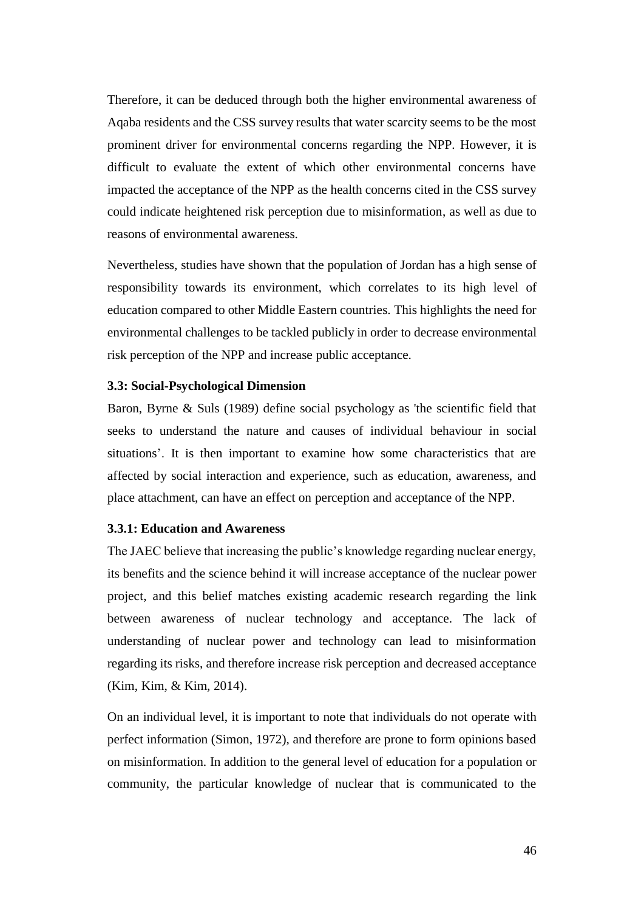Therefore, it can be deduced through both the higher environmental awareness of Aqaba residents and the CSS survey results that water scarcity seems to be the most prominent driver for environmental concerns regarding the NPP. However, it is difficult to evaluate the extent of which other environmental concerns have impacted the acceptance of the NPP as the health concerns cited in the CSS survey could indicate heightened risk perception due to misinformation, as well as due to reasons of environmental awareness.

Nevertheless, studies have shown that the population of Jordan has a high sense of responsibility towards its environment, which correlates to its high level of education compared to other Middle Eastern countries. This highlights the need for environmental challenges to be tackled publicly in order to decrease environmental risk perception of the NPP and increase public acceptance.

### 3.3: Social-Psychological Dimension

Baron, Byrne & Suls (1989) define social psychology as 'the scientific field that seeks to understand the nature and causes of individual behaviour in social situations'. It is then important to examine how some characteristics that are affected by social interaction and experience, such as education, awareness, and place attachment, can have an effect on perception and acceptance of the NPP.

#### 3.3.1: Education and Awareness

The JAEC believe that increasing the public's knowledge regarding nuclear energy, its benefits and the science behind it will increase acceptance of the nuclear power project, and this belief matches existing academic research regarding the link between awareness of nuclear technology and acceptance. The lack of understanding of nuclear power and technology can lead to misinformation regarding its risks, and therefore increase risk perception and decreased acceptance (Kim, Kim, & Kim, 2014).

On an individual level, it is important to note that individuals do not operate with perfect information (Simon, 1972), and therefore are prone to form opinions based on misinformation. In addition to the general level of education for a population or community, the particular knowledge of nuclear that is communicated to the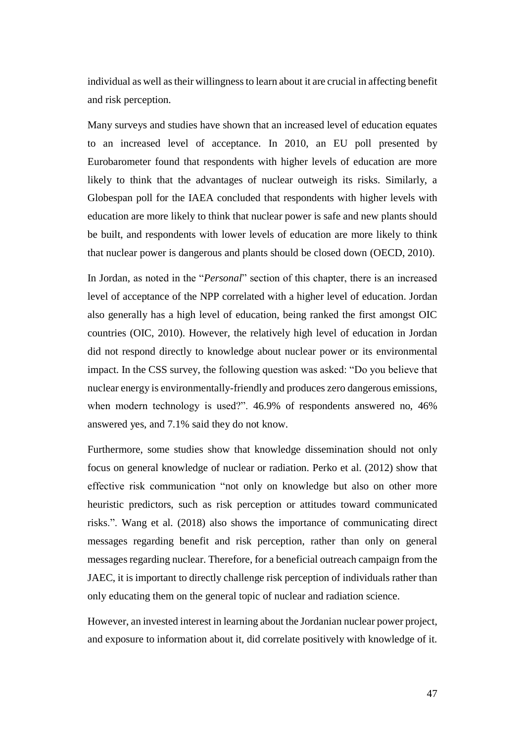individual as well as their willingness to learn about it are crucial in affecting benefit and risk perception.

Many surveys and studies have shown that an increased level of education equates to an increased level of acceptance. In 2010, an EU poll presented by Eurobarometer found that respondents with higher levels of education are more likely to think that the advantages of nuclear outweigh its risks. Similarly, a Globespan poll for the IAEA concluded that respondents with higher levels with education are more likely to think that nuclear power is safe and new plants should be built, and respondents with lower levels of education are more likely to think that nuclear power is dangerous and plants should be closed down (OECD, 2010).

In Jordan, as noted in the "*Personal*" section of this chapter, there is an increased level of acceptance of the NPP correlated with a higher level of education. Jordan also generally has a high level of education, being ranked the first amongst OIC countries (OIC, 2010). However, the relatively high level of education in Jordan did not respond directly to knowledge about nuclear power or its environmental impact. In the CSS survey, the following question was asked: "Do you believe that nuclear energy is environmentally-friendly and produces zero dangerous emissions, when modern technology is used?". 46.9% of respondents answered no, 46% answered yes, and 7.1% said they do not know.

Furthermore, some studies show that knowledge dissemination should not only focus on general knowledge of nuclear or radiation. Perko et al. (2012) show that effective risk communication "not only on knowledge but also on other more heuristic predictors, such as risk perception or attitudes toward communicated risks.". Wang et al. (2018) also shows the importance of communicating direct messages regarding benefit and risk perception, rather than only on general messages regarding nuclear. Therefore, for a beneficial outreach campaign from the JAEC, it is important to directly challenge risk perception of individuals rather than only educating them on the general topic of nuclear and radiation science.

However, an invested interest in learning about the Jordanian nuclear power project, and exposure to information about it, did correlate positively with knowledge of it.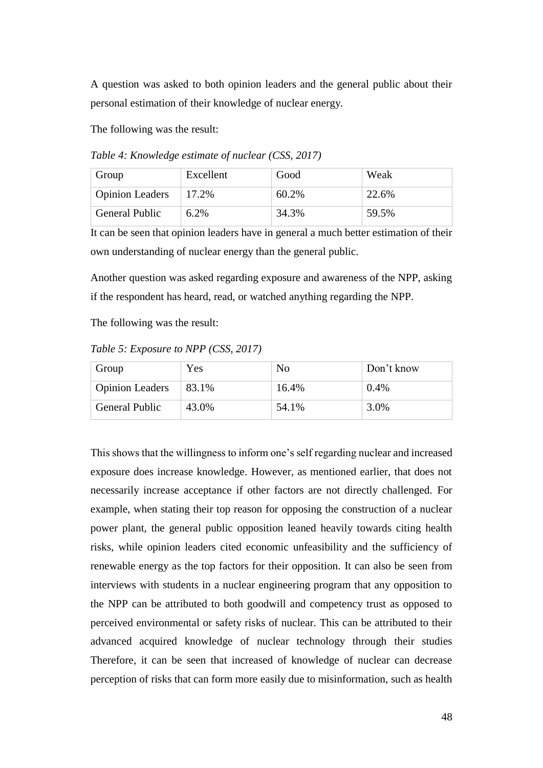A question was asked to both opinion leaders and the general public about their personal estimation of their knowledge of nuclear energy.

The following was the result:

*Table 4: Knowledge estimate of nuclear (CSS, 2017)*

| Group | Excellent | Good | Weak |
| --- | --- | --- | --- |
| Opinion Leaders | 17.2% | 60.2% | 22.6% |
| General Public | 6.2% | 34.3% | 59.5% |

It can be seen that opinion leaders have in general a much better estimation of their own understanding of nuclear energy than the general public.

Another question was asked regarding exposure and awareness of the NPP, asking if the respondent has heard, read, or watched anything regarding the NPP.

The following was the result:

*Table 5: Exposure to NPP (CSS, 2017)*

| Group | Yes | No | Don't know |
| --- | --- | --- | --- |
| Opinion Leaders | 83.1% | 16.4% | 0.4% |
| General Public | 43.0% | 54.1% | 3.0% |

This shows that the willingness to inform one's self regarding nuclear and increased exposure does increase knowledge. However, as mentioned earlier, that does not necessarily increase acceptance if other factors are not directly challenged. For example, when stating their top reason for opposing the construction of a nuclear power plant, the general public opposition leaned heavily towards citing health risks, while opinion leaders cited economic unfeasibility and the sufficiency of renewable energy as the top factors for their opposition. It can also be seen from interviews with students in a nuclear engineering program that any opposition to the NPP can be attributed to both goodwill and competency trust as opposed to perceived environmental or safety risks of nuclear. This can be attributed to their advanced acquired knowledge of nuclear technology through their studies Therefore, it can be seen that increased of knowledge of nuclear can decrease perception of risks that can form more easily due to misinformation, such as health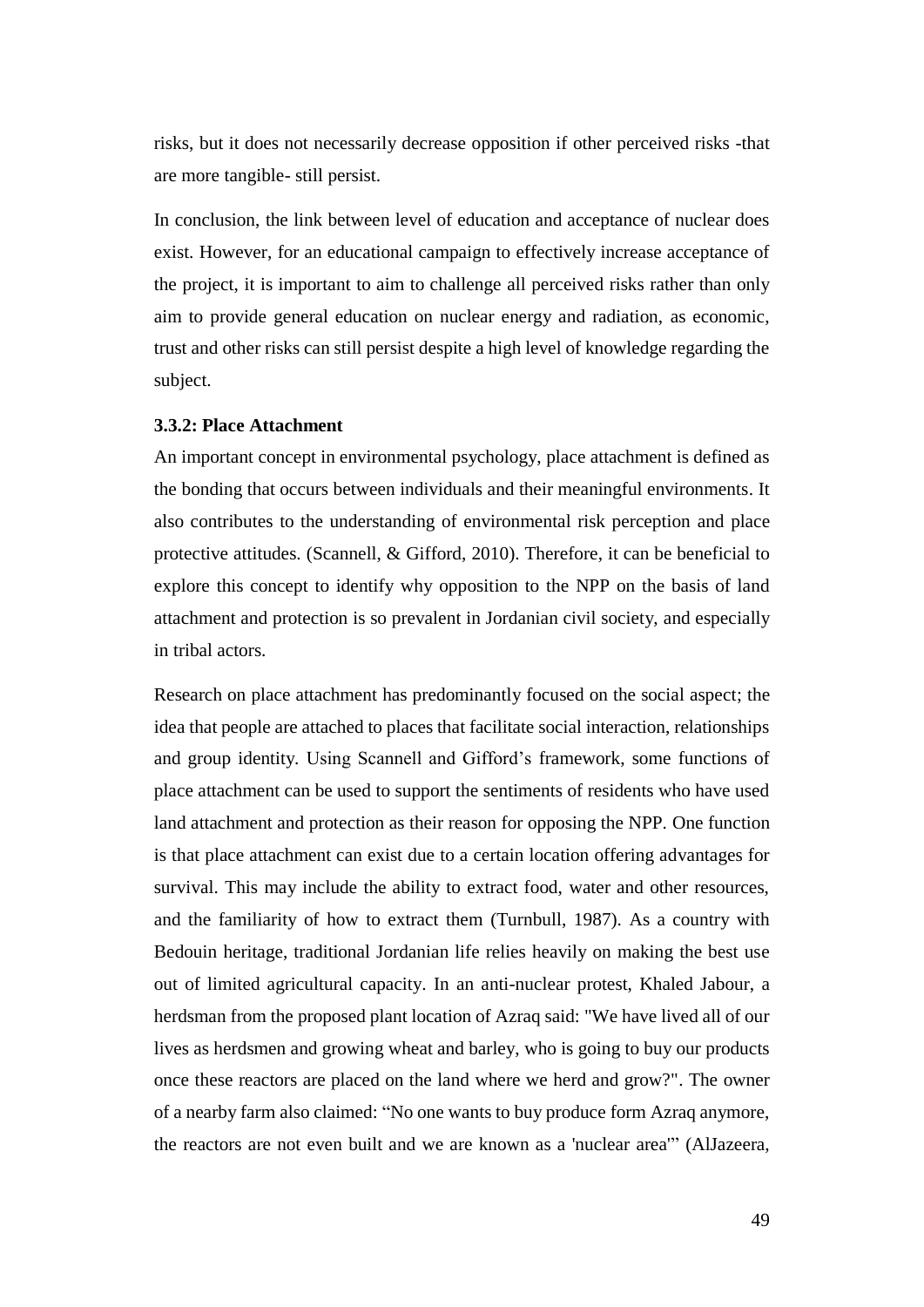risks, but it does not necessarily decrease opposition if other perceived risks -that are more tangible- still persist.

In conclusion, the link between level of education and acceptance of nuclear does exist. However, for an educational campaign to effectively increase acceptance of the project, it is important to aim to challenge all perceived risks rather than only aim to provide general education on nuclear energy and radiation, as economic, trust and other risks can still persist despite a high level of knowledge regarding the subject.

### 3.3.2: Place Attachment

An important concept in environmental psychology, place attachment is defined as the bonding that occurs between individuals and their meaningful environments. It also contributes to the understanding of environmental risk perception and place protective attitudes. (Scannell, & Gifford, 2010). Therefore, it can be beneficial to explore this concept to identify why opposition to the NPP on the basis of land attachment and protection is so prevalent in Jordanian civil society, and especially in tribal actors.

Research on place attachment has predominantly focused on the social aspect; the idea that people are attached to places that facilitate social interaction, relationships and group identity. Using Scannell and Gifford's framework, some functions of place attachment can be used to support the sentiments of residents who have used land attachment and protection as their reason for opposing the NPP. One function is that place attachment can exist due to a certain location offering advantages for survival. This may include the ability to extract food, water and other resources, and the familiarity of how to extract them (Turnbull, 1987). As a country with Bedouin heritage, traditional Jordanian life relies heavily on making the best use out of limited agricultural capacity. In an anti-nuclear protest, Khaled Jabour, a herdsman from the proposed plant location of Azraq said: "We have lived all of our lives as herdsmen and growing wheat and barley, who is going to buy our products once these reactors are placed on the land where we herd and grow?". The owner of a nearby farm also claimed: "No one wants to buy produce form Azraq anymore, the reactors are not even built and we are known as a 'nuclear area'" (AlJazeera,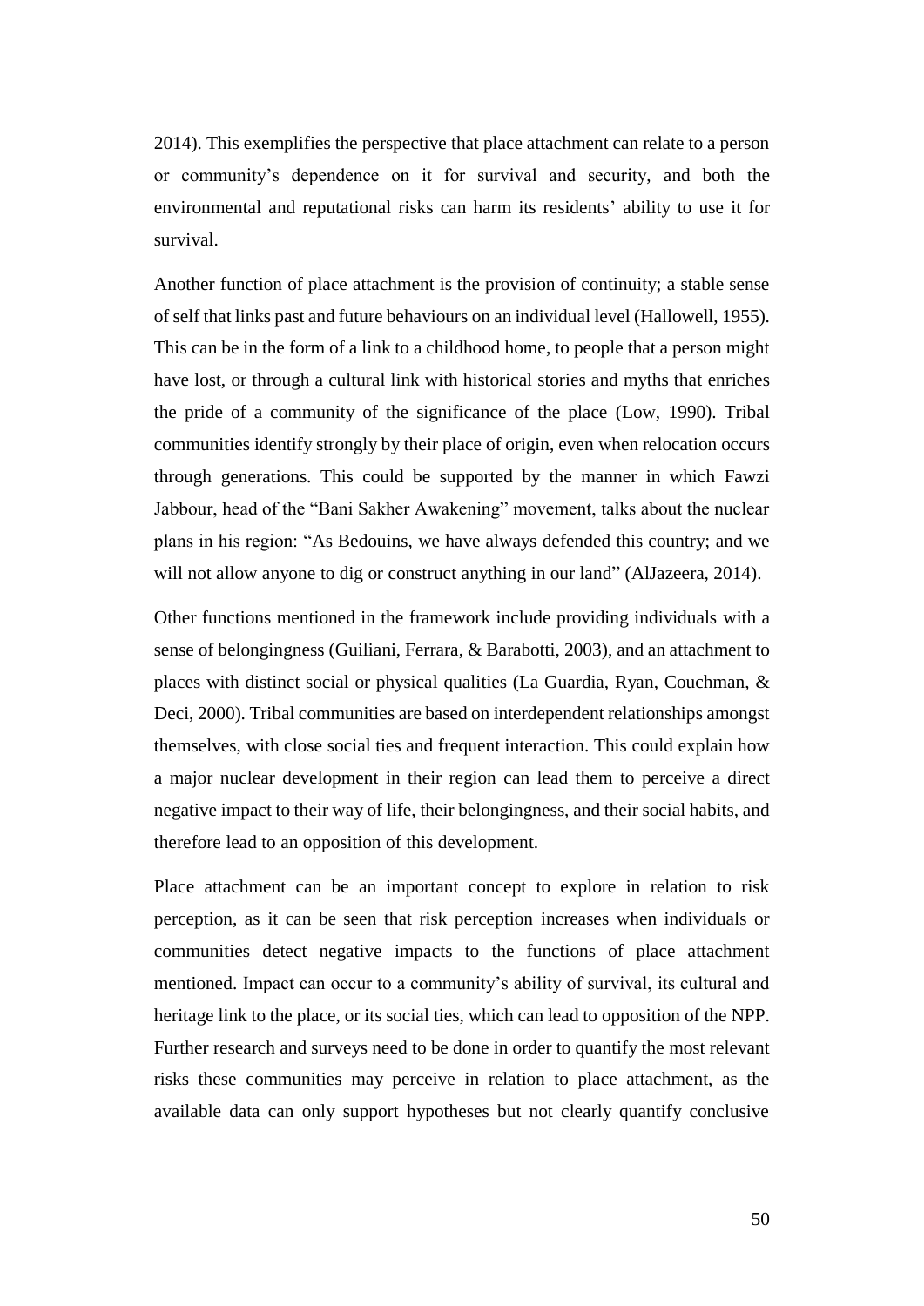2014). This exemplifies the perspective that place attachment can relate to a person or community's dependence on it for survival and security, and both the environmental and reputational risks can harm its residents' ability to use it for survival.

Another function of place attachment is the provision of continuity; a stable sense of self that links past and future behaviours on an individual level (Hallowell, 1955). This can be in the form of a link to a childhood home, to people that a person might have lost, or through a cultural link with historical stories and myths that enriches the pride of a community of the significance of the place (Low, 1990). Tribal communities identify strongly by their place of origin, even when relocation occurs through generations. This could be supported by the manner in which Fawzi Jabbour, head of the "Bani Sakher Awakening" movement, talks about the nuclear plans in his region: "As Bedouins, we have always defended this country; and we will not allow anyone to dig or construct anything in our land" (AlJazeera, 2014).

Other functions mentioned in the framework include providing individuals with a sense of belongingness (Guiliani, Ferrara, & Barabotti, 2003), and an attachment to places with distinct social or physical qualities (La Guardia, Ryan, Couchman, & Deci, 2000). Tribal communities are based on interdependent relationships amongst themselves, with close social ties and frequent interaction. This could explain how a major nuclear development in their region can lead them to perceive a direct negative impact to their way of life, their belongingness, and their social habits, and therefore lead to an opposition of this development.

Place attachment can be an important concept to explore in relation to risk perception, as it can be seen that risk perception increases when individuals or communities detect negative impacts to the functions of place attachment mentioned. Impact can occur to a community's ability of survival, its cultural and heritage link to the place, or its social ties, which can lead to opposition of the NPP. Further research and surveys need to be done in order to quantify the most relevant risks these communities may perceive in relation to place attachment, as the available data can only support hypotheses but not clearly quantify conclusive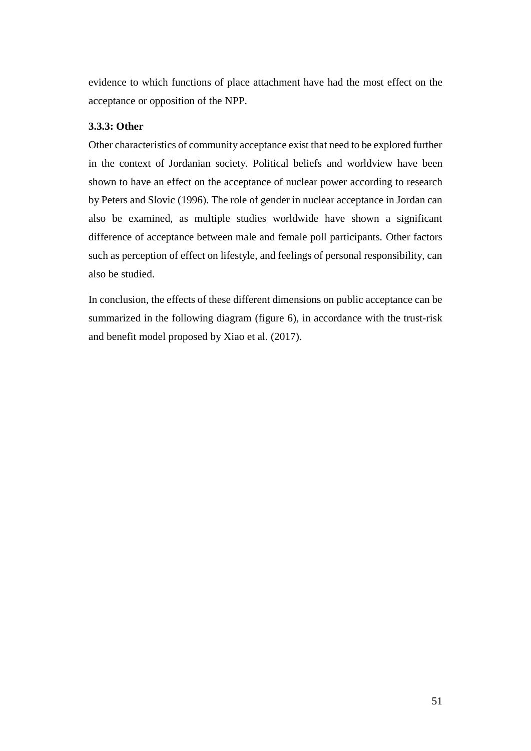evidence to which functions of place attachment have had the most effect on the acceptance or opposition of the NPP.

### 3.3.3: Other

Other characteristics of community acceptance exist that need to be explored further in the context of Jordanian society. Political beliefs and worldview have been shown to have an effect on the acceptance of nuclear power according to research by Peters and Slovic (1996). The role of gender in nuclear acceptance in Jordan can also be examined, as multiple studies worldwide have shown a significant difference of acceptance between male and female poll participants. Other factors such as perception of effect on lifestyle, and feelings of personal responsibility, can also be studied.

In conclusion, the effects of these different dimensions on public acceptance can be summarized in the following diagram (figure 6), in accordance with the trust-risk and benefit model proposed by Xiao et al. (2017).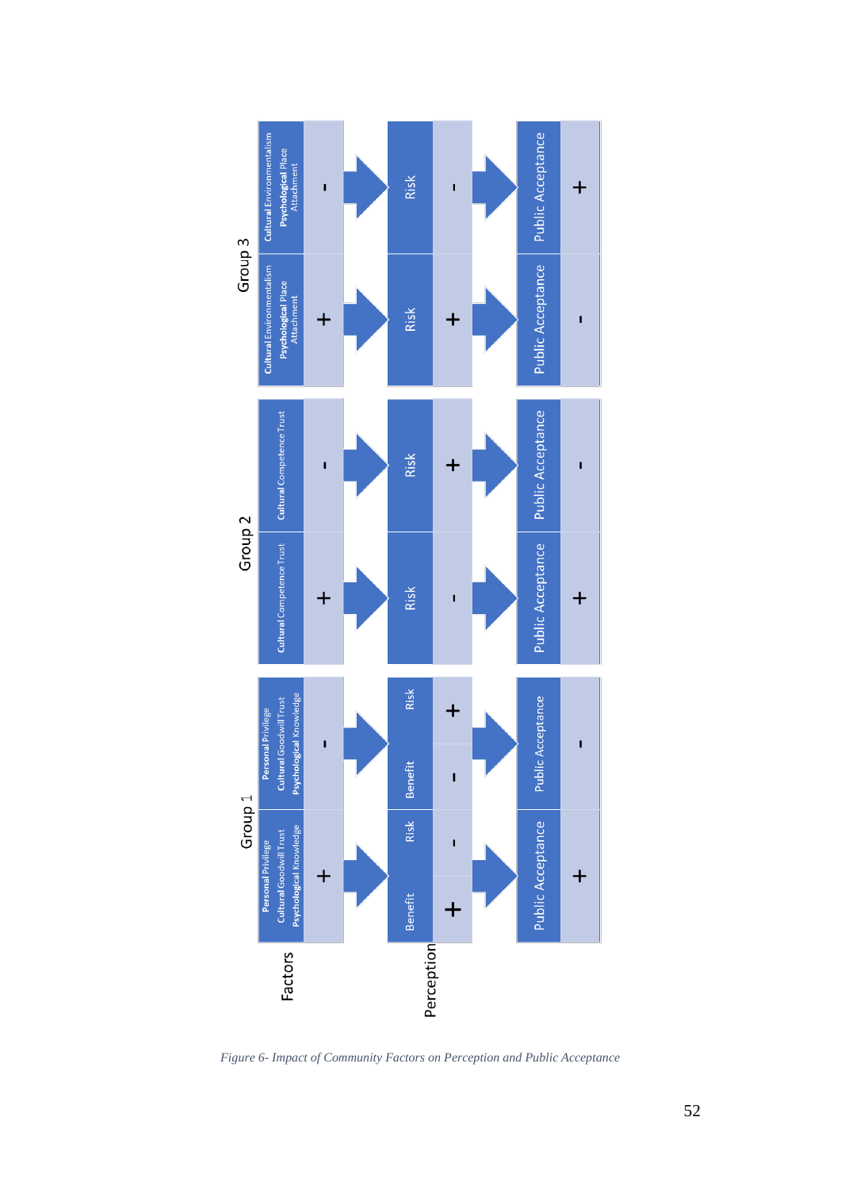| | Factors | | Perception | | Public Acceptance | |
|---|---|---|---|---|---|---|
| **Group 1** | **Personal** Privilege, **Cultural** Goodwill Trust, **Psychological** Knowledge | + | Benefit + / Risk - | → | Public Acceptance | + |
| | **Personal** Privilege, **Cultural** Goodwill Trust, **Psychological** Knowledge | - | Benefit - / Risk + | → | Public Acceptance | - |
| **Group 2** | **Cultural** Competence Trust | + | Risk - | → | Public Acceptance | + |
| | **Cultural** Competence Trust | - | Risk + | → | Public Acceptance | - |
| **Group 3** | **Cultural** Environmentalism, **Psychological** Place Attachment | + | Risk + | → | Public Acceptance | - |
| | **Cultural** Environmentalism, **Psychological** Place Attachment | - | Risk - | → | Public Acceptance | + |

*Figure 6- Impact of Community Factors on Perception and Public Acceptance*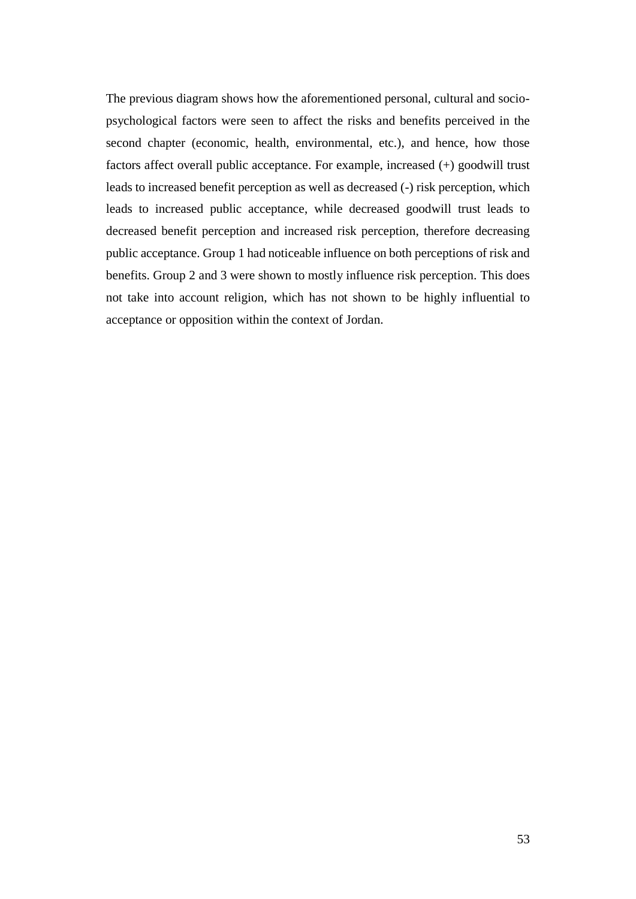The previous diagram shows how the aforementioned personal, cultural and socio-psychological factors were seen to affect the risks and benefits perceived in the second chapter (economic, health, environmental, etc.), and hence, how those factors affect overall public acceptance. For example, increased (+) goodwill trust leads to increased benefit perception as well as decreased (-) risk perception, which leads to increased public acceptance, while decreased goodwill trust leads to decreased benefit perception and increased risk perception, therefore decreasing public acceptance. Group 1 had noticeable influence on both perceptions of risk and benefits. Group 2 and 3 were shown to mostly influence risk perception. This does not take into account religion, which has not shown to be highly influential to acceptance or opposition within the context of Jordan.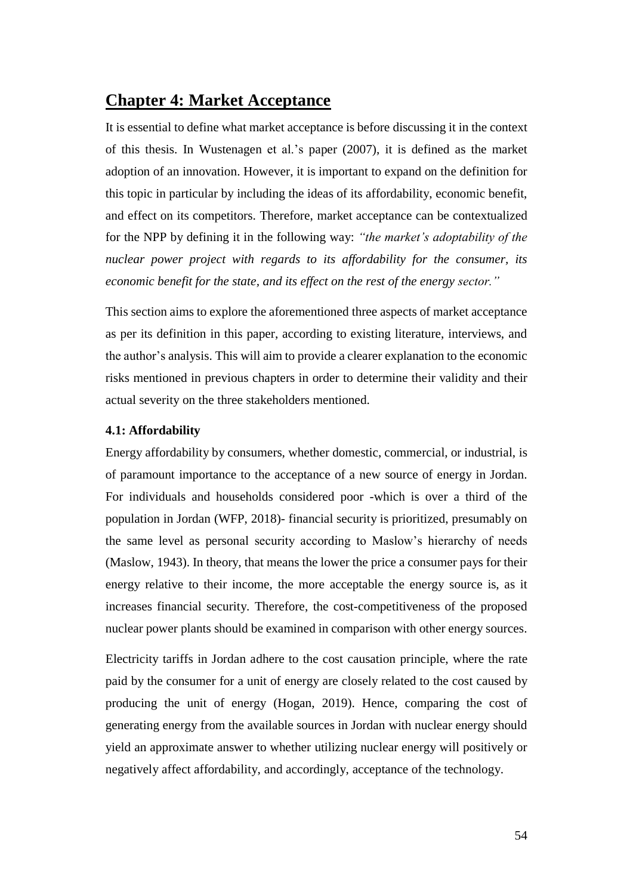# Chapter 4: Market Acceptance

It is essential to define what market acceptance is before discussing it in the context of this thesis. In Wustenagen et al.'s paper (2007), it is defined as the market adoption of an innovation. However, it is important to expand on the definition for this topic in particular by including the ideas of its affordability, economic benefit, and effect on its competitors. Therefore, market acceptance can be contextualized for the NPP by defining it in the following way: *"the market's adoptability of the nuclear power project with regards to its affordability for the consumer, its economic benefit for the state, and its effect on the rest of the energy sector."*

This section aims to explore the aforementioned three aspects of market acceptance as per its definition in this paper, according to existing literature, interviews, and the author's analysis. This will aim to provide a clearer explanation to the economic risks mentioned in previous chapters in order to determine their validity and their actual severity on the three stakeholders mentioned.

### 4.1: Affordability

Energy affordability by consumers, whether domestic, commercial, or industrial, is of paramount importance to the acceptance of a new source of energy in Jordan. For individuals and households considered poor -which is over a third of the population in Jordan (WFP, 2018)- financial security is prioritized, presumably on the same level as personal security according to Maslow's hierarchy of needs (Maslow, 1943). In theory, that means the lower the price a consumer pays for their energy relative to their income, the more acceptable the energy source is, as it increases financial security. Therefore, the cost-competitiveness of the proposed nuclear power plants should be examined in comparison with other energy sources.

Electricity tariffs in Jordan adhere to the cost causation principle, where the rate paid by the consumer for a unit of energy are closely related to the cost caused by producing the unit of energy (Hogan, 2019). Hence, comparing the cost of generating energy from the available sources in Jordan with nuclear energy should yield an approximate answer to whether utilizing nuclear energy will positively or negatively affect affordability, and accordingly, acceptance of the technology.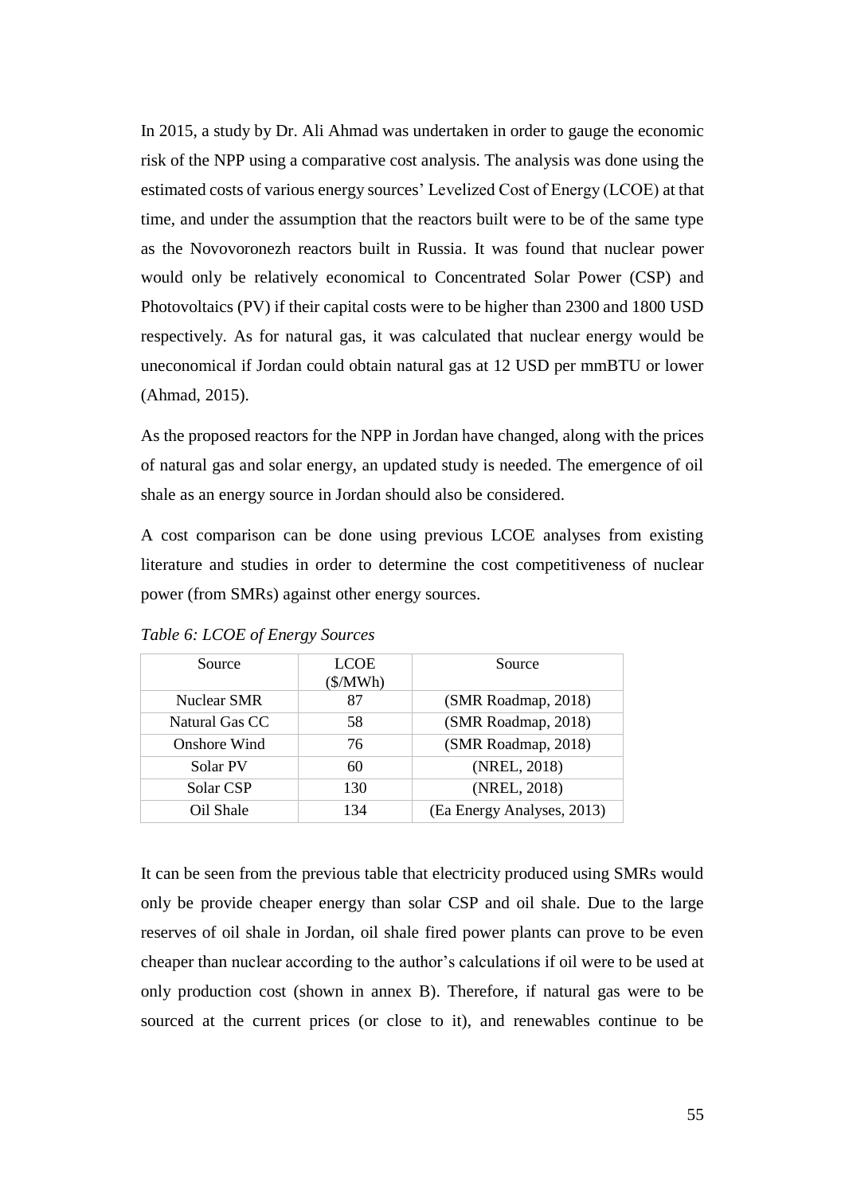In 2015, a study by Dr. Ali Ahmad was undertaken in order to gauge the economic risk of the NPP using a comparative cost analysis. The analysis was done using the estimated costs of various energy sources' Levelized Cost of Energy (LCOE) at that time, and under the assumption that the reactors built were to be of the same type as the Novovoronezh reactors built in Russia. It was found that nuclear power would only be relatively economical to Concentrated Solar Power (CSP) and Photovoltaics (PV) if their capital costs were to be higher than 2300 and 1800 USD respectively. As for natural gas, it was calculated that nuclear energy would be uneconomical if Jordan could obtain natural gas at 12 USD per mmBTU or lower (Ahmad, 2015).

As the proposed reactors for the NPP in Jordan have changed, along with the prices of natural gas and solar energy, an updated study is needed. The emergence of oil shale as an energy source in Jordan should also be considered.

A cost comparison can be done using previous LCOE analyses from existing literature and studies in order to determine the cost competitiveness of nuclear power (from SMRs) against other energy sources.

*Table 6: LCOE of Energy Sources*

| Source | LCOE ($/MWh) | Source |
|---|---|---|
| Nuclear SMR | 87 | (SMR Roadmap, 2018) |
| Natural Gas CC | 58 | (SMR Roadmap, 2018) |
| Onshore Wind | 76 | (SMR Roadmap, 2018) |
| Solar PV | 60 | (NREL, 2018) |
| Solar CSP | 130 | (NREL, 2018) |
| Oil Shale | 134 | (Ea Energy Analyses, 2013) |

It can be seen from the previous table that electricity produced using SMRs would only be provide cheaper energy than solar CSP and oil shale. Due to the large reserves of oil shale in Jordan, oil shale fired power plants can prove to be even cheaper than nuclear according to the author's calculations if oil were to be used at only production cost (shown in annex B). Therefore, if natural gas were to be sourced at the current prices (or close to it), and renewables continue to be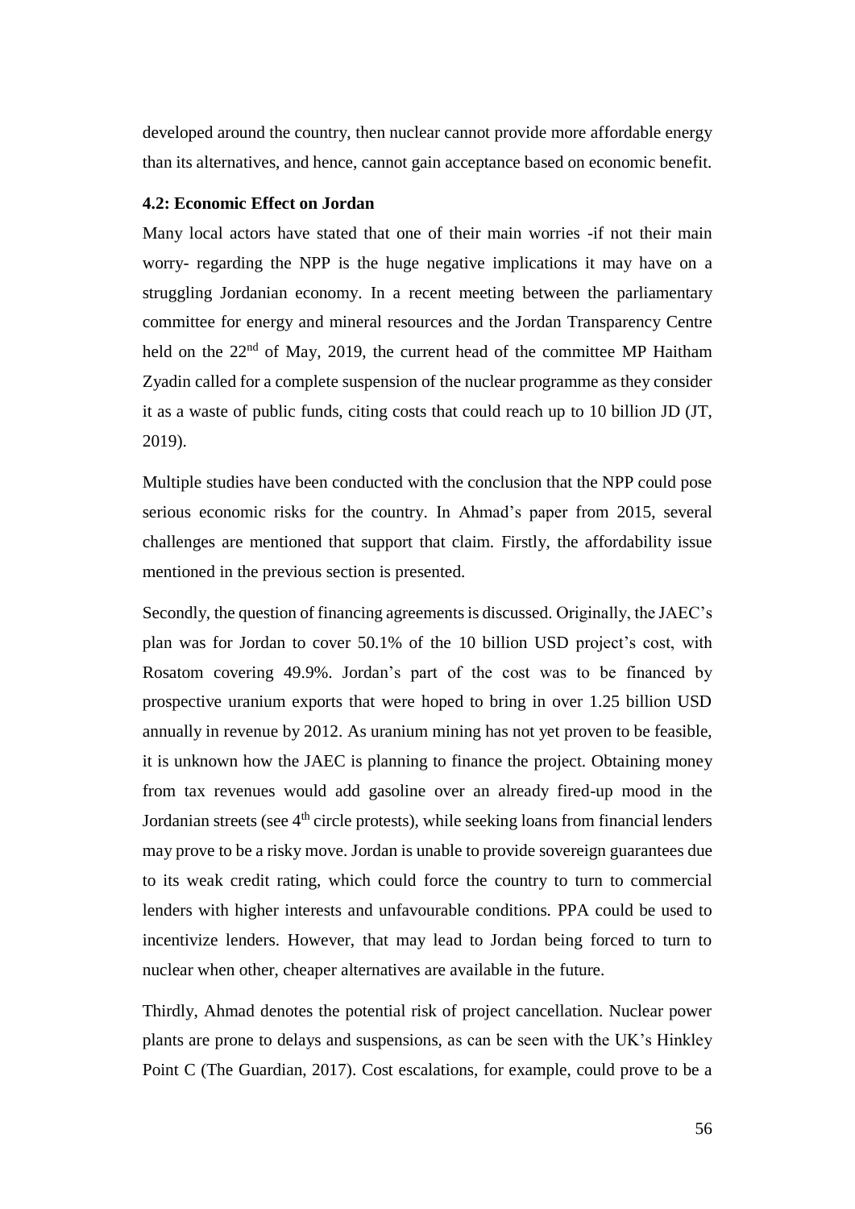developed around the country, then nuclear cannot provide more affordable energy than its alternatives, and hence, cannot gain acceptance based on economic benefit.

### 4.2: Economic Effect on Jordan

Many local actors have stated that one of their main worries -if not their main worry- regarding the NPP is the huge negative implications it may have on a struggling Jordanian economy. In a recent meeting between the parliamentary committee for energy and mineral resources and the Jordan Transparency Centre held on the 22nd of May, 2019, the current head of the committee MP Haitham Zyadin called for a complete suspension of the nuclear programme as they consider it as a waste of public funds, citing costs that could reach up to 10 billion JD (JT, 2019).

Multiple studies have been conducted with the conclusion that the NPP could pose serious economic risks for the country. In Ahmad's paper from 2015, several challenges are mentioned that support that claim. Firstly, the affordability issue mentioned in the previous section is presented.

Secondly, the question of financing agreements is discussed. Originally, the JAEC's plan was for Jordan to cover 50.1% of the 10 billion USD project's cost, with Rosatom covering 49.9%. Jordan's part of the cost was to be financed by prospective uranium exports that were hoped to bring in over 1.25 billion USD annually in revenue by 2012. As uranium mining has not yet proven to be feasible, it is unknown how the JAEC is planning to finance the project. Obtaining money from tax revenues would add gasoline over an already fired-up mood in the Jordanian streets (see 4th circle protests), while seeking loans from financial lenders may prove to be a risky move. Jordan is unable to provide sovereign guarantees due to its weak credit rating, which could force the country to turn to commercial lenders with higher interests and unfavourable conditions. PPA could be used to incentivize lenders. However, that may lead to Jordan being forced to turn to nuclear when other, cheaper alternatives are available in the future.

Thirdly, Ahmad denotes the potential risk of project cancellation. Nuclear power plants are prone to delays and suspensions, as can be seen with the UK's Hinkley Point C (The Guardian, 2017). Cost escalations, for example, could prove to be a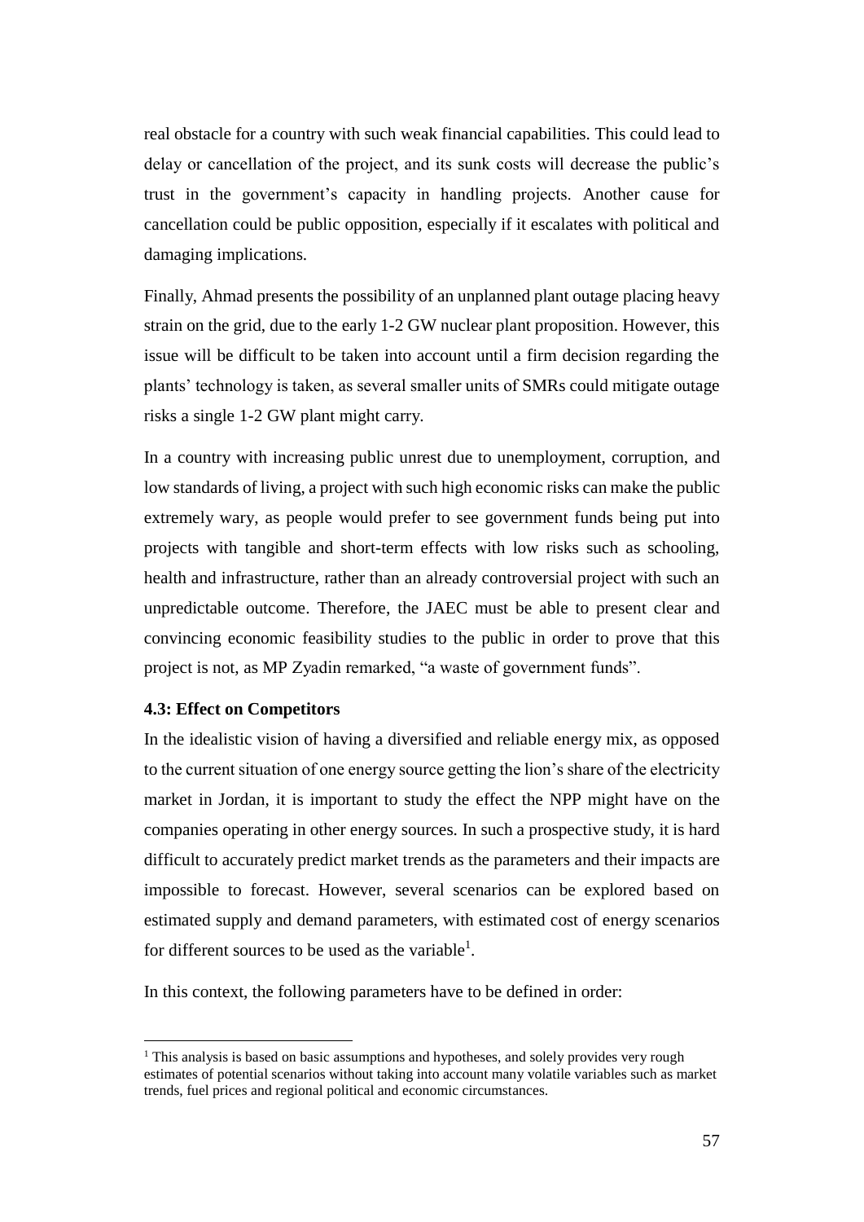real obstacle for a country with such weak financial capabilities. This could lead to delay or cancellation of the project, and its sunk costs will decrease the public's trust in the government's capacity in handling projects. Another cause for cancellation could be public opposition, especially if it escalates with political and damaging implications.

Finally, Ahmad presents the possibility of an unplanned plant outage placing heavy strain on the grid, due to the early 1-2 GW nuclear plant proposition. However, this issue will be difficult to be taken into account until a firm decision regarding the plants' technology is taken, as several smaller units of SMRs could mitigate outage risks a single 1-2 GW plant might carry.

In a country with increasing public unrest due to unemployment, corruption, and low standards of living, a project with such high economic risks can make the public extremely wary, as people would prefer to see government funds being put into projects with tangible and short-term effects with low risks such as schooling, health and infrastructure, rather than an already controversial project with such an unpredictable outcome. Therefore, the JAEC must be able to present clear and convincing economic feasibility studies to the public in order to prove that this project is not, as MP Zyadin remarked, "a waste of government funds".

### 4.3: Effect on Competitors

In the idealistic vision of having a diversified and reliable energy mix, as opposed to the current situation of one energy source getting the lion's share of the electricity market in Jordan, it is important to study the effect the NPP might have on the companies operating in other energy sources. In such a prospective study, it is hard difficult to accurately predict market trends as the parameters and their impacts are impossible to forecast. However, several scenarios can be explored based on estimated supply and demand parameters, with estimated cost of energy scenarios for different sources to be used as the variable[1].

In this context, the following parameters have to be defined in order:

[1] This analysis is based on basic assumptions and hypotheses, and solely provides very rough estimates of potential scenarios without taking into account many volatile variables such as market trends, fuel prices and regional political and economic circumstances.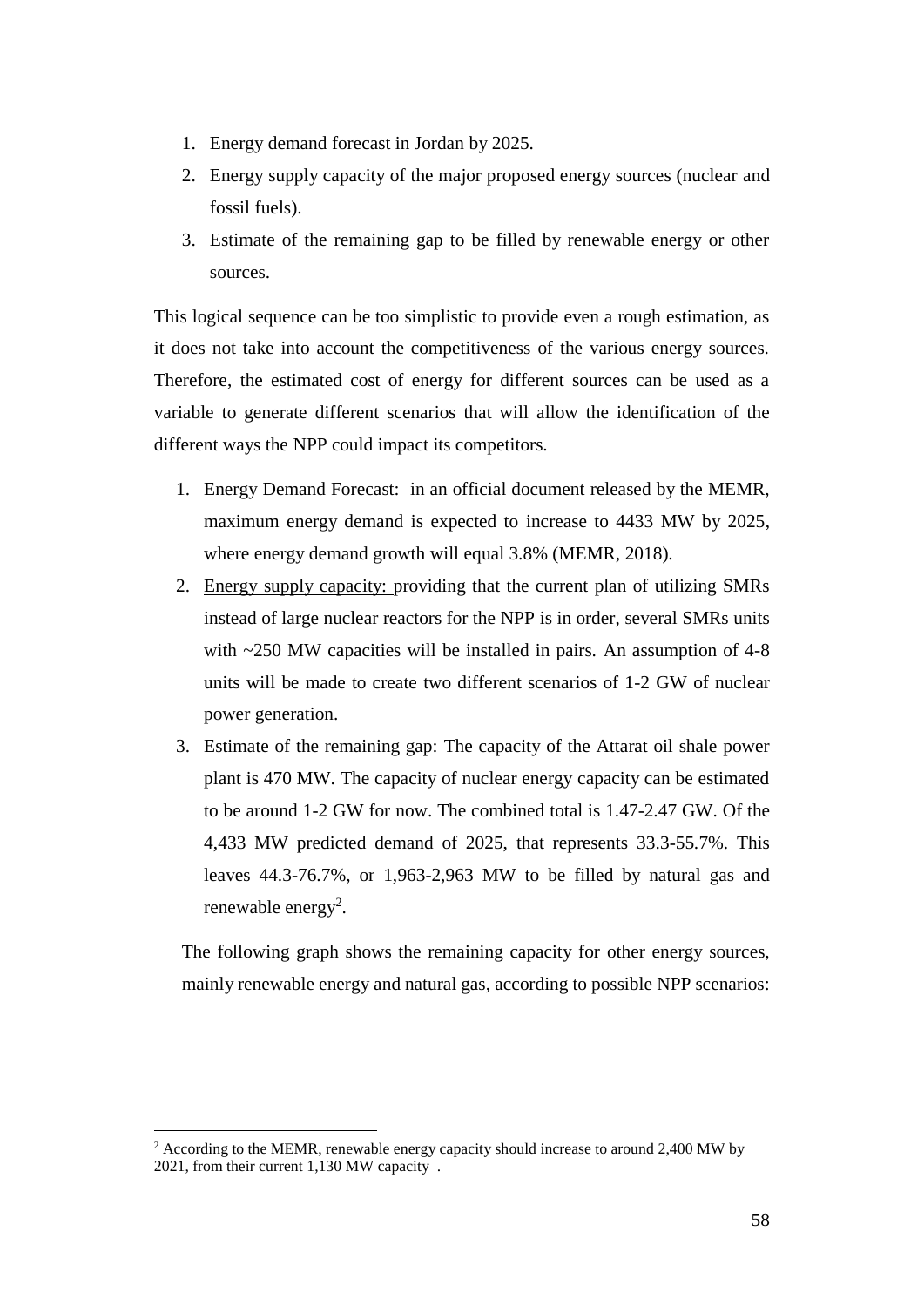1. Energy demand forecast in Jordan by 2025.
2. Energy supply capacity of the major proposed energy sources (nuclear and fossil fuels).
3. Estimate of the remaining gap to be filled by renewable energy or other sources.

This logical sequence can be too simplistic to provide even a rough estimation, as it does not take into account the competitiveness of the various energy sources. Therefore, the estimated cost of energy for different sources can be used as a variable to generate different scenarios that will allow the identification of the different ways the NPP could impact its competitors.

1. Energy Demand Forecast: in an official document released by the MEMR, maximum energy demand is expected to increase to 4433 MW by 2025, where energy demand growth will equal 3.8% (MEMR, 2018).
2. Energy supply capacity: providing that the current plan of utilizing SMRs instead of large nuclear reactors for the NPP is in order, several SMRs units with ~250 MW capacities will be installed in pairs. An assumption of 4-8 units will be made to create two different scenarios of 1-2 GW of nuclear power generation.
3. Estimate of the remaining gap: The capacity of the Attarat oil shale power plant is 470 MW. The capacity of nuclear energy capacity can be estimated to be around 1-2 GW for now. The combined total is 1.47-2.47 GW. Of the 4,433 MW predicted demand of 2025, that represents 33.3-55.7%. This leaves 44.3-76.7%, or 1,963-2,963 MW to be filled by natural gas and renewable energy[2].

The following graph shows the remaining capacity for other energy sources, mainly renewable energy and natural gas, according to possible NPP scenarios:

[2] According to the MEMR, renewable energy capacity should increase to around 2,400 MW by 2021, from their current 1,130 MW capacity .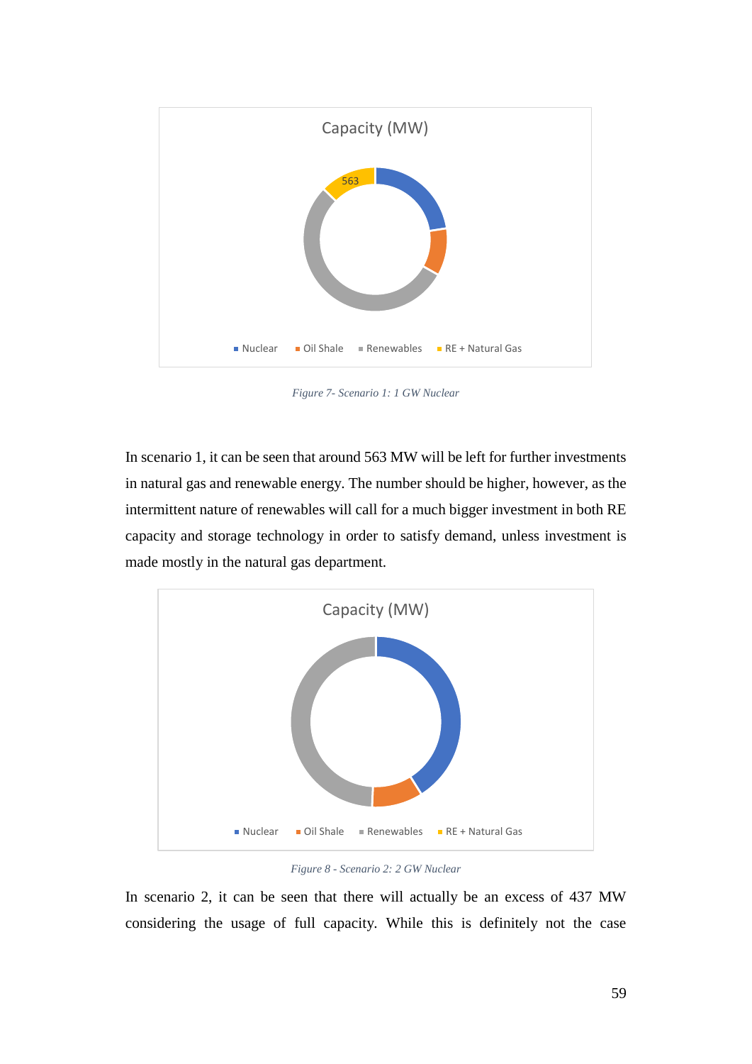Figure 7- Scenario 1: 1 GW Nuclear

In scenario 1, it can be seen that around 563 MW will be left for further investments in natural gas and renewable energy. The number should be higher, however, as the intermittent nature of renewables will call for a much bigger investment in both RE capacity and storage technology in order to satisfy demand, unless investment is made mostly in the natural gas department.

Figure 8 - Scenario 2: 2 GW Nuclear

In scenario 2, it can be seen that there will actually be an excess of 437 MW considering the usage of full capacity. While this is definitely not the case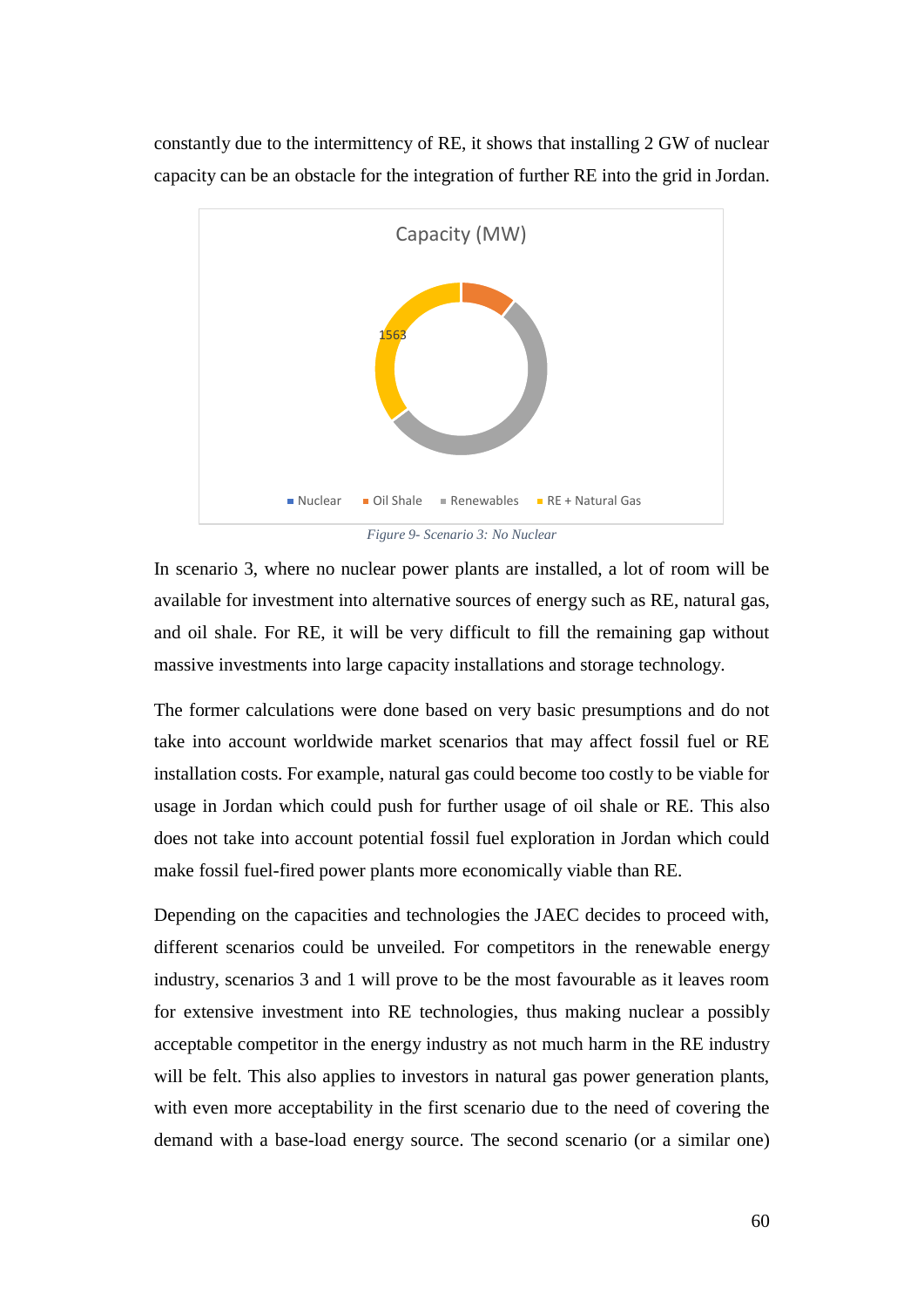constantly due to the intermittency of RE, it shows that installing 2 GW of nuclear capacity can be an obstacle for the integration of further RE into the grid in Jordan.

*Figure 9- Scenario 3: No Nuclear*

In scenario 3, where no nuclear power plants are installed, a lot of room will be available for investment into alternative sources of energy such as RE, natural gas, and oil shale. For RE, it will be very difficult to fill the remaining gap without massive investments into large capacity installations and storage technology.

The former calculations were done based on very basic presumptions and do not take into account worldwide market scenarios that may affect fossil fuel or RE installation costs. For example, natural gas could become too costly to be viable for usage in Jordan which could push for further usage of oil shale or RE. This also does not take into account potential fossil fuel exploration in Jordan which could make fossil fuel-fired power plants more economically viable than RE.

Depending on the capacities and technologies the JAEC decides to proceed with, different scenarios could be unveiled. For competitors in the renewable energy industry, scenarios 3 and 1 will prove to be the most favourable as it leaves room for extensive investment into RE technologies, thus making nuclear a possibly acceptable competitor in the energy industry as not much harm in the RE industry will be felt. This also applies to investors in natural gas power generation plants, with even more acceptability in the first scenario due to the need of covering the demand with a base-load energy source. The second scenario (or a similar one)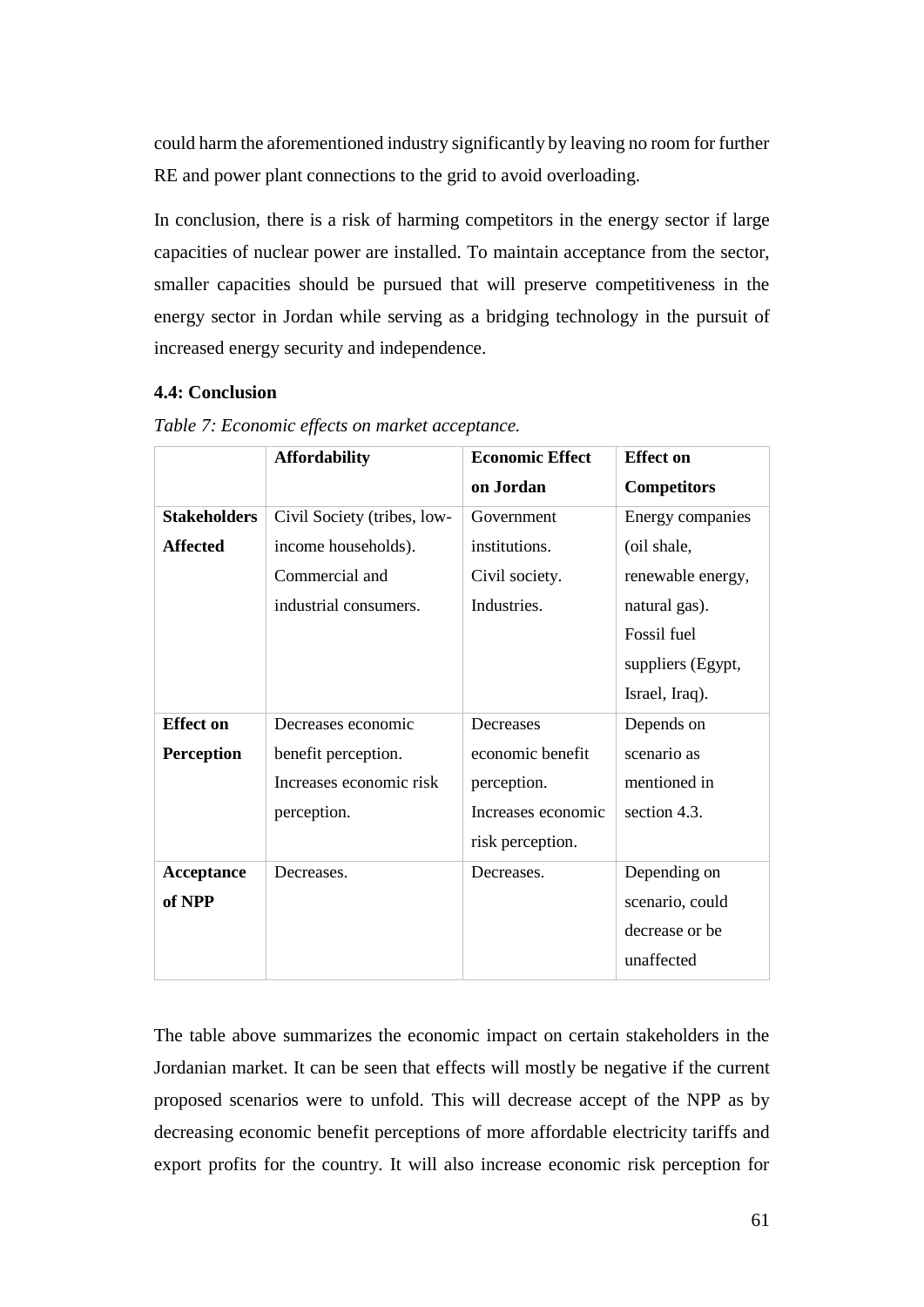could harm the aforementioned industry significantly by leaving no room for further RE and power plant connections to the grid to avoid overloading.

In conclusion, there is a risk of harming competitors in the energy sector if large capacities of nuclear power are installed. To maintain acceptance from the sector, smaller capacities should be pursued that will preserve competitiveness in the energy sector in Jordan while serving as a bridging technology in the pursuit of increased energy security and independence.

### 4.4: Conclusion

*Table 7: Economic effects on market acceptance.*

| | **Affordability** | **Economic Effect on Jordan** | **Effect on Competitors** |
|---|---|---|---|
| **Stakeholders Affected** | Civil Society (tribes, low-income households). Commercial and industrial consumers. | Government institutions. Civil society. Industries. | Energy companies (oil shale, renewable energy, natural gas). Fossil fuel suppliers (Egypt, Israel, Iraq). |
| **Effect on Perception** | Decreases economic benefit perception. Increases economic risk perception. | Decreases economic benefit perception. Increases economic risk perception. | Depends on scenario as mentioned in section 4.3. |
| **Acceptance of NPP** | Decreases. | Decreases. | Depending on scenario, could decrease or be unaffected |

The table above summarizes the economic impact on certain stakeholders in the Jordanian market. It can be seen that effects will mostly be negative if the current proposed scenarios were to unfold. This will decrease accept of the NPP as by decreasing economic benefit perceptions of more affordable electricity tariffs and export profits for the country. It will also increase economic risk perception for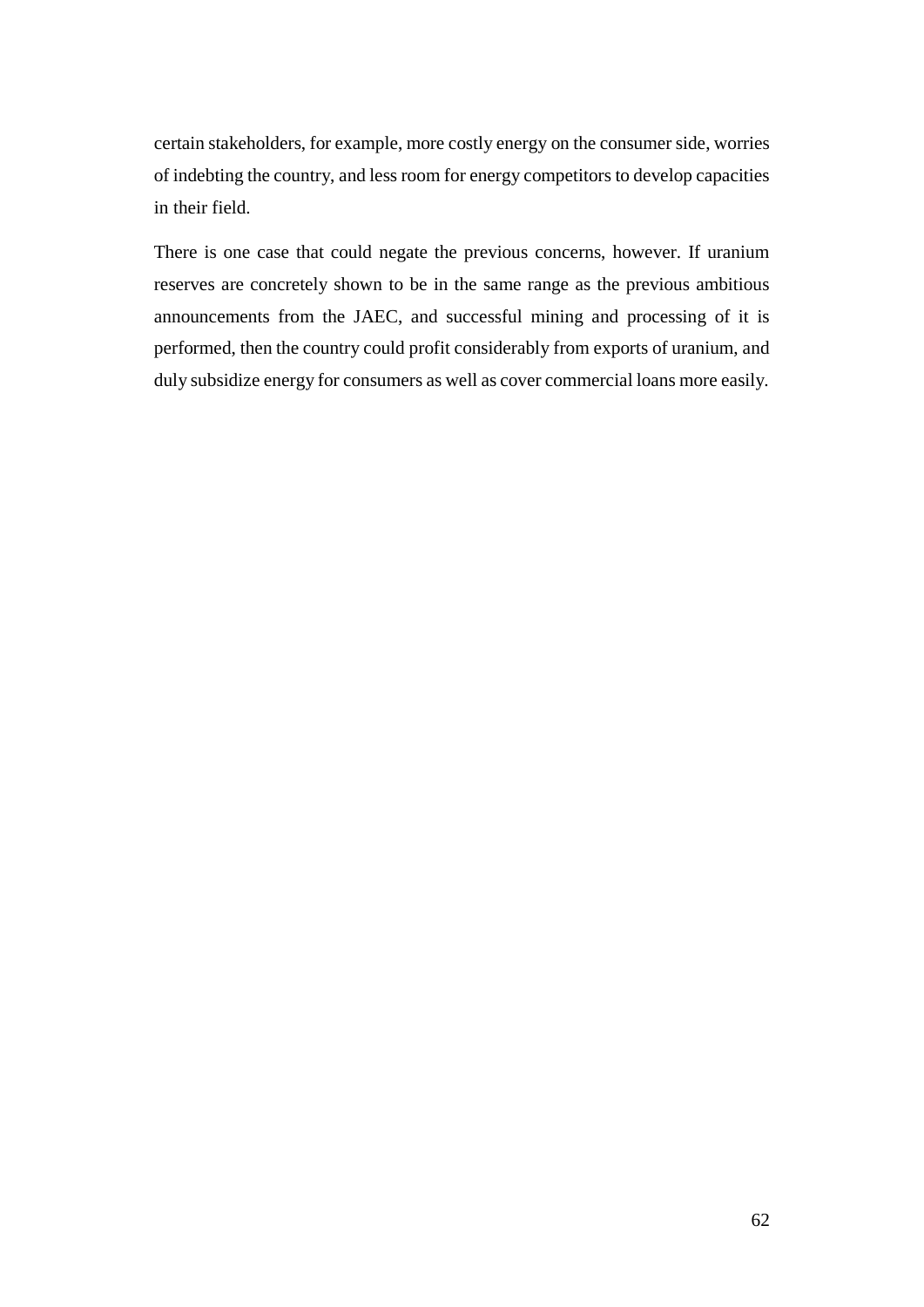certain stakeholders, for example, more costly energy on the consumer side, worries of indebting the country, and less room for energy competitors to develop capacities in their field.

There is one case that could negate the previous concerns, however. If uranium reserves are concretely shown to be in the same range as the previous ambitious announcements from the JAEC, and successful mining and processing of it is performed, then the country could profit considerably from exports of uranium, and duly subsidize energy for consumers as well as cover commercial loans more easily.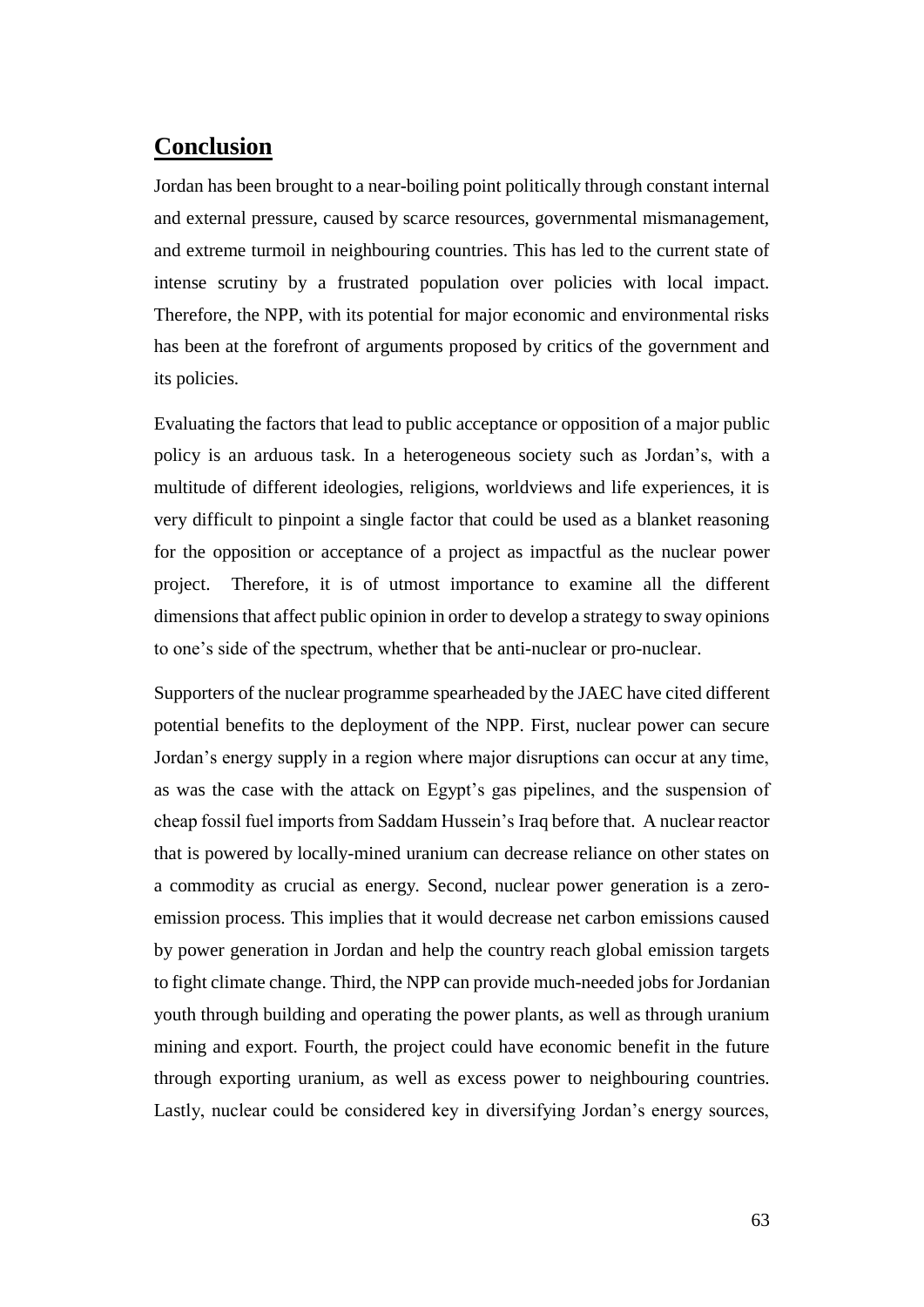## Conclusion

Jordan has been brought to a near-boiling point politically through constant internal and external pressure, caused by scarce resources, governmental mismanagement, and extreme turmoil in neighbouring countries. This has led to the current state of intense scrutiny by a frustrated population over policies with local impact. Therefore, the NPP, with its potential for major economic and environmental risks has been at the forefront of arguments proposed by critics of the government and its policies.

Evaluating the factors that lead to public acceptance or opposition of a major public policy is an arduous task. In a heterogeneous society such as Jordan's, with a multitude of different ideologies, religions, worldviews and life experiences, it is very difficult to pinpoint a single factor that could be used as a blanket reasoning for the opposition or acceptance of a project as impactful as the nuclear power project. Therefore, it is of utmost importance to examine all the different dimensions that affect public opinion in order to develop a strategy to sway opinions to one's side of the spectrum, whether that be anti-nuclear or pro-nuclear.

Supporters of the nuclear programme spearheaded by the JAEC have cited different potential benefits to the deployment of the NPP. First, nuclear power can secure Jordan's energy supply in a region where major disruptions can occur at any time, as was the case with the attack on Egypt's gas pipelines, and the suspension of cheap fossil fuel imports from Saddam Hussein's Iraq before that. A nuclear reactor that is powered by locally-mined uranium can decrease reliance on other states on a commodity as crucial as energy. Second, nuclear power generation is a zero-emission process. This implies that it would decrease net carbon emissions caused by power generation in Jordan and help the country reach global emission targets to fight climate change. Third, the NPP can provide much-needed jobs for Jordanian youth through building and operating the power plants, as well as through uranium mining and export. Fourth, the project could have economic benefit in the future through exporting uranium, as well as excess power to neighbouring countries. Lastly, nuclear could be considered key in diversifying Jordan's energy sources,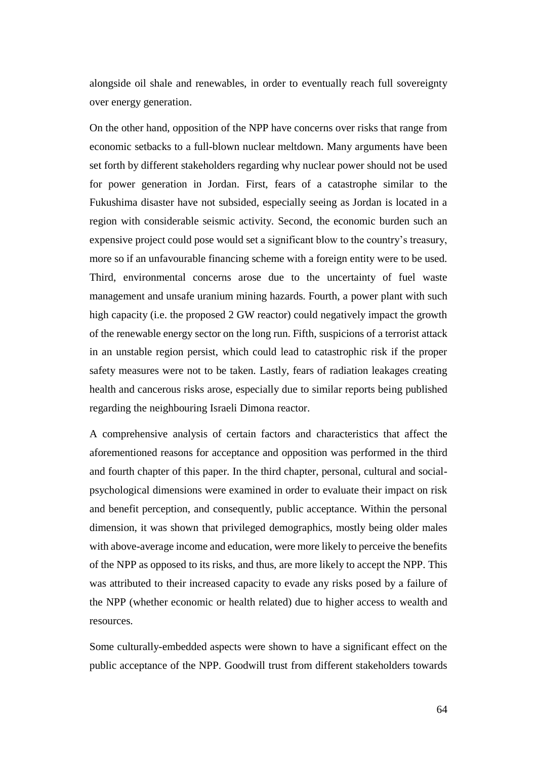alongside oil shale and renewables, in order to eventually reach full sovereignty over energy generation.

On the other hand, opposition of the NPP have concerns over risks that range from economic setbacks to a full-blown nuclear meltdown. Many arguments have been set forth by different stakeholders regarding why nuclear power should not be used for power generation in Jordan. First, fears of a catastrophe similar to the Fukushima disaster have not subsided, especially seeing as Jordan is located in a region with considerable seismic activity. Second, the economic burden such an expensive project could pose would set a significant blow to the country's treasury, more so if an unfavourable financing scheme with a foreign entity were to be used. Third, environmental concerns arose due to the uncertainty of fuel waste management and unsafe uranium mining hazards. Fourth, a power plant with such high capacity (i.e. the proposed 2 GW reactor) could negatively impact the growth of the renewable energy sector on the long run. Fifth, suspicions of a terrorist attack in an unstable region persist, which could lead to catastrophic risk if the proper safety measures were not to be taken. Lastly, fears of radiation leakages creating health and cancerous risks arose, especially due to similar reports being published regarding the neighbouring Israeli Dimona reactor.

A comprehensive analysis of certain factors and characteristics that affect the aforementioned reasons for acceptance and opposition was performed in the third and fourth chapter of this paper. In the third chapter, personal, cultural and social-psychological dimensions were examined in order to evaluate their impact on risk and benefit perception, and consequently, public acceptance. Within the personal dimension, it was shown that privileged demographics, mostly being older males with above-average income and education, were more likely to perceive the benefits of the NPP as opposed to its risks, and thus, are more likely to accept the NPP. This was attributed to their increased capacity to evade any risks posed by a failure of the NPP (whether economic or health related) due to higher access to wealth and resources.

Some culturally-embedded aspects were shown to have a significant effect on the public acceptance of the NPP. Goodwill trust from different stakeholders towards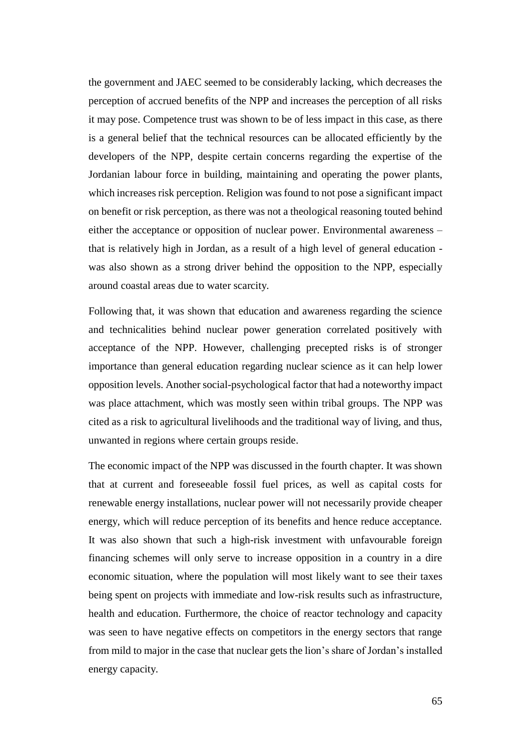the government and JAEC seemed to be considerably lacking, which decreases the perception of accrued benefits of the NPP and increases the perception of all risks it may pose. Competence trust was shown to be of less impact in this case, as there is a general belief that the technical resources can be allocated efficiently by the developers of the NPP, despite certain concerns regarding the expertise of the Jordanian labour force in building, maintaining and operating the power plants, which increases risk perception. Religion was found to not pose a significant impact on benefit or risk perception, as there was not a theological reasoning touted behind either the acceptance or opposition of nuclear power. Environmental awareness – that is relatively high in Jordan, as a result of a high level of general education - was also shown as a strong driver behind the opposition to the NPP, especially around coastal areas due to water scarcity.

Following that, it was shown that education and awareness regarding the science and technicalities behind nuclear power generation correlated positively with acceptance of the NPP. However, challenging precepted risks is of stronger importance than general education regarding nuclear science as it can help lower opposition levels. Another social-psychological factor that had a noteworthy impact was place attachment, which was mostly seen within tribal groups. The NPP was cited as a risk to agricultural livelihoods and the traditional way of living, and thus, unwanted in regions where certain groups reside.

The economic impact of the NPP was discussed in the fourth chapter. It was shown that at current and foreseeable fossil fuel prices, as well as capital costs for renewable energy installations, nuclear power will not necessarily provide cheaper energy, which will reduce perception of its benefits and hence reduce acceptance. It was also shown that such a high-risk investment with unfavourable foreign financing schemes will only serve to increase opposition in a country in a dire economic situation, where the population will most likely want to see their taxes being spent on projects with immediate and low-risk results such as infrastructure, health and education. Furthermore, the choice of reactor technology and capacity was seen to have negative effects on competitors in the energy sectors that range from mild to major in the case that nuclear gets the lion's share of Jordan's installed energy capacity.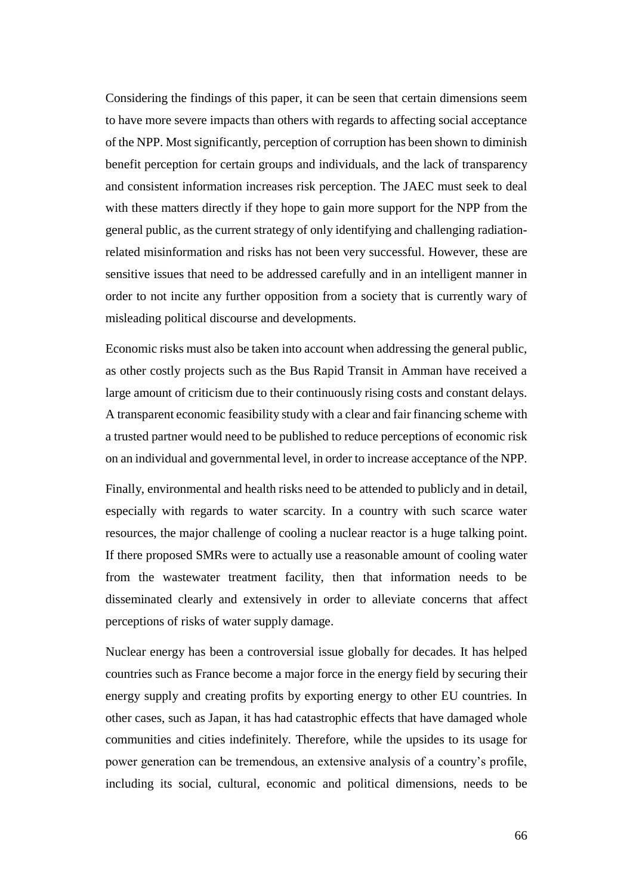Considering the findings of this paper, it can be seen that certain dimensions seem to have more severe impacts than others with regards to affecting social acceptance of the NPP. Most significantly, perception of corruption has been shown to diminish benefit perception for certain groups and individuals, and the lack of transparency and consistent information increases risk perception. The JAEC must seek to deal with these matters directly if they hope to gain more support for the NPP from the general public, as the current strategy of only identifying and challenging radiation-related misinformation and risks has not been very successful. However, these are sensitive issues that need to be addressed carefully and in an intelligent manner in order to not incite any further opposition from a society that is currently wary of misleading political discourse and developments.

Economic risks must also be taken into account when addressing the general public, as other costly projects such as the Bus Rapid Transit in Amman have received a large amount of criticism due to their continuously rising costs and constant delays. A transparent economic feasibility study with a clear and fair financing scheme with a trusted partner would need to be published to reduce perceptions of economic risk on an individual and governmental level, in order to increase acceptance of the NPP.

Finally, environmental and health risks need to be attended to publicly and in detail, especially with regards to water scarcity. In a country with such scarce water resources, the major challenge of cooling a nuclear reactor is a huge talking point. If there proposed SMRs were to actually use a reasonable amount of cooling water from the wastewater treatment facility, then that information needs to be disseminated clearly and extensively in order to alleviate concerns that affect perceptions of risks of water supply damage.

Nuclear energy has been a controversial issue globally for decades. It has helped countries such as France become a major force in the energy field by securing their energy supply and creating profits by exporting energy to other EU countries. In other cases, such as Japan, it has had catastrophic effects that have damaged whole communities and cities indefinitely. Therefore, while the upsides to its usage for power generation can be tremendous, an extensive analysis of a country's profile, including its social, cultural, economic and political dimensions, needs to be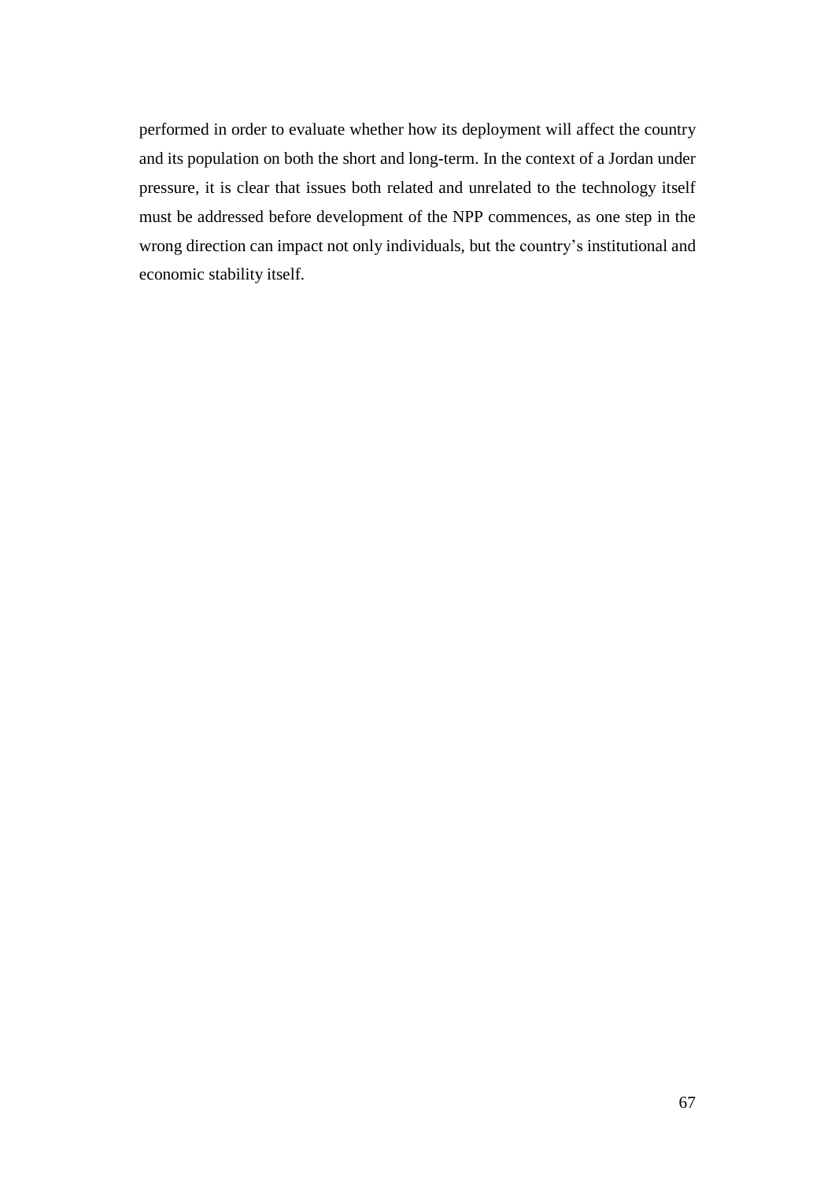performed in order to evaluate whether how its deployment will affect the country and its population on both the short and long-term. In the context of a Jordan under pressure, it is clear that issues both related and unrelated to the technology itself must be addressed before development of the NPP commences, as one step in the wrong direction can impact not only individuals, but the country's institutional and economic stability itself.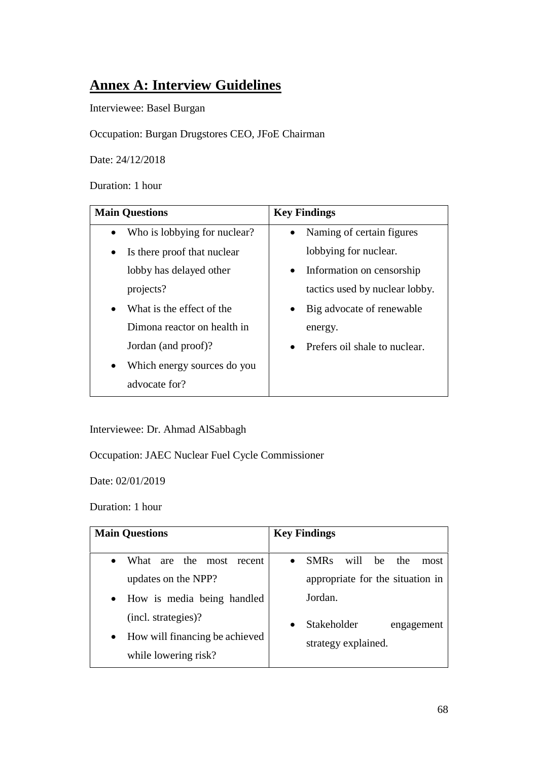# Annex A: Interview Guidelines

Interviewee: Basel Burgan

Occupation: Burgan Drugstores CEO, JFoE Chairman

Date: 24/12/2018

Duration: 1 hour

| Main Questions | Key Findings |
|---|---|
| • Who is lobbying for nuclear?<br>• Is there proof that nuclear lobby has delayed other projects?<br>• What is the effect of the Dimona reactor on health in Jordan (and proof)?<br>• Which energy sources do you advocate for? | • Naming of certain figures lobbying for nuclear.<br>• Information on censorship tactics used by nuclear lobby.<br>• Big advocate of renewable energy.<br>• Prefers oil shale to nuclear. |

Interviewee: Dr. Ahmad AlSabbagh

Occupation: JAEC Nuclear Fuel Cycle Commissioner

Date: 02/01/2019

Duration: 1 hour

| Main Questions | Key Findings |
|---|---|
| • What are the most recent updates on the NPP?<br>• How is media being handled (incl. strategies)?<br>• How will financing be achieved while lowering risk? | • SMRs will be the most appropriate for the situation in Jordan.<br>• Stakeholder engagement strategy explained. |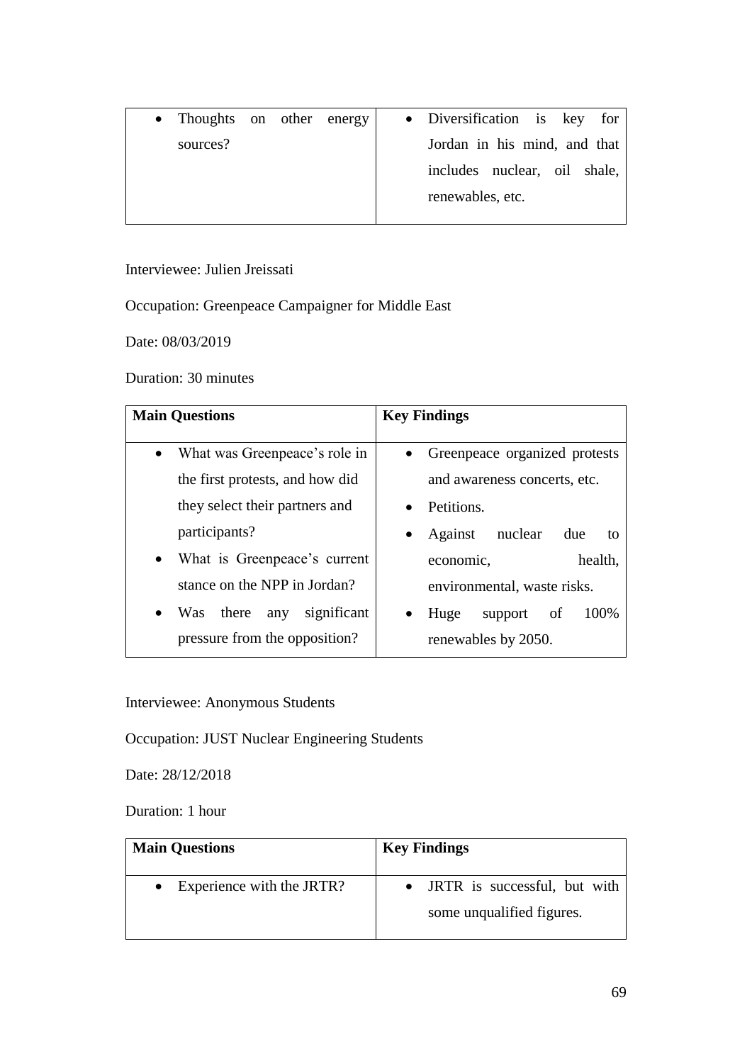| | |
|---|---|
| • Thoughts on other energy sources? | • Diversification is key for Jordan in his mind, and that includes nuclear, oil shale, renewables, etc. |

Interviewee: Julien Jreissati

Occupation: Greenpeace Campaigner for Middle East

Date: 08/03/2019

Duration: 30 minutes

| **Main Questions** | **Key Findings** |
|---|---|
| • What was Greenpeace's role in the first protests, and how did they select their partners and participants?<br>• What is Greenpeace's current stance on the NPP in Jordan?<br>• Was there any significant pressure from the opposition? | • Greenpeace organized protests and awareness concerts, etc.<br>• Petitions.<br>• Against nuclear due to economic, health, environmental, waste risks.<br>• Huge support of 100% renewables by 2050. |

Interviewee: Anonymous Students

Occupation: JUST Nuclear Engineering Students

Date: 28/12/2018

Duration: 1 hour

| **Main Questions** | **Key Findings** |
|---|---|
| • Experience with the JRTR? | • JRTR is successful, but with some unqualified figures. |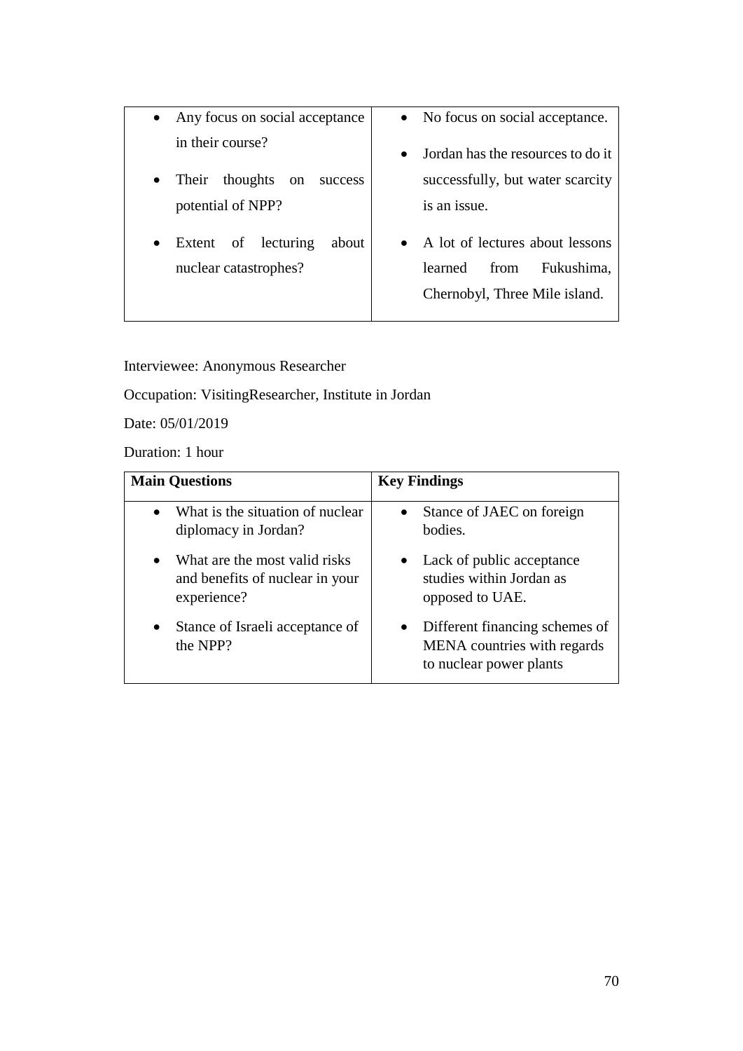| | |
|---|---|
| • Any focus on social acceptance in their course?<br>• Their thoughts on success potential of NPP?<br>• Extent of lecturing about nuclear catastrophes? | • No focus on social acceptance.<br>• Jordan has the resources to do it successfully, but water scarcity is an issue.<br>• A lot of lectures about lessons learned from Fukushima, Chernobyl, Three Mile island. |

Interviewee: Anonymous Researcher

Occupation: VisitingResearcher, Institute in Jordan

Date: 05/01/2019

Duration: 1 hour

| **Main Questions** | **Key Findings** |
|---|---|
| • What is the situation of nuclear diplomacy in Jordan?<br>• What are the most valid risks and benefits of nuclear in your experience?<br>• Stance of Israeli acceptance of the NPP? | • Stance of JAEC on foreign bodies.<br>• Lack of public acceptance studies within Jordan as opposed to UAE.<br>• Different financing schemes of MENA countries with regards to nuclear power plants |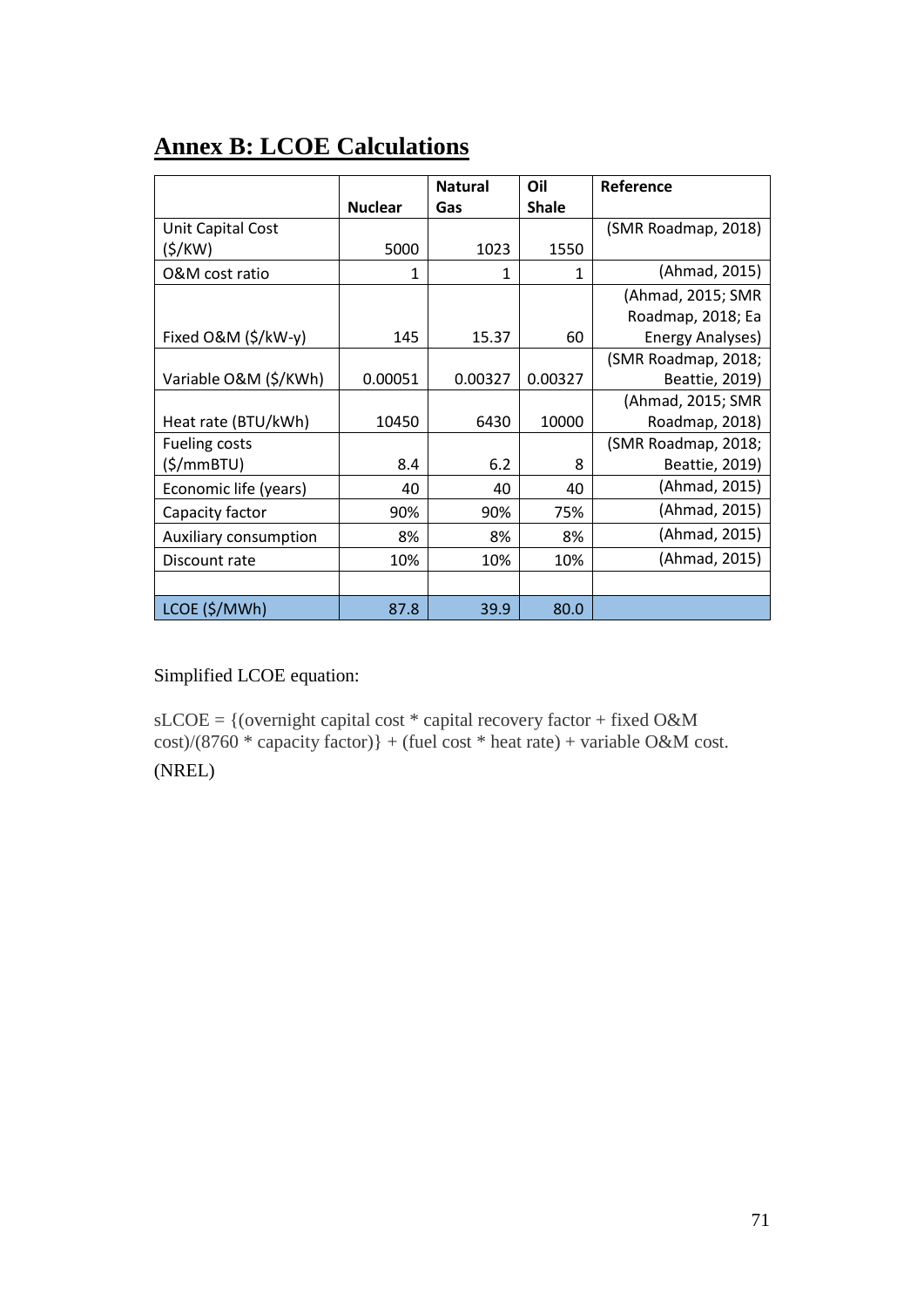# Annex B: LCOE Calculations

| | Nuclear | Natural Gas | Oil Shale | Reference |
|---|---|---|---|---|
| Unit Capital Cost ($/KW) | 5000 | 1023 | 1550 | (SMR Roadmap, 2018) |
| O&M cost ratio | 1 | 1 | 1 | (Ahmad, 2015) |
| Fixed O&M ($/kW-y) | 145 | 15.37 | 60 | (Ahmad, 2015; SMR Roadmap, 2018; Ea Energy Analyses) |
| Variable O&M ($/KWh) | 0.00051 | 0.00327 | 0.00327 | (SMR Roadmap, 2018; Beattie, 2019) |
| Heat rate (BTU/kWh) | 10450 | 6430 | 10000 | (Ahmad, 2015; SMR Roadmap, 2018) |
| Fueling costs ($/mmBTU) | 8.4 | 6.2 | 8 | (SMR Roadmap, 2018; Beattie, 2019) |
| Economic life (years) | 40 | 40 | 40 | (Ahmad, 2015) |
| Capacity factor | 90% | 90% | 75% | (Ahmad, 2015) |
| Auxiliary consumption | 8% | 8% | 8% | (Ahmad, 2015) |
| Discount rate | 10% | 10% | 10% | (Ahmad, 2015) |
| | | | | |
| LCOE ($/MWh) | 87.8 | 39.9 | 80.0 | |

Simplified LCOE equation:

sLCOE = {(overnight capital cost * capital recovery factor + fixed O&M cost)/(8760 * capacity factor)} + (fuel cost * heat rate) + variable O&M cost.

(NREL)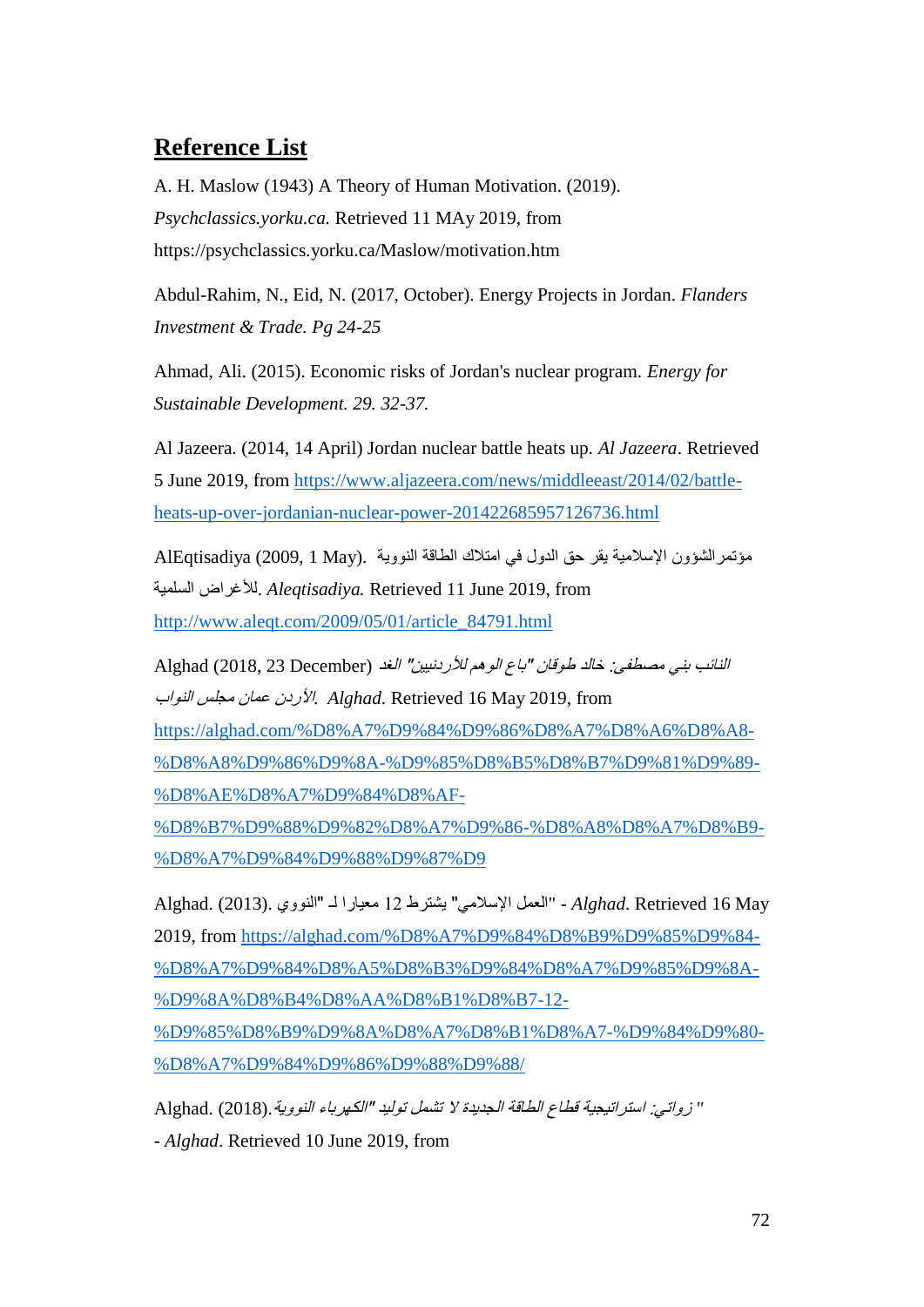# Reference List

A. H. Maslow (1943) A Theory of Human Motivation. (2019). *Psychclassics.yorku.ca.* Retrieved 11 MAy 2019, from https://psychclassics.yorku.ca/Maslow/motivation.htm

Abdul-Rahim, N., Eid, N. (2017, October). Energy Projects in Jordan. *Flanders Investment & Trade. Pg 24-25*

Ahmad, Ali. (2015). Economic risks of Jordan's nuclear program. *Energy for Sustainable Development. 29. 32-37.*

Al Jazeera. (2014, 14 April) Jordan nuclear battle heats up. *Al Jazeera*. Retrieved 5 June 2019, from https://www.aljazeera.com/news/middleeast/2014/02/battle-heats-up-over-jordanian-nuclear-power-201422685957126736.html

AlEqtisadiya (2009, 1 May). مؤتمرالشؤون الإسلامية يقر حق الدول في امتلاك الطاقة النووية للأغراض السلمية. *Aleqtisadiya.* Retrieved 11 June 2019, from http://www.aleqt.com/2009/05/01/article_84791.html

Alghad (2018, 23 December) *النائب بني مصطفى: خالد طوقان "باع الوهم للأردنيين" الغد الأردن عمان مجلس النواب*. *Alghad*. Retrieved 16 May 2019, from https://alghad.com/%D8%A7%D9%84%D9%86%D8%A7%D8%A6%D8%A8-%D8%A8%D9%86%D9%8A-%D9%85%D8%B5%D8%B7%D9%81%D9%89-%D8%AE%D8%A7%D9%84%D8%AF-%D8%B7%D9%88%D9%82%D8%A7%D9%86-%D8%A8%D8%A7%D8%B9-%D8%A7%D9%84%D9%88%D9%87%D9

Alghad. (2013). "العمل الإسلامي" يشترط 12 معيارا لـ "النووي" - *Alghad*. Retrieved 16 May 2019, from https://alghad.com/%D8%A7%D9%84%D8%B9%D9%85%D9%84-%D8%A7%D9%84%D8%A5%D8%B3%D9%84%D8%A7%D9%85%D9%8A-%D9%8A%D8%B4%D8%AA%D8%B1%D8%B7-12-%D9%85%D8%B9%D9%8A%D8%A7%D8%B1%D8%A7-%D9%84%D9%80-%D8%A7%D9%84%D9%86%D9%88%D9%88%D9%8A/

Alghad. (2018).*زواتي: استراتيجية قطاع الطاقة الجديدة لا تشمل توليد "الكهرباء النووية"* - *Alghad*. Retrieved 10 June 2019, from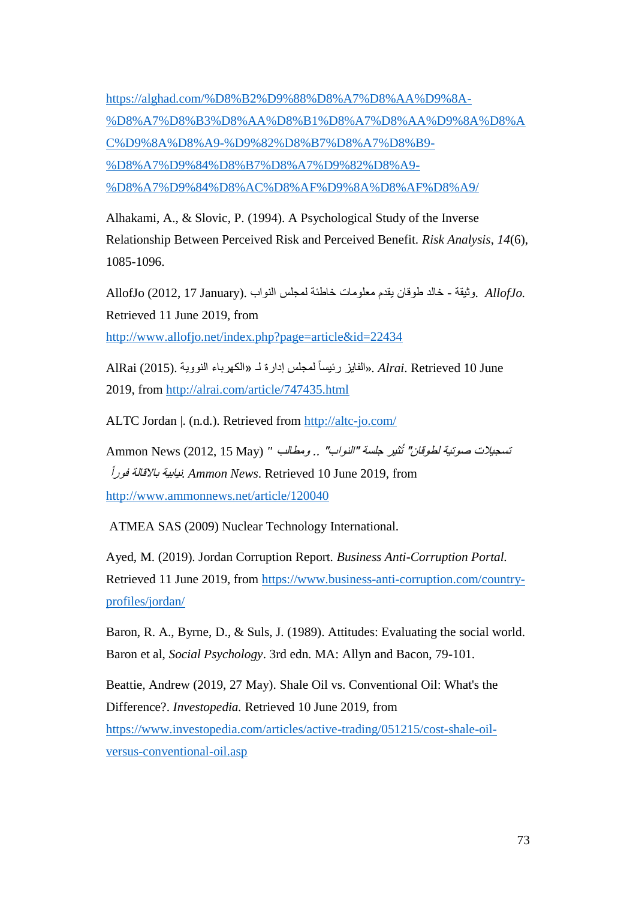https://alghad.com/%D8%B2%D9%88%D8%A7%D8%AA%D9%8A-%D8%A7%D8%B3%D8%AA%D8%B1%D8%A7%D8%AA%D9%8A%D8%AC%D9%8A%D8%A9-%D9%82%D8%B7%D8%A7%D8%B9-%D8%A7%D9%84%D8%B7%D8%A7%D9%82%D8%A9-%D8%A7%D9%84%D8%AC%D8%AF%D9%8A%D8%AF%D8%A9/

Alhakami, A., & Slovic, P. (1994). A Psychological Study of the Inverse Relationship Between Perceived Risk and Perceived Benefit. *Risk Analysis*, *14*(6), 1085-1096.

AllofJo (2012, 17 January). وثيقة - خالد طوقان يقدم معلومات خاطئة لمجلس النواب. *AllofJo.* Retrieved 11 June 2019, from http://www.allofjo.net/index.php?page=article&id=22434

AlRai (2015). الفايز رئيساً لمجلس إدارة لـ «الكهرباء النووية». *Alrai*. Retrieved 10 June 2019, from http://alrai.com/article/747435.html

ALTC Jordan |. (n.d.). Retrieved from http://altc-jo.com/

Ammon News (2012, 15 May) *" تسجيلات صوتية لطوقان" تُثير جلسة "النواب" .. ومطالب نيابية بالاقالة فوراً. Ammon News*. Retrieved 10 June 2019, from http://www.ammonnews.net/article/120040

ATMEA SAS (2009) Nuclear Technology International.

Ayed, M. (2019). Jordan Corruption Report. *Business Anti-Corruption Portal.* Retrieved 11 June 2019, from https://www.business-anti-corruption.com/country-profiles/jordan/

Baron, R. A., Byrne, D., & Suls, J. (1989). Attitudes: Evaluating the social world. Baron et al, *Social Psychology*. 3rd edn. MA: Allyn and Bacon, 79-101.

Beattie, Andrew (2019, 27 May). Shale Oil vs. Conventional Oil: What's the Difference?. *Investopedia.* Retrieved 10 June 2019, from https://www.investopedia.com/articles/active-trading/051215/cost-shale-oil-versus-conventional-oil.asp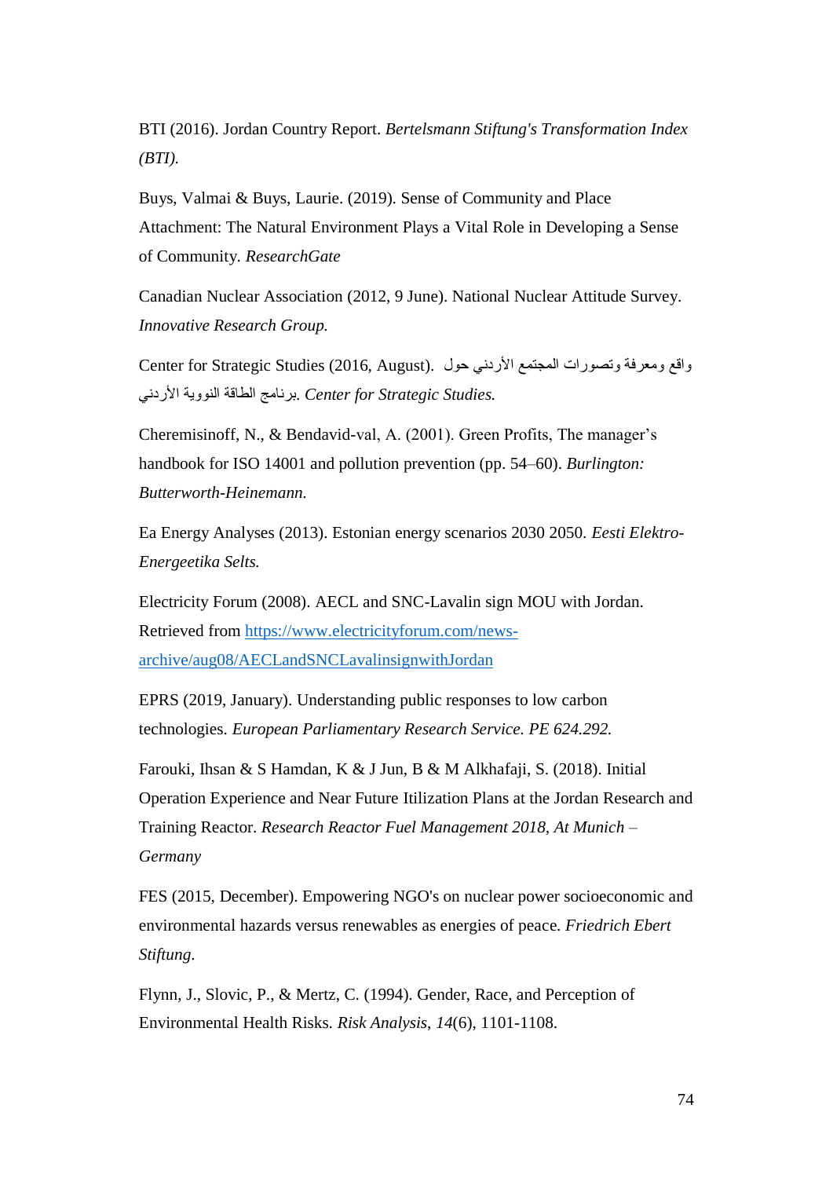BTI (2016). Jordan Country Report. *Bertelsmann Stiftung's Transformation Index (BTI).*

Buys, Valmai & Buys, Laurie. (2019). Sense of Community and Place Attachment: The Natural Environment Plays a Vital Role in Developing a Sense of Community. *ResearchGate*

Canadian Nuclear Association (2012, 9 June). National Nuclear Attitude Survey. *Innovative Research Group.*

Center for Strategic Studies (2016, August). واقع ومعرفة وتصورات المجتمع الأردني حول برنامج الطاقة النووية الأردني. *Center for Strategic Studies.*

Cheremisinoff, N., & Bendavid-val, A. (2001). Green Profits, The manager's handbook for ISO 14001 and pollution prevention (pp. 54–60). *Burlington: Butterworth-Heinemann.*

Ea Energy Analyses (2013). Estonian energy scenarios 2030 2050. *Eesti Elektro-Energeetika Selts.*

Electricity Forum (2008). AECL and SNC-Lavalin sign MOU with Jordan. Retrieved from [https://www.electricityforum.com/news-archive/aug08/AECLandSNCLavalinsignwithJordan](https://www.electricityforum.com/news-archive/aug08/AECLandSNCLavalinsignwithJordan)

EPRS (2019, January). Understanding public responses to low carbon technologies. *European Parliamentary Research Service. PE 624.292.*

Farouki, Ihsan & S Hamdan, K & J Jun, B & M Alkhafaji, S. (2018). Initial Operation Experience and Near Future Itilization Plans at the Jordan Research and Training Reactor. *Research Reactor Fuel Management 2018, At Munich – Germany*

FES (2015, December). Empowering NGO's on nuclear power socioeconomic and environmental hazards versus renewables as energies of peace. *Friedrich Ebert Stiftung*.

Flynn, J., Slovic, P., & Mertz, C. (1994). Gender, Race, and Perception of Environmental Health Risks. *Risk Analysis, 14*(6), 1101-1108.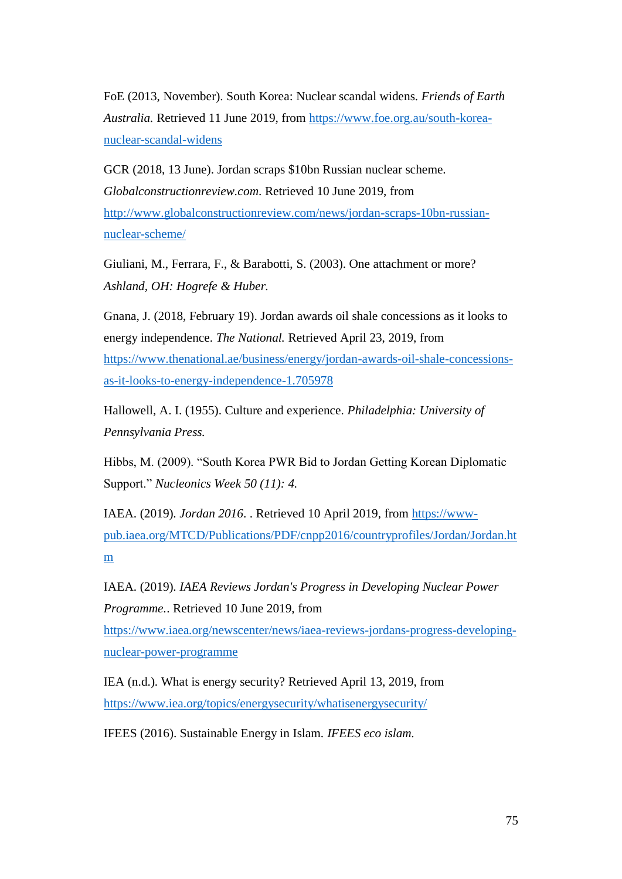FoE (2013, November). South Korea: Nuclear scandal widens. *Friends of Earth Australia.* Retrieved 11 June 2019, from https://www.foe.org.au/south-korea-nuclear-scandal-widens

GCR (2018, 13 June). Jordan scraps $10bn Russian nuclear scheme. *Globalconstructionreview.com*. Retrieved 10 June 2019, from http://www.globalconstructionreview.com/news/jordan-scraps-10bn-russian-nuclear-scheme/

Giuliani, M., Ferrara, F., & Barabotti, S. (2003). One attachment or more? *Ashland, OH: Hogrefe & Huber.*

Gnana, J. (2018, February 19). Jordan awards oil shale concessions as it looks to energy independence. *The National.* Retrieved April 23, 2019, from https://www.thenational.ae/business/energy/jordan-awards-oil-shale-concessions-as-it-looks-to-energy-independence-1.705978

Hallowell, A. I. (1955). Culture and experience. *Philadelphia: University of Pennsylvania Press.*

Hibbs, M. (2009). "South Korea PWR Bid to Jordan Getting Korean Diplomatic Support." *Nucleonics Week 50 (11): 4.*

IAEA. (2019). *Jordan 2016*. . Retrieved 10 April 2019, from https://www-pub.iaea.org/MTCD/Publications/PDF/cnpp2016/countryprofiles/Jordan/Jordan.htm

IAEA. (2019). *IAEA Reviews Jordan's Progress in Developing Nuclear Power Programme.*. Retrieved 10 June 2019, from https://www.iaea.org/newscenter/news/iaea-reviews-jordans-progress-developing-nuclear-power-programme

IEA (n.d.). What is energy security? Retrieved April 13, 2019, from https://www.iea.org/topics/energysecurity/whatisenergysecurity/

IFEES (2016). Sustainable Energy in Islam. *IFEES eco islam.*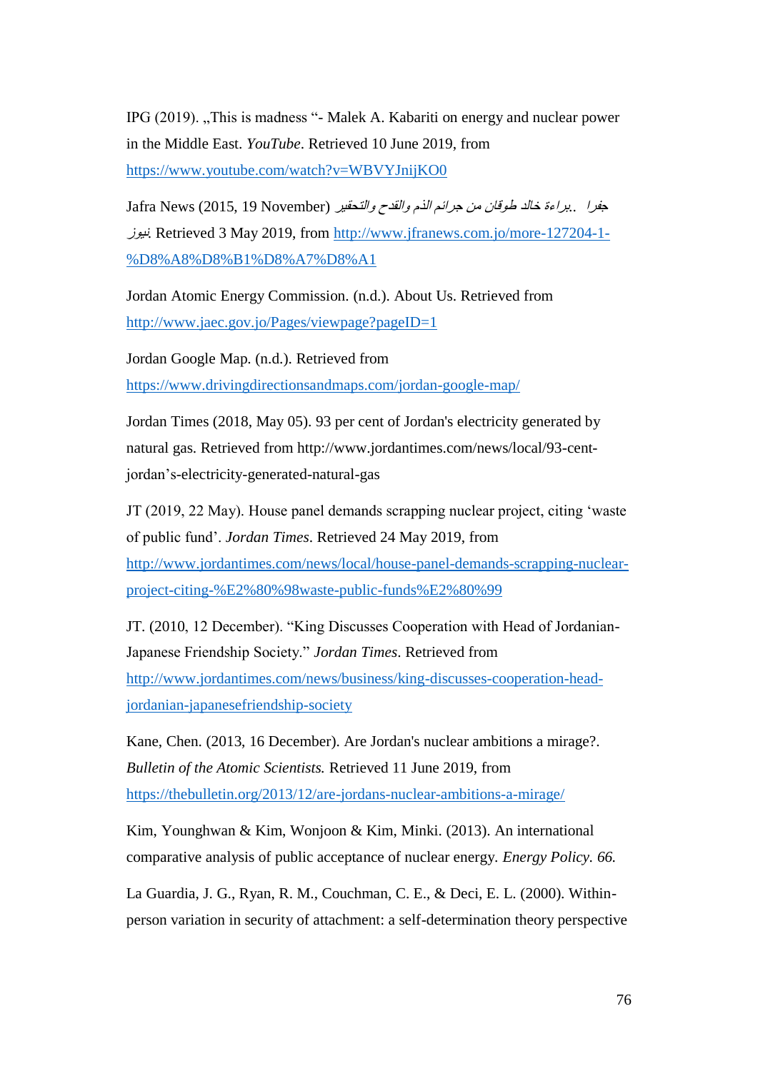IPG (2019). „This is madness "- Malek A. Kabariti on energy and nuclear power in the Middle East. *YouTube*. Retrieved 10 June 2019, from https://www.youtube.com/watch?v=WBVYJnijKO0

Jafra News (2015, 19 November) *براءة خالد طوقان من جرائم الذم والقدح والتحقير*. جفرا نيوز. Retrieved 3 May 2019, from http://www.jfranews.com.jo/more-127204-1-%D8%A8%D8%B1%D8%A7%D8%A1

Jordan Atomic Energy Commission. (n.d.). About Us. Retrieved from http://www.jaec.gov.jo/Pages/viewpage?pageID=1

Jordan Google Map. (n.d.). Retrieved from https://www.drivingdirectionsandmaps.com/jordan-google-map/

Jordan Times (2018, May 05). 93 per cent of Jordan's electricity generated by natural gas. Retrieved from http://www.jordantimes.com/news/local/93-cent-jordan's-electricity-generated-natural-gas

JT (2019, 22 May). House panel demands scrapping nuclear project, citing 'waste of public fund'. *Jordan Times*. Retrieved 24 May 2019, from http://www.jordantimes.com/news/local/house-panel-demands-scrapping-nuclear-project-citing-%E2%80%98waste-public-funds%E2%80%99

JT. (2010, 12 December). "King Discusses Cooperation with Head of Jordanian-Japanese Friendship Society." *Jordan Times*. Retrieved from http://www.jordantimes.com/news/business/king-discusses-cooperation-head-jordanian-japanesefriendship-society

Kane, Chen. (2013, 16 December). Are Jordan's nuclear ambitions a mirage?. *Bulletin of the Atomic Scientists.* Retrieved 11 June 2019, from https://thebulletin.org/2013/12/are-jordans-nuclear-ambitions-a-mirage/

Kim, Younghwan & Kim, Wonjoon & Kim, Minki. (2013). An international comparative analysis of public acceptance of nuclear energy. *Energy Policy. 66.*

La Guardia, J. G., Ryan, R. M., Couchman, C. E., & Deci, E. L. (2000). Within-person variation in security of attachment: a self-determination theory perspective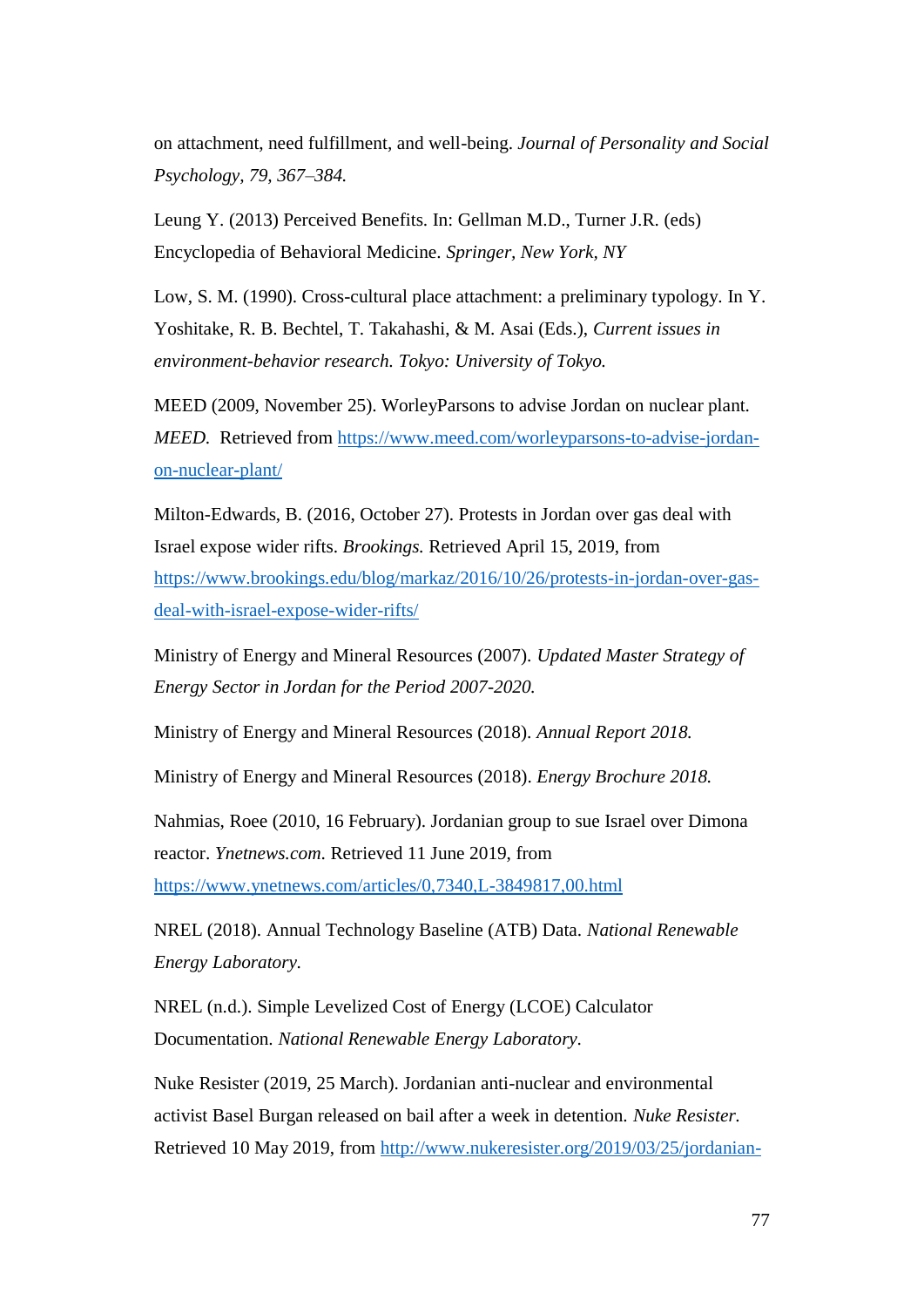on attachment, need fulfillment, and well-being. *Journal of Personality and Social Psychology, 79, 367–384.*

Leung Y. (2013) Perceived Benefits. In: Gellman M.D., Turner J.R. (eds) Encyclopedia of Behavioral Medicine. *Springer, New York, NY*

Low, S. M. (1990). Cross-cultural place attachment: a preliminary typology. In Y. Yoshitake, R. B. Bechtel, T. Takahashi, & M. Asai (Eds.), *Current issues in environment-behavior research. Tokyo: University of Tokyo.*

MEED (2009, November 25). WorleyParsons to advise Jordan on nuclear plant. *MEED.* Retrieved from https://www.meed.com/worleyparsons-to-advise-jordan-on-nuclear-plant/

Milton-Edwards, B. (2016, October 27). Protests in Jordan over gas deal with Israel expose wider rifts. *Brookings.* Retrieved April 15, 2019, from https://www.brookings.edu/blog/markaz/2016/10/26/protests-in-jordan-over-gas-deal-with-israel-expose-wider-rifts/

Ministry of Energy and Mineral Resources (2007). *Updated Master Strategy of Energy Sector in Jordan for the Period 2007-2020.*

Ministry of Energy and Mineral Resources (2018). *Annual Report 2018.*

Ministry of Energy and Mineral Resources (2018). *Energy Brochure 2018.*

Nahmias, Roee (2010, 16 February). Jordanian group to sue Israel over Dimona reactor. *Ynetnews.com*. Retrieved 11 June 2019, from https://www.ynetnews.com/articles/0,7340,L-3849817,00.html

NREL (2018). Annual Technology Baseline (ATB) Data. *National Renewable Energy Laboratory.*

NREL (n.d.). Simple Levelized Cost of Energy (LCOE) Calculator Documentation. *National Renewable Energy Laboratory*.

Nuke Resister (2019, 25 March). Jordanian anti-nuclear and environmental activist Basel Burgan released on bail after a week in detention. *Nuke Resister.* Retrieved 10 May 2019, from http://www.nukeresister.org/2019/03/25/jordanian-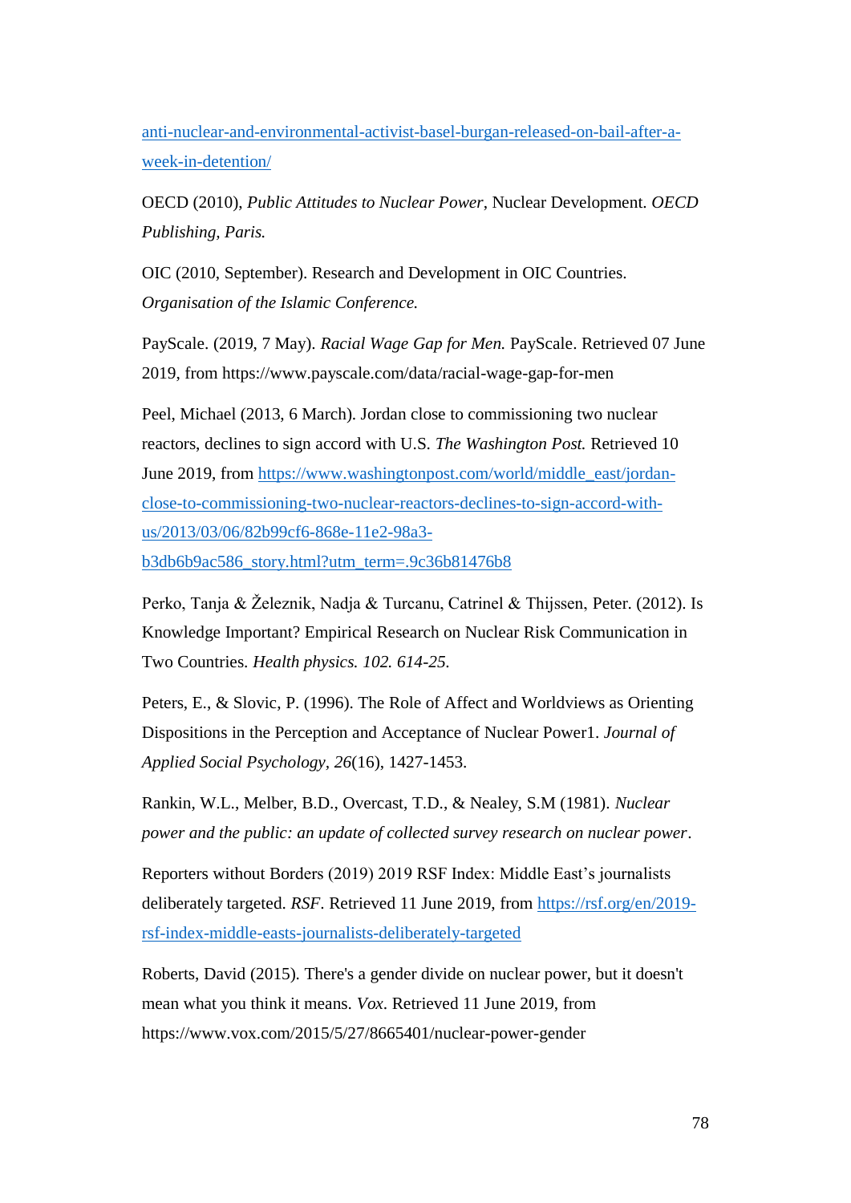anti-nuclear-and-environmental-activist-basel-burgan-released-on-bail-after-a-week-in-detention/

OECD (2010), *Public Attitudes to Nuclear Power*, Nuclear Development. *OECD Publishing, Paris.*

OIC (2010, September). Research and Development in OIC Countries. *Organisation of the Islamic Conference.*

PayScale. (2019, 7 May). *Racial Wage Gap for Men.* PayScale. Retrieved 07 June 2019, from https://www.payscale.com/data/racial-wage-gap-for-men

Peel, Michael (2013, 6 March). Jordan close to commissioning two nuclear reactors, declines to sign accord with U.S. *The Washington Post.* Retrieved 10 June 2019, from https://www.washingtonpost.com/world/middle_east/jordan-close-to-commissioning-two-nuclear-reactors-declines-to-sign-accord-with-us/2013/03/06/82b99cf6-868e-11e2-98a3-b3db6b9ac586_story.html?utm_term=.9c36b81476b8

Perko, Tanja & Železnik, Nadja & Turcanu, Catrinel & Thijssen, Peter. (2012). Is Knowledge Important? Empirical Research on Nuclear Risk Communication in Two Countries. *Health physics. 102. 614-25.*

Peters, E., & Slovic, P. (1996). The Role of Affect and Worldviews as Orienting Dispositions in the Perception and Acceptance of Nuclear Power1. *Journal of Applied Social Psychology*, *26*(16), 1427-1453.

Rankin, W.L., Melber, B.D., Overcast, T.D., & Nealey, S.M (1981). *Nuclear power and the public: an update of collected survey research on nuclear power*.

Reporters without Borders (2019) 2019 RSF Index: Middle East's journalists deliberately targeted. *RSF*. Retrieved 11 June 2019, from https://rsf.org/en/2019-rsf-index-middle-easts-journalists-deliberately-targeted

Roberts, David (2015). There's a gender divide on nuclear power, but it doesn't mean what you think it means. *Vox*. Retrieved 11 June 2019, from https://www.vox.com/2015/5/27/8665401/nuclear-power-gender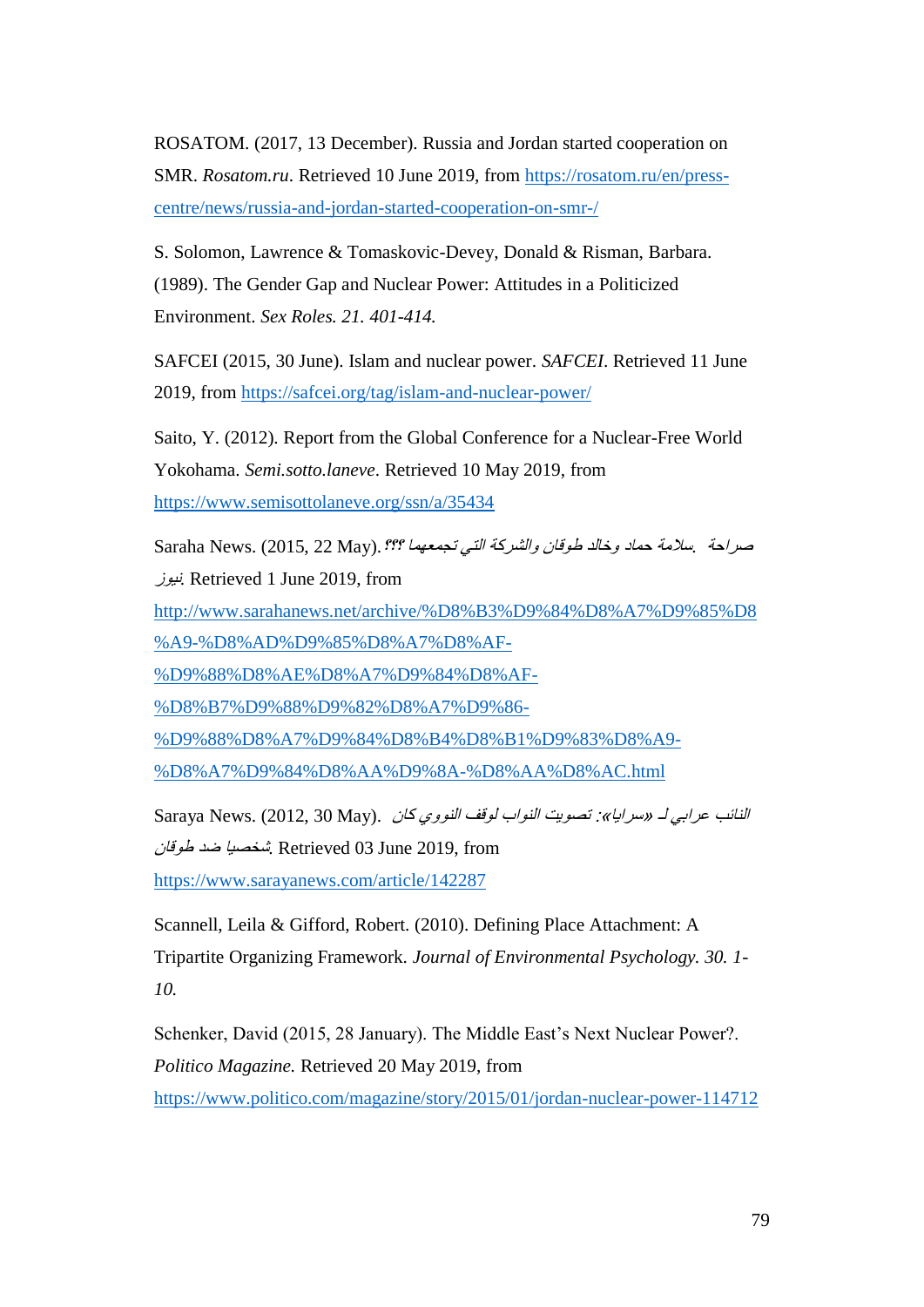ROSATOM. (2017, 13 December). Russia and Jordan started cooperation on SMR. *Rosatom.ru*. Retrieved 10 June 2019, from https://rosatom.ru/en/press-centre/news/russia-and-jordan-started-cooperation-on-smr-/

S. Solomon, Lawrence & Tomaskovic-Devey, Donald & Risman, Barbara. (1989). The Gender Gap and Nuclear Power: Attitudes in a Politicized Environment. *Sex Roles. 21. 401-414.*

SAFCEI (2015, 30 June). Islam and nuclear power. *SAFCEI*. Retrieved 11 June 2019, from https://safcei.org/tag/islam-and-nuclear-power/

Saito, Y. (2012). Report from the Global Conference for a Nuclear-Free World Yokohama. *Semi.sotto.laneve*. Retrieved 10 May 2019, from https://www.semisottolaneve.org/ssn/a/35434

Saraha News. (2015, 22 May). *سلامة حماد وخالد طوقان والشركة التي تجمعهما ؟!؟* . *صراحة نيوز*. Retrieved 1 June 2019, from http://www.sarahanews.net/archive/%D8%B3%D9%84%D8%A7%D9%85%D8%A9-%D8%AD%D9%85%D8%A7%D8%AF-%D9%88%D8%AE%D8%A7%D9%84%D8%AF-%D8%B7%D9%88%D9%82%D8%A7%D9%86-%D9%88%D8%A7%D9%84%D8%B4%D8%B1%D9%83%D8%A9-%D8%A7%D9%84%D8%AA%D9%8A-%D8%AA%D8%AC.html

Saraya News. (2012, 30 May). *النائب عرابي لـ «سرايا»: تصويت النواب لوقف النووي كان شخصيا ضد طوقان*. Retrieved 03 June 2019, from https://www.sarayanews.com/article/142287

Scannell, Leila & Gifford, Robert. (2010). Defining Place Attachment: A Tripartite Organizing Framework. *Journal of Environmental Psychology. 30. 1-10.*

Schenker, David (2015, 28 January). The Middle East's Next Nuclear Power?. *Politico Magazine.* Retrieved 20 May 2019, from https://www.politico.com/magazine/story/2015/01/jordan-nuclear-power-114712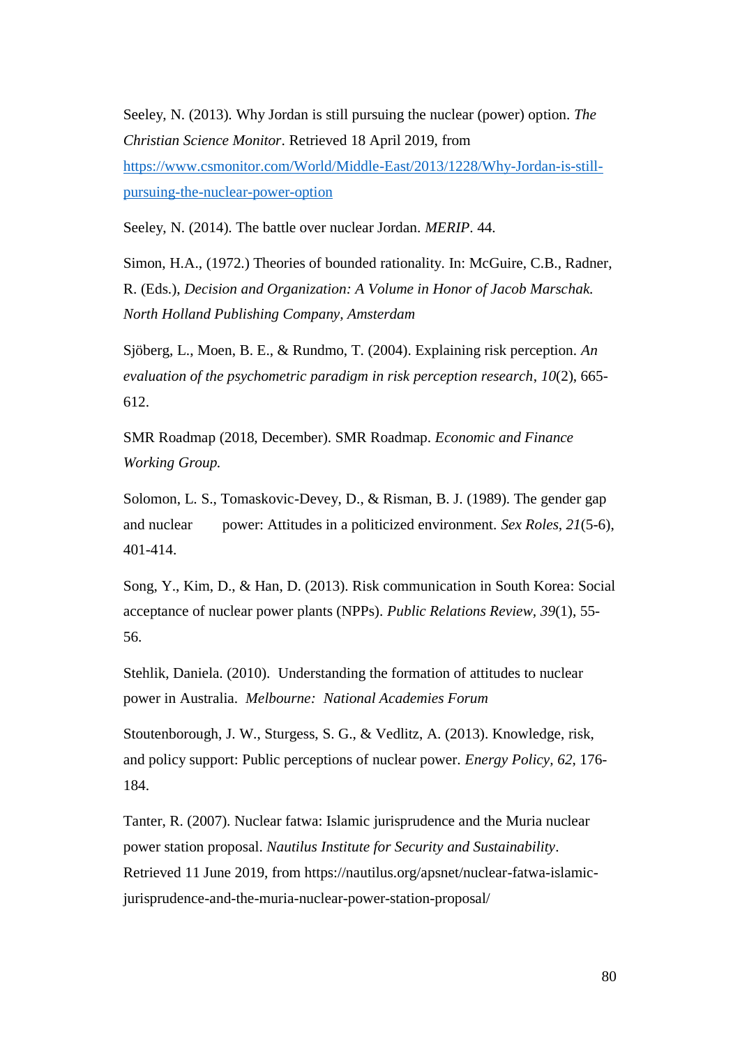Seeley, N. (2013). Why Jordan is still pursuing the nuclear (power) option. *The Christian Science Monitor*. Retrieved 18 April 2019, from https://www.csmonitor.com/World/Middle-East/2013/1228/Why-Jordan-is-still-pursuing-the-nuclear-power-option

Seeley, N. (2014). The battle over nuclear Jordan. *MERIP*. 44.

Simon, H.A., (1972.) Theories of bounded rationality. In: McGuire, C.B., Radner, R. (Eds.), *Decision and Organization: A Volume in Honor of Jacob Marschak. North Holland Publishing Company, Amsterdam*

Sjöberg, L., Moen, B. E., & Rundmo, T. (2004). Explaining risk perception. *An evaluation of the psychometric paradigm in risk perception research*, *10*(2), 665-612.

SMR Roadmap (2018, December). SMR Roadmap. *Economic and Finance Working Group.*

Solomon, L. S., Tomaskovic-Devey, D., & Risman, B. J. (1989). The gender gap and nuclear power: Attitudes in a politicized environment. *Sex Roles, 21*(5-6), 401-414.

Song, Y., Kim, D., & Han, D. (2013). Risk communication in South Korea: Social acceptance of nuclear power plants (NPPs). *Public Relations Review*, *39*(1), 55-56.

Stehlik, Daniela. (2010). Understanding the formation of attitudes to nuclear power in Australia. *Melbourne: National Academies Forum*

Stoutenborough, J. W., Sturgess, S. G., & Vedlitz, A. (2013). Knowledge, risk, and policy support: Public perceptions of nuclear power. *Energy Policy*, *62*, 176-184.

Tanter, R. (2007). Nuclear fatwa: Islamic jurisprudence and the Muria nuclear power station proposal. *Nautilus Institute for Security and Sustainability*. Retrieved 11 June 2019, from https://nautilus.org/apsnet/nuclear-fatwa-islamic-jurisprudence-and-the-muria-nuclear-power-station-proposal/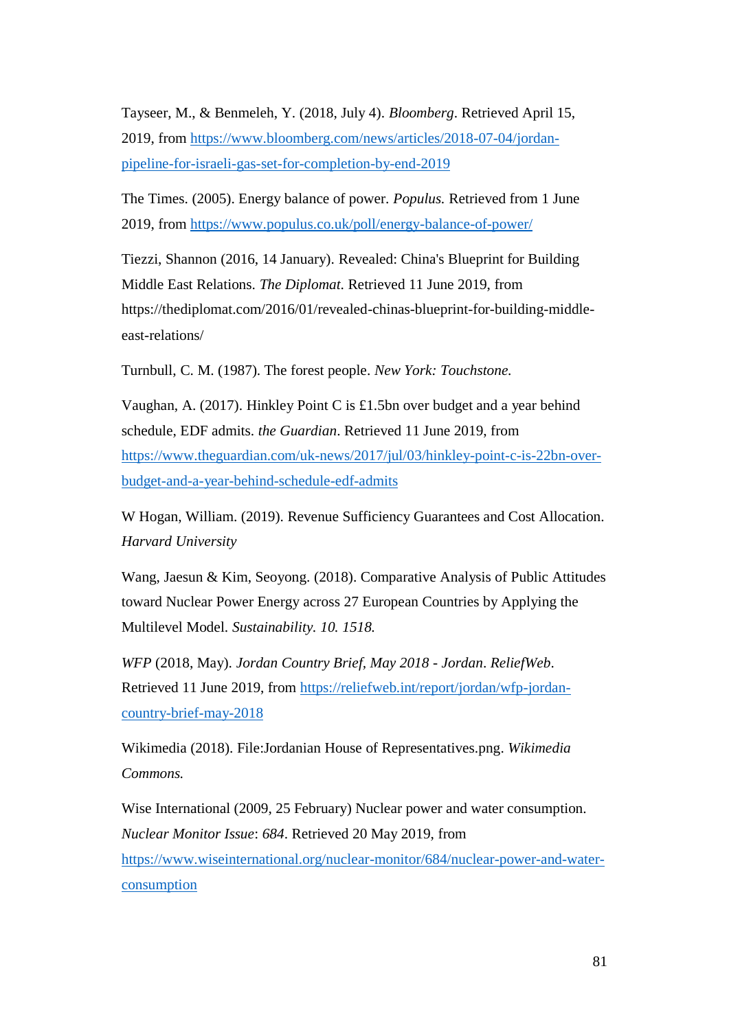Tayseer, M., & Benmeleh, Y. (2018, July 4). *Bloomberg*. Retrieved April 15, 2019, from https://www.bloomberg.com/news/articles/2018-07-04/jordan-pipeline-for-israeli-gas-set-for-completion-by-end-2019

The Times. (2005). Energy balance of power. *Populus.* Retrieved from 1 June 2019, from https://www.populus.co.uk/poll/energy-balance-of-power/

Tiezzi, Shannon (2016, 14 January). Revealed: China's Blueprint for Building Middle East Relations. *The Diplomat*. Retrieved 11 June 2019, from https://thediplomat.com/2016/01/revealed-chinas-blueprint-for-building-middle-east-relations/

Turnbull, C. M. (1987). The forest people. *New York: Touchstone.*

Vaughan, A. (2017). Hinkley Point C is £1.5bn over budget and a year behind schedule, EDF admits. *the Guardian*. Retrieved 11 June 2019, from https://www.theguardian.com/uk-news/2017/jul/03/hinkley-point-c-is-22bn-over-budget-and-a-year-behind-schedule-edf-admits

W Hogan, William. (2019). Revenue Sufficiency Guarantees and Cost Allocation. *Harvard University*

Wang, Jaesun & Kim, Seoyong. (2018). Comparative Analysis of Public Attitudes toward Nuclear Power Energy across 27 European Countries by Applying the Multilevel Model. *Sustainability. 10. 1518.*

*WFP* (2018, May). *Jordan Country Brief, May 2018 - Jordan*. *ReliefWeb*. Retrieved 11 June 2019, from https://reliefweb.int/report/jordan/wfp-jordan-country-brief-may-2018

Wikimedia (2018). File:Jordanian House of Representatives.png. *Wikimedia Commons.*

Wise International (2009, 25 February) Nuclear power and water consumption. *Nuclear Monitor Issue*: *684*. Retrieved 20 May 2019, from https://www.wiseinternational.org/nuclear-monitor/684/nuclear-power-and-water-consumption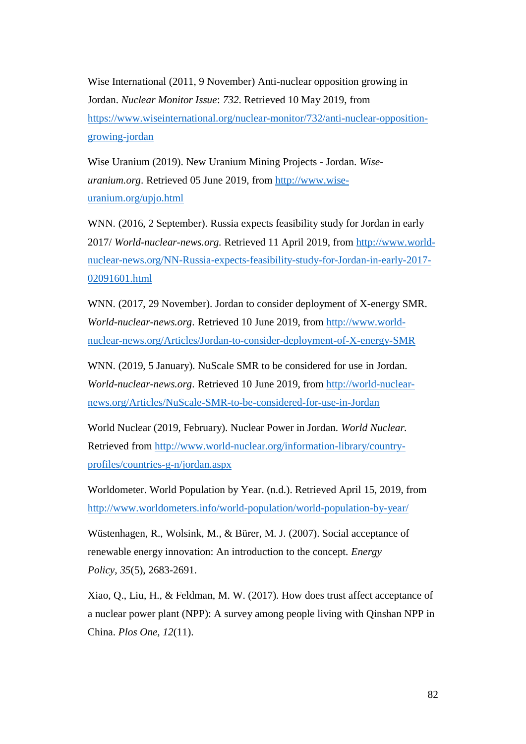Wise International (2011, 9 November) Anti-nuclear opposition growing in Jordan. *Nuclear Monitor Issue*: *732*. Retrieved 10 May 2019, from [https://www.wiseinternational.org/nuclear-monitor/732/anti-nuclear-opposition-growing-jordan](https://www.wiseinternational.org/nuclear-monitor/732/anti-nuclear-opposition-growing-jordan)

Wise Uranium (2019). New Uranium Mining Projects - Jordan. *Wise-uranium.org*. Retrieved 05 June 2019, from [http://www.wise-uranium.org/upjo.html](http://www.wise-uranium.org/upjo.html)

WNN. (2016, 2 September). Russia expects feasibility study for Jordan in early 2017/ *World-nuclear-news.org*. Retrieved 11 April 2019, from [http://www.world-nuclear-news.org/NN-Russia-expects-feasibility-study-for-Jordan-in-early-2017-02091601.html](http://www.world-nuclear-news.org/NN-Russia-expects-feasibility-study-for-Jordan-in-early-2017-02091601.html)

WNN. (2017, 29 November). Jordan to consider deployment of X-energy SMR. *World-nuclear-news.org*. Retrieved 10 June 2019, from [http://www.world-nuclear-news.org/Articles/Jordan-to-consider-deployment-of-X-energy-SMR](http://www.world-nuclear-news.org/Articles/Jordan-to-consider-deployment-of-X-energy-SMR)

WNN. (2019, 5 January). NuScale SMR to be considered for use in Jordan. *World-nuclear-news.org*. Retrieved 10 June 2019, from [http://world-nuclear-news.org/Articles/NuScale-SMR-to-be-considered-for-use-in-Jordan](http://world-nuclear-news.org/Articles/NuScale-SMR-to-be-considered-for-use-in-Jordan)

World Nuclear (2019, February). Nuclear Power in Jordan. *World Nuclear.* Retrieved from [http://www.world-nuclear.org/information-library/country-profiles/countries-g-n/jordan.aspx](http://www.world-nuclear.org/information-library/country-profiles/countries-g-n/jordan.aspx)

Worldometer. World Population by Year. (n.d.). Retrieved April 15, 2019, from [http://www.worldometers.info/world-population/world-population-by-year/](http://www.worldometers.info/world-population/world-population-by-year/)

Wüstenhagen, R., Wolsink, M., & Bürer, M. J. (2007). Social acceptance of renewable energy innovation: An introduction to the concept. *Energy Policy*, *35*(5), 2683-2691.

Xiao, Q., Liu, H., & Feldman, M. W. (2017). How does trust affect acceptance of a nuclear power plant (NPP): A survey among people living with Qinshan NPP in China. *Plos One*, *12*(11).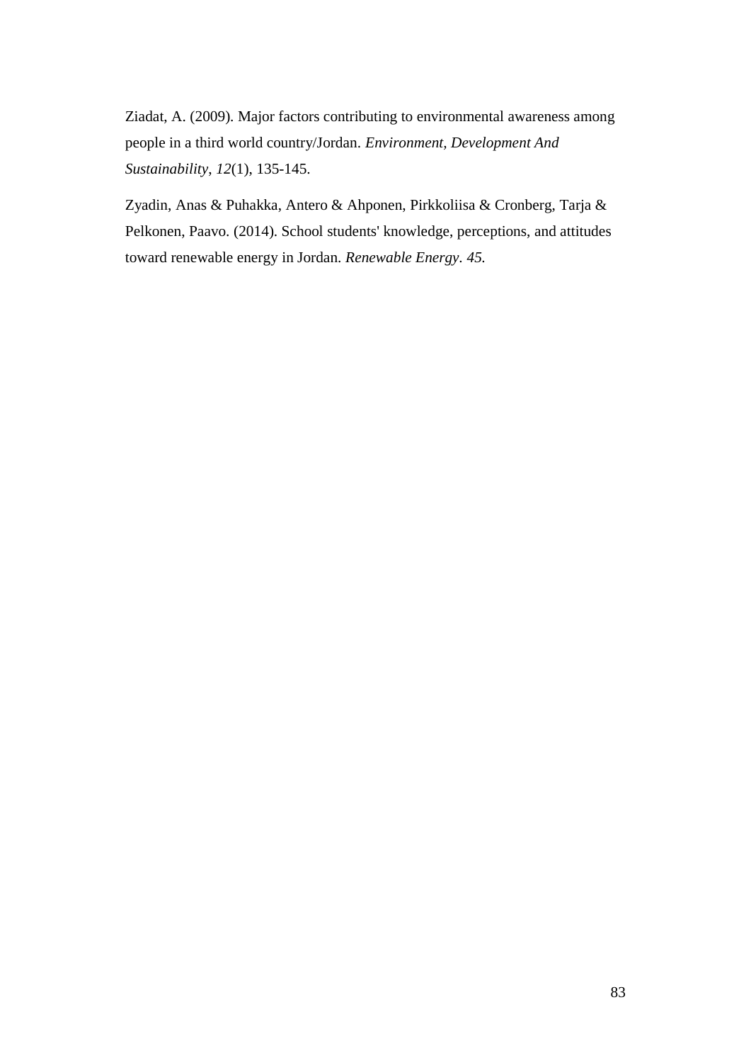Ziadat, A. (2009). Major factors contributing to environmental awareness among people in a third world country/Jordan. *Environment, Development And Sustainability*, *12*(1), 135-145.

Zyadin, Anas & Puhakka, Antero & Ahponen, Pirkkoliisa & Cronberg, Tarja & Pelkonen, Paavo. (2014). School students' knowledge, perceptions, and attitudes toward renewable energy in Jordan. *Renewable Energy*. *45.*